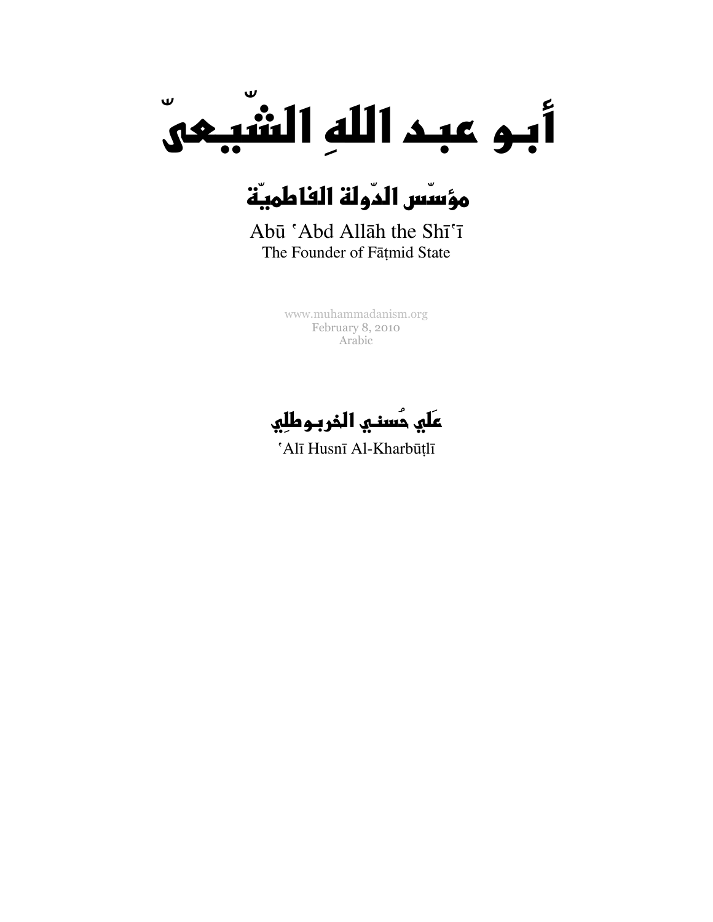# أبو عبد اللهِ الشّيعيّ

## مؤسّس الدّولة الفاطميّة

Abū ʿAbd Allāh the Shīʿī

The Founder of Fāṭmid State

www.muhammadanism.org
February 8, 2010
Arabic

### عَلي حُسني الخربوطِلي

ʿAlī Husnī Al-Kharbūṭlī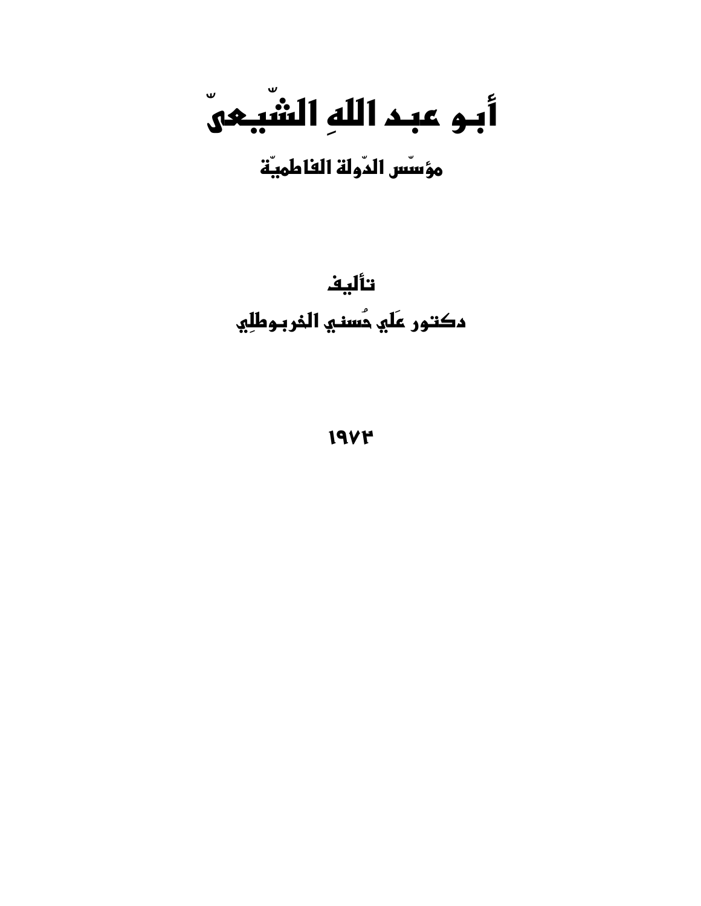# أبـو عبـد اللهِ الشّيـعىّ

## مؤسّس الدّولة الفاطميّة

تأليف

دكتـور عَلي حُسنـي الخربـوطِلي

١٩٧٣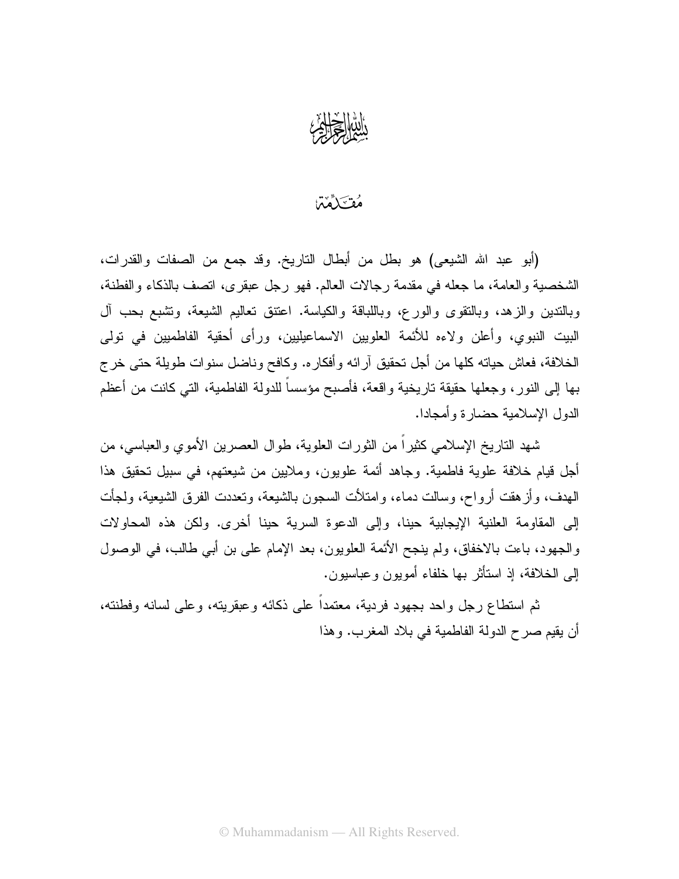بسم الله الرحمن الرحيم

# مقدمة

(أبو عبد الله الشيعى) هو بطل من أبطال التاريخ. وقد جمع من الصفات والقدرات، الشخصية والعامة، ما جعله في مقدمة رجالات العالم. فهو رجل عبقرى، اتصف بالذكاء والفطنة، وبالتدين والزهد، وبالتقوى والورع، وباللباقة والكياسة. اعتنق تعاليم الشيعة، وتشبع بحب آل البيت النبوي، وأعلن ولاءه للأئمة العلويين الاسماعيليين، ورأى أحقية الفاطميين في تولى الخلافة، فعاش حياته كلها من أجل تحقيق آرائه وأفكاره. وكافح وناضل سنوات طويلة حتى خرج بها إلى النور، وجعلها حقيقة تاريخية واقعة، فأصبح مؤسساً للدولة الفاطمية، التي كانت من أعظم الدول الإسلامية حضارة وأمجادا.

شهد التاريخ الإسلامي كثيراً من الثورات العلوية، طوال العصرين الأموي والعباسي، من أجل قيام خلافة علوية فاطمية. وجاهد أئمة علويون، وملايين من شيعتهم، في سبيل تحقيق هذا الهدف، وأزهقت أرواح، وسالت دماء، وامتلأت السجون بالشيعة، وتعددت الفرق الشيعية، ولجأت إلى المقاومة العلنية الإيجابية حينا، وإلى الدعوة السرية حينا أخرى. ولكن هذه المحاولات والجهود، باءت بالاخفاق، ولم ينجح الأئمة العلويون، بعد الإمام على بن أبي طالب، في الوصول إلى الخلافة، إذ استأثر بها خلفاء أمويون وعباسيون.

ثم استطاع رجل واحد بجهود فردية، معتمداً على ذكائه وعبقريته، وعلى لسانه وفطنته، أن يقيم صرح الدولة الفاطمية في بلاد المغرب. وهذا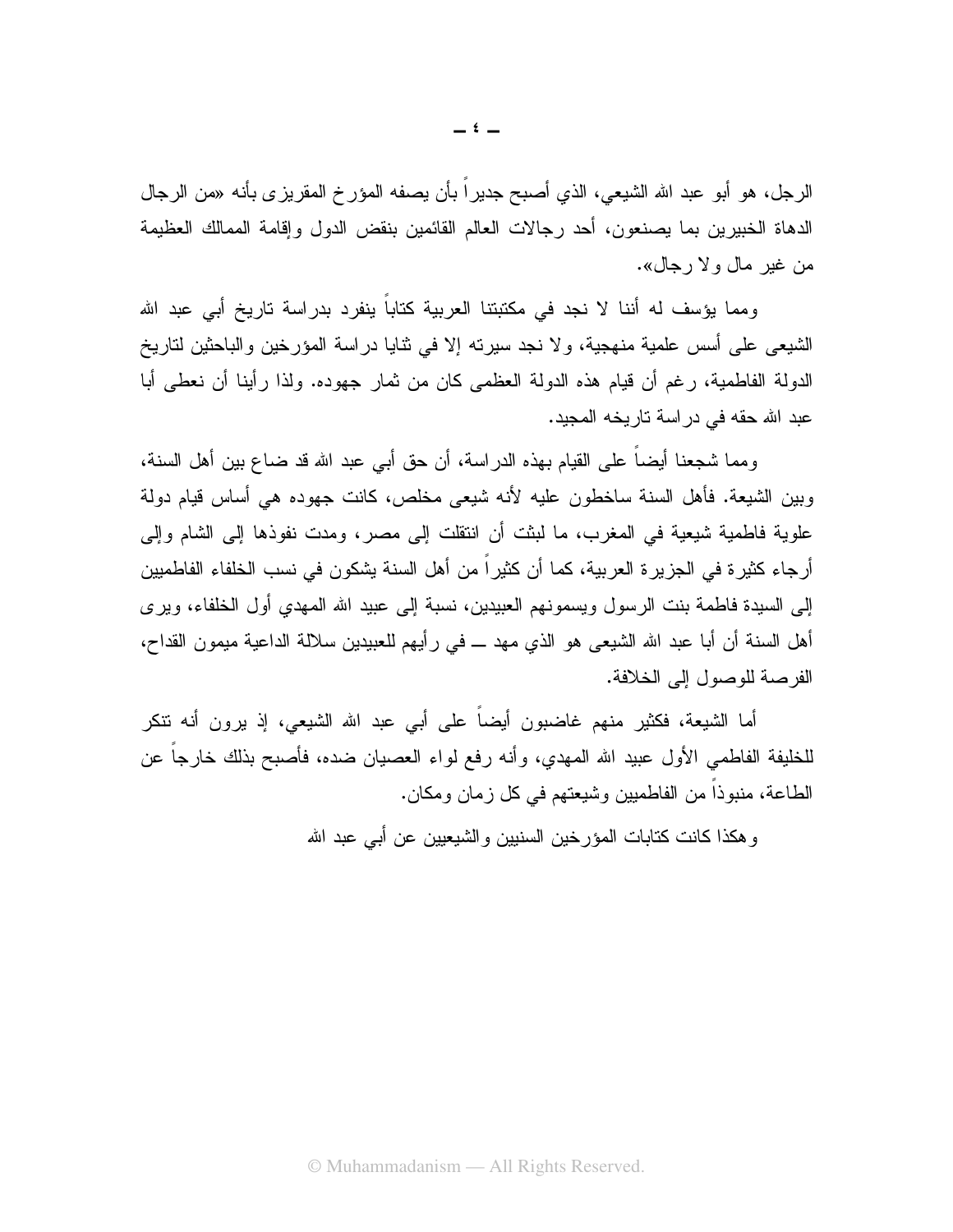الرجل، هو أبو عبد الله الشيعي، الذي أصبح جديراً بأن يصفه المؤرخ المقريزى بأنه «من الرجال الدهاة الخبيرين بما يصنعون، أحد رجالات العالم القائمين بنقض الدول وإقامة الممالك العظيمة من غير مال ولا رجال».

ومما يؤسف له أننا لا نجد في مكتبتنا العربية كتاباً ينفرد بدراسة تاريخ أبي عبد الله الشيعى على أسس علمية منهجية، ولا نجد سيرته إلا في ثنايا دراسة المؤرخين والباحثين لتاريخ الدولة الفاطمية، رغم أن قيام هذه الدولة العظمى كان من ثمار جهوده. ولذا رأينا أن نعطى أبا عبد الله حقه في دراسة تاريخه المجيد.

ومما شجعنا أيضاً على القيام بهذه الدراسة، أن حق أبي عبد الله قد ضاع بين أهل السنة، وبين الشيعة. فأهل السنة ساخطون عليه لأنه شيعى مخلص، كانت جهوده هي أساس قيام دولة علوية فاطمية شيعية في المغرب، ما لبثت أن انتقلت إلى مصر، ومدت نفوذها إلى الشام وإلى أرجاء كثيرة في الجزيرة العربية، كما أن كثيراً من أهل السنة يشكون في نسب الخلفاء الفاطميين إلى السيدة فاطمة بنت الرسول ويسمونهم العبيدين، نسبة إلى عبيد الله المهدي أول الخلفاء، ويرى أهل السنة أن أبا عبد الله الشيعى هو الذي مهد ــ في رأيهم للعبيدين سلالة الداعية ميمون القداح، الفرصة للوصول إلى الخلافة.

أما الشيعة، فكثير منهم غاضبون أيضاً على أبي عبد الله الشيعي، إذ يرون أنه تنكر للخليفة الفاطمي الأول عبيد الله المهدي، وأنه رفع لواء العصيان ضده، فأصبح بذلك خارجاً عن الطاعة، منبوذاً من الفاطميين وشيعتهم في كل زمان ومكان.

وهكذا كانت كتابات المؤرخين السنيين والشيعيين عن أبي عبد الله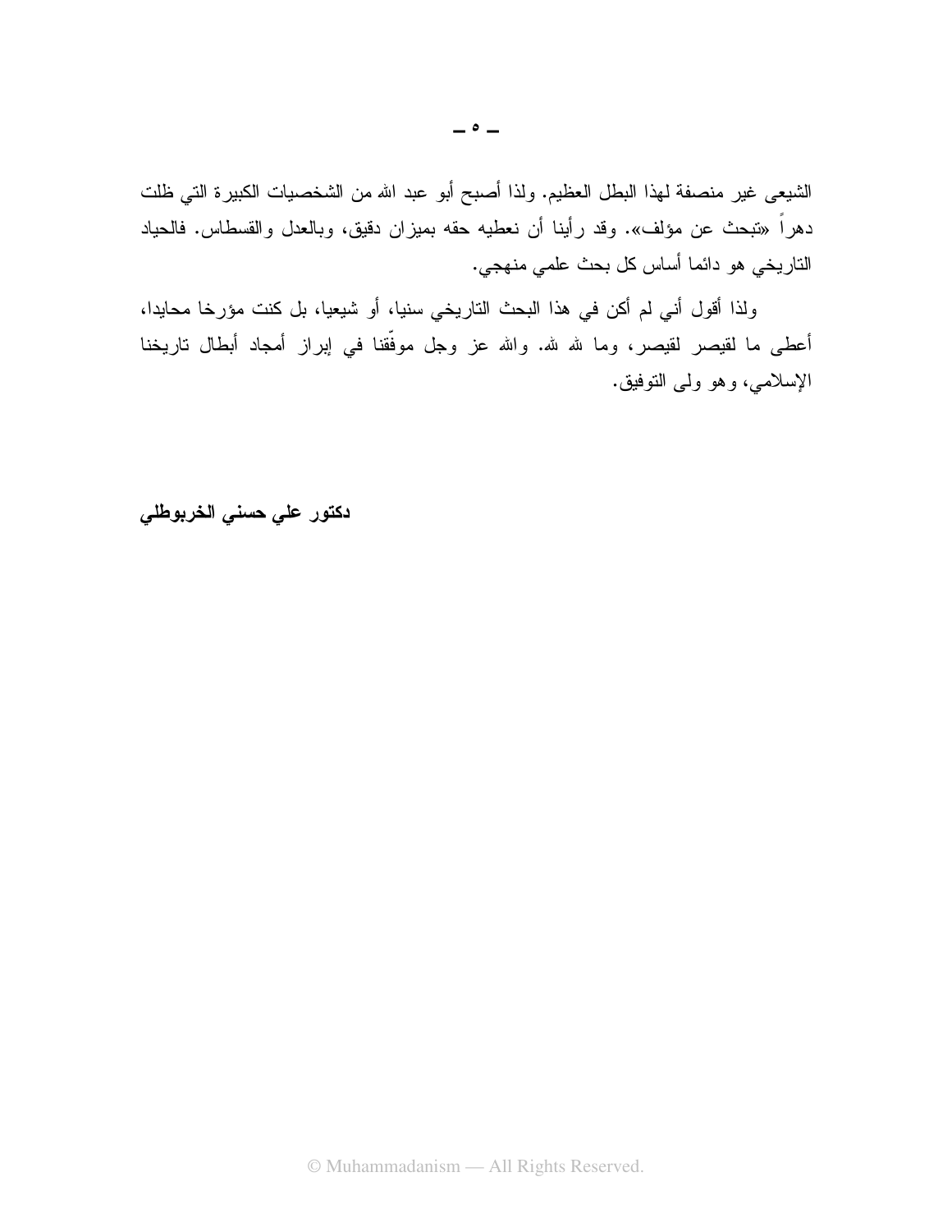الشيعى غير منصفة لهذا البطل العظيم. ولذا أصبح أبو عبد الله من الشخصيات الكبيرة التي ظلت دهراً «تبحث عن مؤلف». وقد رأينا أن نعطيه حقه بميزان دقيق، وبالعدل والقسطاس. فالحياد التاريخي هو دائما أساس كل بحث علمي منهجي.

ولذا أقول أني لم أكن في هذا البحث التاريخي سنيا، أو شيعيا، بل كنت مؤرخا محايدا، أعطى ما لقيصر لقيصر، وما لله لله. والله عز وجل موفّقنا في إبراز أمجاد أبطال تاريخنا الإسلامي، وهو ولى التوفيق.

**دكتور علي حسني الخربوطلي**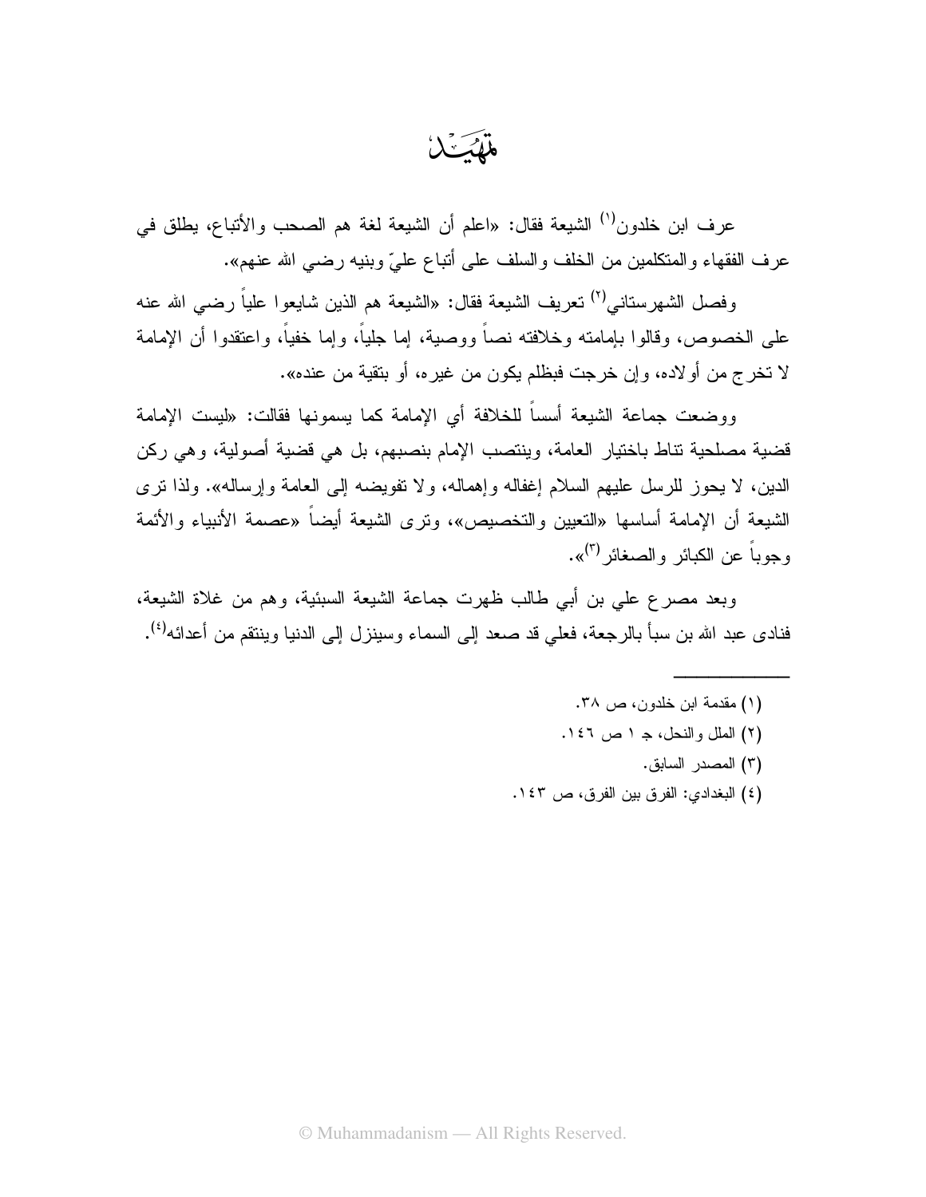# تمهيد

عرف ابن خلدون[1] الشيعة فقال: «اعلم أن الشيعة لغة هم الصحب والأتباع، يطلق في عرف الفقهاء والمتكلمين من الخلف والسلف على أتباع عليّ وبنيه رضي الله عنهم».

وفصل الشهرستاني[2] تعريف الشيعة فقال: «الشيعة هم الذين شايعوا علياً رضي الله عنه على الخصوص، وقالوا بإمامته وخلافته نصاً ووصية، إما جلياً، وإما خفياً، واعتقدوا أن الإمامة لا تخرج من أولاده، وإن خرجت فبظلم يكون من غيره، أو بتقية من عنده».

ووضعت جماعة الشيعة أسساً للخلافة أي الإمامة كما يسمونها فقالت: «ليست الإمامة قضية مصلحية تناط باختيار العامة، وينتصب الإمام بنصبهم، بل هي قضية أصولية، وهي ركن الدين، لا يجوز للرسل عليهم السلام إغفاله وإهماله، ولا تفويضه إلى العامة وإرساله». ولذا ترى الشيعة أن الإمامة أساسها «التعيين والتخصيص»، وترى الشيعة أيضاً «عصمة الأنبياء والأئمة وجوباً عن الكبائر والصغائر[3]».

وبعد مصرع علي بن أبي طالب ظهرت جماعة الشيعة السبئية، وهم من غلاة الشيعة، فنادى عبد الله بن سبأ بالرجعة، فعلي قد صعد إلى السماء وسينزل إلى الدنيا وينتقم من أعدائه[4].

---

(١) مقدمة ابن خلدون، ص ٣٨.

(٢) الملل والنحل، ج ١ ص ١٤٦.

(٣) المصدر السابق.

(٤) البغدادي: الفرق بين الفرق، ص ١٤٣.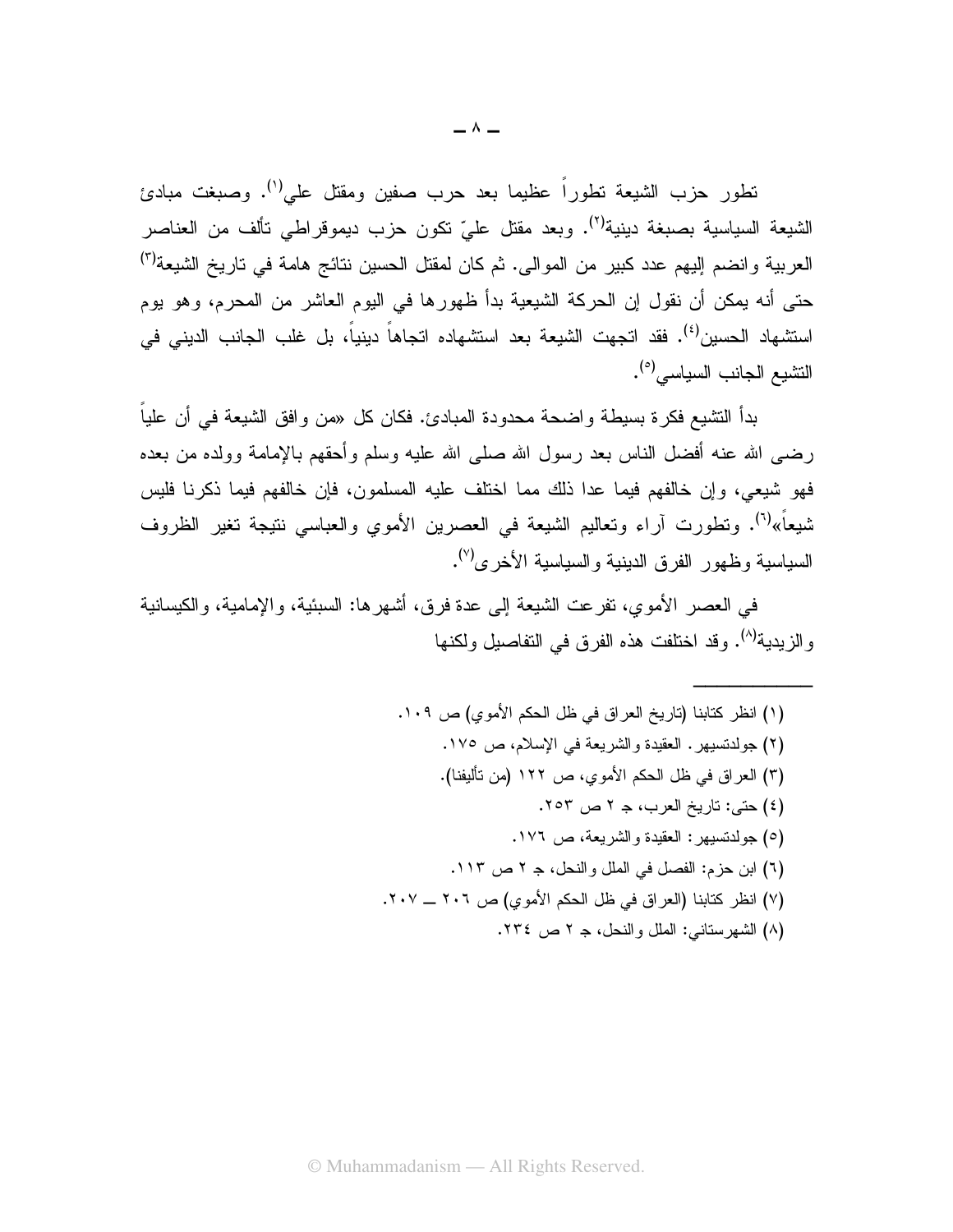تطور حزب الشيعة تطوراً عظيما بعد حرب صفين ومقتل علي[١]. وصبغت مبادئ الشيعة السياسية بصبغة دينية[٢]. وبعد مقتل عليّ تكون حزب ديموقراطي تألف من العناصر العربية وانضم إليهم عدد كبير من الموالى. ثم كان لمقتل الحسين نتائج هامة في تاريخ الشيعة[٣] حتى أنه يمكن أن نقول إن الحركة الشيعية بدأ ظهورها في اليوم العاشر من المحرم، وهو يوم استشهاد الحسين[٤]. فقد اتجهت الشيعة بعد استشهاده اتجاهاً دينياً، بل غلب الجانب الديني في التشيع الجانب السياسي[٥].

بدأ التشيع فكرة بسيطة واضحة محدودة المبادئ. فكان كل «من وافق الشيعة في أن علياً رضى الله عنه أفضل الناس بعد رسول الله صلى الله عليه وسلم وأحقهم بالإمامة وولده من بعده فهو شيعي، وإن خالفهم فيما عدا ذلك مما اختلف عليه المسلمون، فإن خالفهم فيما ذكرنا فليس شيعاً»[٦]. وتطورت آراء وتعاليم الشيعة في العصرين الأموي والعباسي نتيجة تغير الظروف السياسية وظهور الفرق الدينية والسياسية الأخرى[٧].

في العصر الأموي، تفرعت الشيعة إلى عدة فرق، أشهرها: السبئية، والإمامية، والكيسانية والزيدية[٨]. وقد اختلفت هذه الفرق في التفاصيل ولكنها

---

(١) انظر كتابنا (تاريخ العراق في ظل الحكم الأموي) ص ١٠٩.

(٢) جولدتسيهر. العقيدة والشريعة في الإسلام، ص ١٧٥.

(٣) العراق في ظل الحكم الأموي، ص ١٢٢ (من تأليفنا).

(٤) حتى: تاريخ العرب، جـ ٢ ص ٢٥٣.

(٥) جولدتسيهر: العقيدة والشريعة، ص ١٧٦.

(٦) ابن حزم: الفصل في الملل والنحل، جـ ٢ ص ١١٣.

(٧) انظر كتابنا (العراق في ظل الحكم الأموي) ص ٢٠٦ ــ ٢٠٧.

(٨) الشهرستاني: الملل والنحل، جـ ٢ ص ٢٣٤.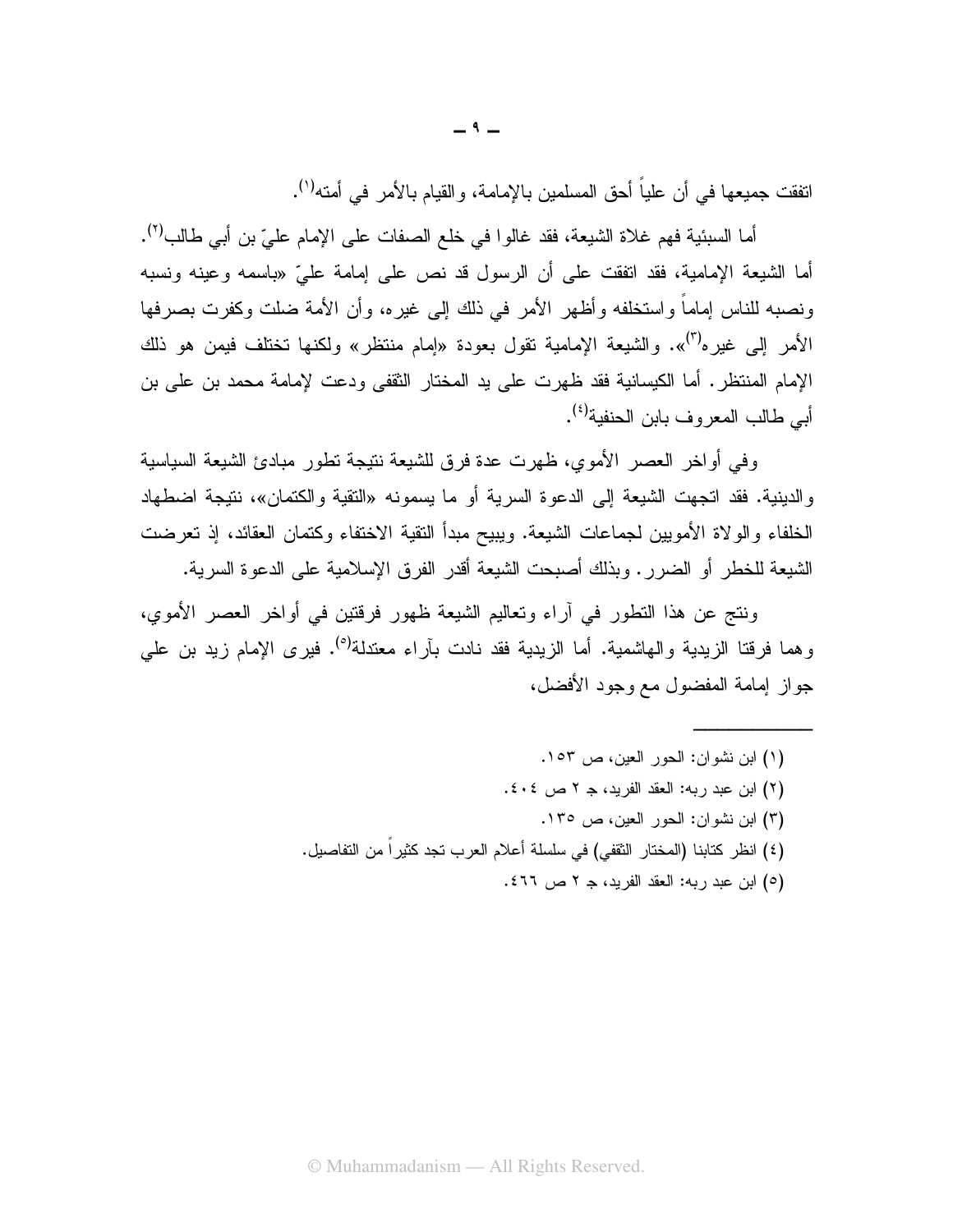اتفقت جميعها في أن علياً أحق المسلمين بالإمامة، والقيام بالأمر في أمته[١].

أما السبئية فهم غلاة الشيعة، فقد غالوا في خلع الصفات على الإمام عليّ بن أبي طالب[٢]. أما الشيعة الإمامية، فقد اتفقت على أن الرسول قد نص على إمامة عليّ «باسمه وعينه ونسبه ونصبه للناس إماماً واستخلفه وأظهر الأمر في ذلك إلى غيره، وأن الأمة ضلت وكفرت بصرفها الأمر إلى غيره[٣]». والشيعة الإمامية تقول بعودة «إمام منتظر» ولكنها تختلف فيمن هو ذلك الإمام المنتظر. أما الكيسانية فقد ظهرت على يد المختار الثقفى ودعت لإمامة محمد بن على بن أبي طالب المعروف بابن الحنفية[٤].

وفي أواخر العصر الأموي، ظهرت عدة فرق للشيعة نتيجة تطور مبادئ الشيعة السياسية والدينية. فقد اتجهت الشيعة إلى الدعوة السرية أو ما يسمونه «التقية والكتمان»، نتيجة اضطهاد الخلفاء والولاة الأمويين لجماعات الشيعة. ويبيح مبدأ التقية الاختفاء وكتمان العقائد، إذ تعرضت الشيعة للخطر أو الضرر. وبذلك أصبحت الشيعة أقدر الفرق الإسلامية على الدعوة السرية.

ونتج عن هذا التطور في آراء وتعاليم الشيعة ظهور فرقتين في أواخر العصر الأموي، وهما فرقتا الزيدية والهاشمية. أما الزيدية فقد نادت بآراء معتدلة[٥]. فيرى الإمام زيد بن علي جواز إمامة المفضول مع وجود الأفضل،

---

(١) ابن نشوان: الحور العين، ص ١٥٣.

(٢) ابن عبد ربه: العقد الفريد، جـ ٢ ص ٤٠٤.

(٣) ابن نشوان: الحور العين، ص ١٣٥.

(٤) انظر كتابنا (المختار الثقفي) في سلسلة أعلام العرب تجد كثيراً من التفاصيل.

(٥) ابن عبد ربه: العقد الفريد، جـ ٢ ص ٤٦٦.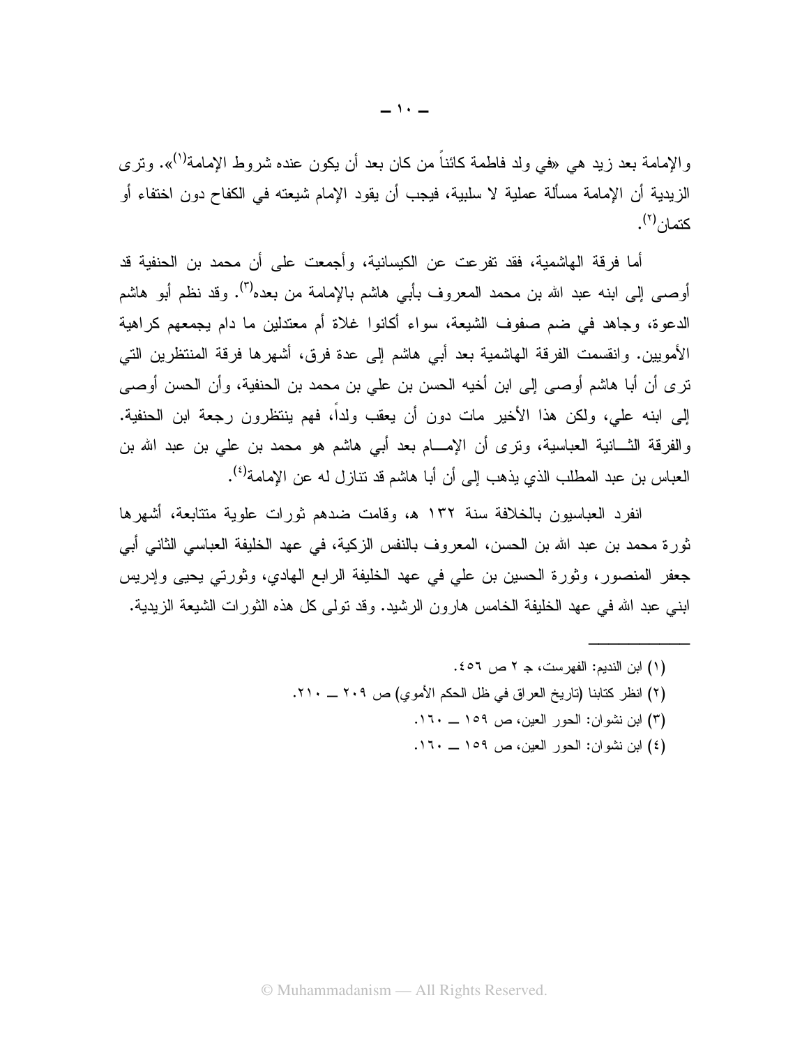والإمامة بعد زيد هي «في ولد فاطمة كائناً من كان بعد أن يكون عنده شروط الإمامة[١]». وترى الزيدية أن الإمامة مسألة عملية لا سلبية، فيجب أن يقود الإمام شيعته في الكفاح دون اختفاء أو كتمان[٢].

أما فرقة الهاشمية، فقد تفرعت عن الكيسانية، وأجمعت على أن محمد بن الحنفية قد أوصى إلى ابنه عبد الله بن محمد المعروف بأبي هاشم بالإمامة من بعده[٣]. وقد نظم أبو هاشم الدعوة، وجاهد في ضم صفوف الشيعة، سواء أكانوا غلاة أم معتدلين ما دام يجمعهم كراهية الأمويين. وانقسمت الفرقة الهاشمية بعد أبي هاشم إلى عدة فرق، أشهرها فرقة المنتظرين التي ترى أن أبا هاشم أوصى إلى ابن أخيه الحسن بن علي بن محمد بن الحنفية، وأن الحسن أوصى إلى ابنه علي، ولكن هذا الأخير مات دون أن يعقب ولداً، فهم ينتظرون رجعة ابن الحنفية. والفرقة الثانية العباسية، وترى أن الإمام بعد أبي هاشم هو محمد بن علي بن عبد الله بن العباس بن عبد المطلب الذي يذهب إلى أن أبا هاشم قد تنازل له عن الإمامة[٤].

انفرد العباسيون بالخلافة سنة ١٣٢ هـ، وقامت ضدهم ثورات علوية متتابعة، أشهرها ثورة محمد بن عبد الله بن الحسن، المعروف بالنفس الزكية، في عهد الخليفة العباسي الثاني أبي جعفر المنصور، وثورة الحسين بن علي في عهد الخليفة الرابع الهادي، وثورتي يحيى وإدريس ابني عبد الله في عهد الخليفة الخامس هارون الرشيد. وقد تولى كل هذه الثورات الشيعة الزيدية.

---

(١) ابن النديم: الفهرست، جـ ٢ ص ٤٥٦.

(٢) انظر كتابنا (تاريخ العراق في ظل الحكم الأموي) ص ٢٠٩ ــ ٢١٠.

(٣) ابن نشوان: الحور العين، ص ١٥٩ ــ ١٦٠.

(٤) ابن نشوان: الحور العين، ص ١٥٩ ــ ١٦٠.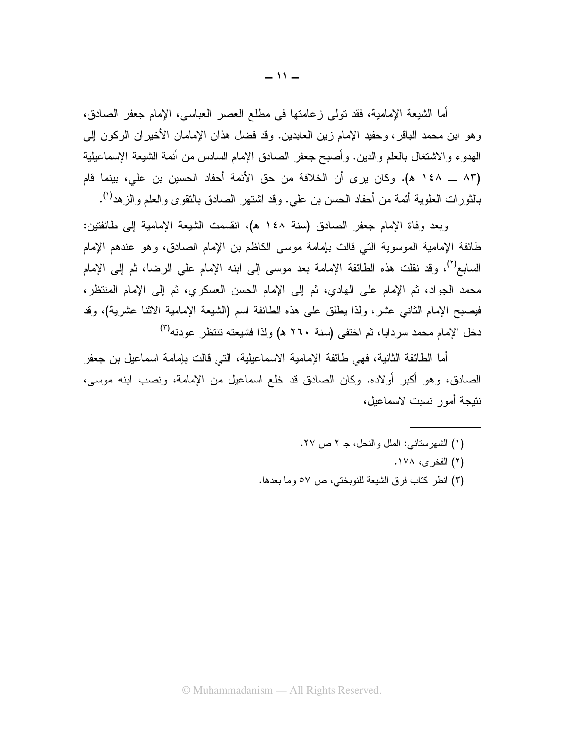أما الشيعة الإمامية، فقد تولى زعامتها في مطلع العصر العباسي، الإمام جعفر الصادق، وهو ابن محمد الباقر، وحفيد الإمام زين العابدين. وقد فضل هذان الإمامان الأخيران الركون إلى الهدوء والاشتغال بالعلم والدين. وأصبح جعفر الصادق الإمام السادس من أئمة الشيعة الإسماعيلية (٨٣ ــ ١٤٨ هـ). وكان يرى أن الخلافة من حق الأئمة أحفاد الحسين بن علي، بينما قام بالثورات العلوية أئمة من أحفاد الحسن بن علي. وقد اشتهر الصادق بالتقوى والعلم والزهد[١].

وبعد وفاة الإمام جعفر الصادق (سنة ١٤٨ هـ)، انقسمت الشيعة الإمامية إلى طائفتين: طائفة الإمامية الموسوية التي قالت بإمامة موسى الكاظم بن الإمام الصادق، وهو عندهم الإمام السابع[٢]، وقد نقلت هذه الطائفة الإمامة بعد موسى إلى ابنه الإمام علي الرضا، ثم إلى الإمام محمد الجواد، ثم الإمام على الهادي، ثم إلى الإمام الحسن العسكري، ثم إلى الإمام المنتظر، فيصبح الإمام الثاني عشر، ولذا يطلق على هذه الطائفة اسم (الشيعة الإمامية الاثنا عشرية)، وقد دخل الإمام محمد سردابا، ثم اختفى (سنة ٢٦٠ هـ) ولذا فشيعته تنتظر عودته[٣]

أما الطائفة الثانية، فهي طائفة الإمامية الاسماعيلية، التي قالت بإمامة اسماعيل بن جعفر الصادق، وهو أكبر أولاده. وكان الصادق قد خلع اسماعيل من الإمامة، ونصب ابنه موسى، نتيجة أمور نسبت لاسماعيل،

---

(١) الشهرستاني: الملل والنحل، جـ ٢ ص ٢٧.

(٢) الفخرى، ١٧٨.

(٣) انظر كتاب فرق الشيعة للنوبختي، ص ٥٧ وما بعدها.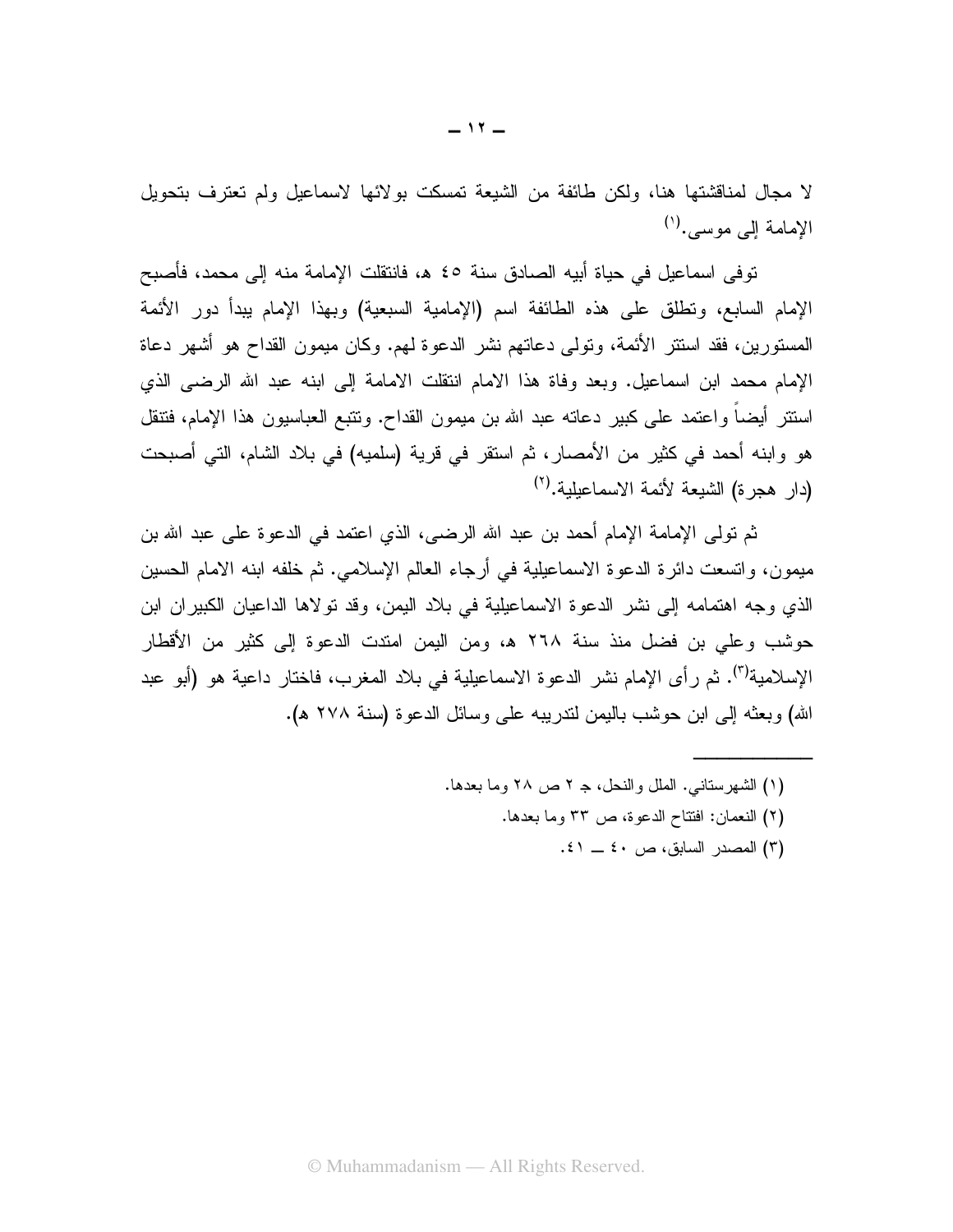لا مجال لمناقشتها هنا، ولكن طائفة من الشيعة تمسكت بولائها لاسماعيل ولم تعترف بتحويل الإمامة إلى موسى.[1]

توفى اسماعيل في حياة أبيه الصادق سنة ١٤٥ هـ، فانتقلت الإمامة منه إلى محمد، فأصبح الإمام السابع، وتطلق على هذه الطائفة اسم (الإمامية السبعية) وبهذا الإمام يبدأ دور الأئمة المستورين، فقد استتر الأئمة، وتولى دعاتهم نشر الدعوة لهم. وكان ميمون القداح هو أشهر دعاة الإمام محمد ابن اسماعيل. وبعد وفاة هذا الامام انتقلت الامامة إلى ابنه عبد الله الرضى الذي استتر أيضاً واعتمد على كبير دعاته عبد الله بن ميمون القداح. وتتبع العباسيون هذا الإمام، فتنقل هو وابنه أحمد في كثير من الأمصار، ثم استقر في قرية (سلميه) في بلاد الشام، التي أصبحت (دار هجرة) الشيعة لأئمة الاسماعيلية.[2]

ثم تولى الإمامة الإمام أحمد بن عبد الله الرضى، الذي اعتمد في الدعوة على عبد الله بن ميمون، واتسعت دائرة الدعوة الاسماعيلية في أرجاء العالم الإسلامي. ثم خلفه ابنه الامام الحسين الذي وجه اهتمامه إلى نشر الدعوة الاسماعيلية في بلاد اليمن، وقد تولاها الداعيان الكبيران ابن حوشب وعلي بن فضل منذ سنة ٢٦٨ هـ، ومن اليمن امتدت الدعوة إلى كثير من الأقطار الإسلامية[3]. ثم رأى الإمام نشر الدعوة الاسماعيلية في بلاد المغرب، فاختار داعية هو (أبو عبد الله) وبعثه إلى ابن حوشب باليمن لتدريبه على وسائل الدعوة (سنة ٢٧٨ هـ).

---

(١) الشهرستاني. الملل والنحل، جـ ٢ ص ٢٨ وما بعدها.

(٢) النعمان: افتتاح الدعوة، ص ٣٣ وما بعدها.

(٣) المصدر السابق، ص ٤٠ ــ ٤١.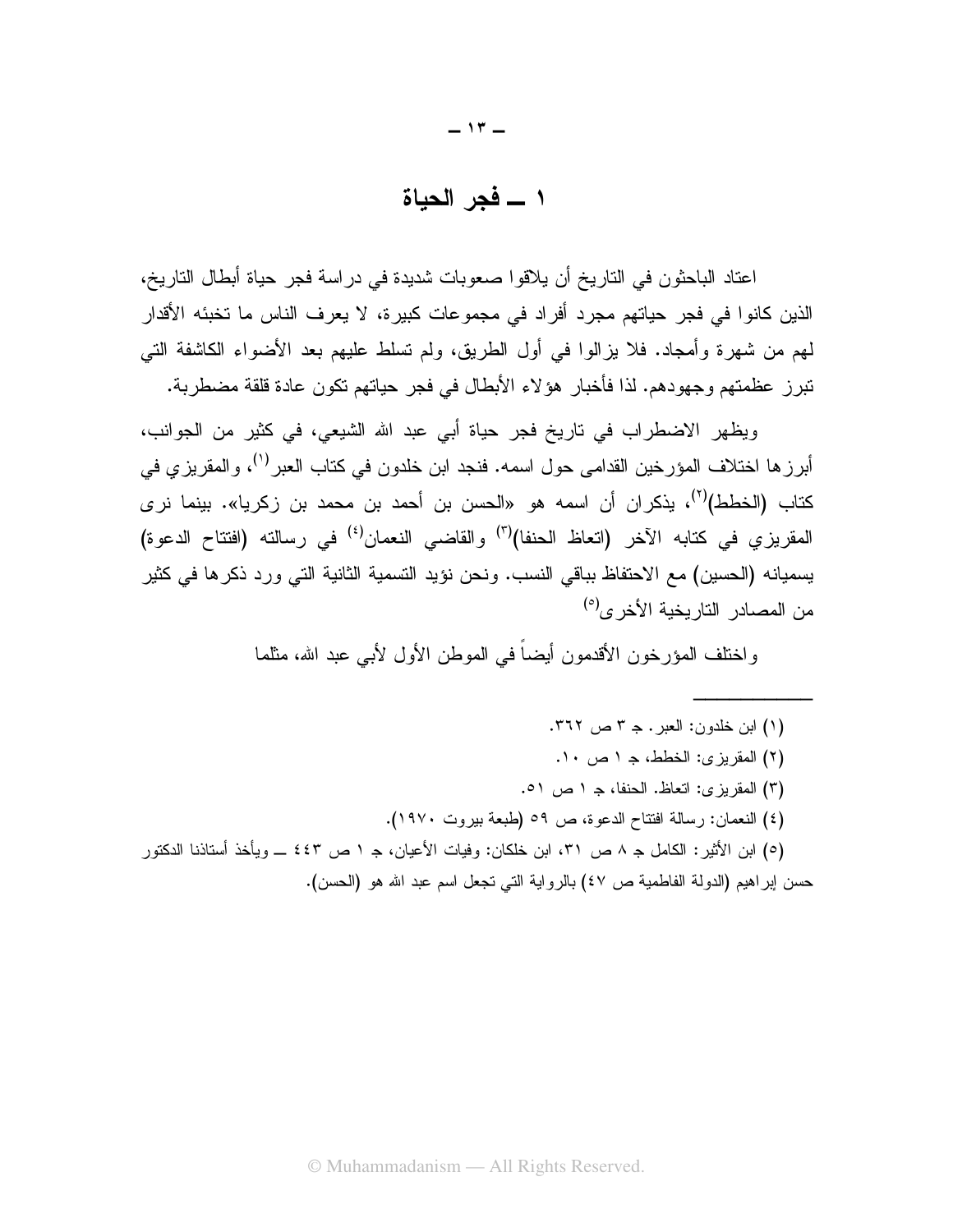# ١ ـ فجر الحياة

اعتاد الباحثون في التاريخ أن يلاقوا صعوبات شديدة في دراسة فجر حياة أبطال التاريخ، الذين كانوا في فجر حياتهم مجرد أفراد في مجموعات كبيرة، لا يعرف الناس ما تخبئه الأقدار لهم من شهرة وأمجاد. فلا يزالوا في أول الطريق، ولم تسلط عليهم بعد الأضواء الكاشفة التي تبرز عظمتهم وجهودهم. لذا فأخبار هؤلاء الأبطال في فجر حياتهم تكون عادة قلقة مضطربة.

ويظهر الاضطراب في تاريخ فجر حياة أبي عبد الله الشيعي، في كثير من الجوانب، أبرزها اختلاف المؤرخين القدامى حول اسمه. فنجد ابن خلدون في كتاب العبر[١]، والمقريزي في كتاب (الخطط)[٢]، يذكران أن اسمه هو «الحسن بن أحمد بن محمد بن زكريا». بينما نرى المقريزي في كتابه الآخر (اتعاظ الحنفا)[٣] والقاضي النعمان[٤] في رسالته (افتتاح الدعوة) يسميانه (الحسين) مع الاحتفاظ بباقي النسب. ونحن نؤيد التسمية الثانية التي ورد ذكرها في كثير من المصادر التاريخية الأخرى[٥]

واختلف المؤرخون الأقدمون أيضاً في الموطن الأول لأبي عبد الله، مثلما

---

(١) ابن خلدون: العبر. جـ ٣ ص ٣٦٢.

(٢) المقريزي: الخطط، جـ ١ ص ١٠.

(٣) المقريزي: اتعاظ. الحنفا، جـ ١ ص ٥١.

(٤) النعمان: رسالة افتتاح الدعوة، ص ٥٩ (طبعة بيروت ١٩٧٠).

(٥) ابن الأثير: الكامل جـ ٨ ص ٣١، ابن خلكان: وفيات الأعيان، جـ ١ ص ٤٤٣ ــ ويأخذ أستاذنا الدكتور حسن إبراهيم (الدولة الفاطمية ص ٤٧) بالرواية التي تجعل اسم عبد الله هو (الحسن).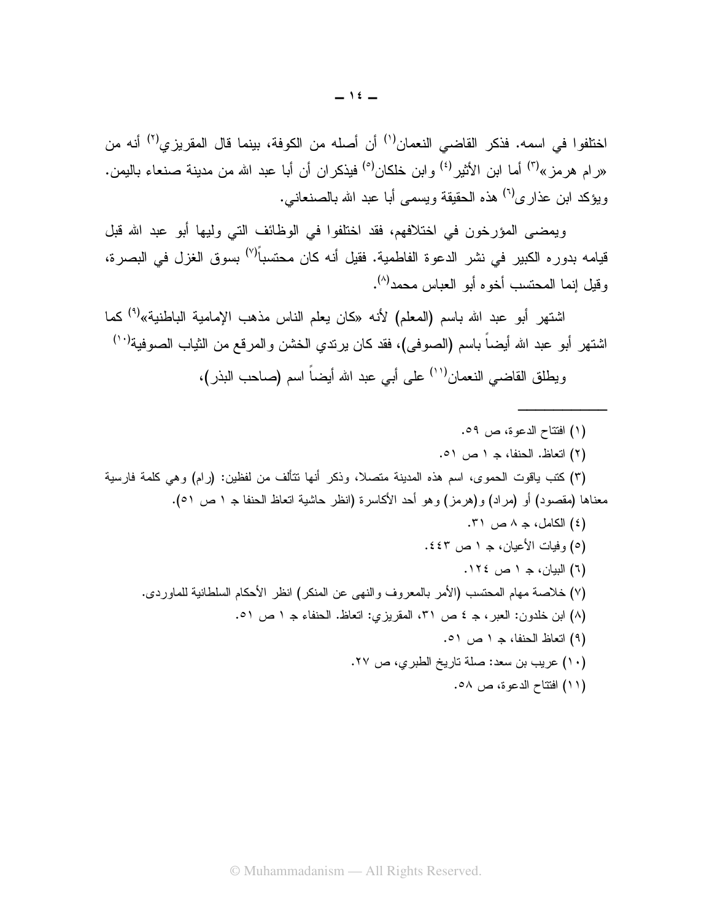اختلفوا في اسمه. فذكر القاضي النعمان[١] أن أصله من الكوفة، بينما قال المقريزي[٢] أنه من «رام هرمز»[٣] أما ابن الأثير[٤] وابن خلكان[٥] فيذكران أن أبا عبد الله من مدينة صنعاء باليمن. ويؤكد ابن عذارى[٦] هذه الحقيقة ويسمى أبا عبد الله بالصنعاني.

ويمضى المؤرخون في اختلافهم، فقد اختلفوا في الوظائف التي وليها أبو عبد الله قبل قيامه بدوره الكبير في نشر الدعوة الفاطمية. فقيل أنه كان محتسباً[٧] بسوق الغزل في البصرة، وقيل إنما المحتسب أخوه أبو العباس محمد[٨].

اشتهر أبو عبد الله باسم (المعلم) لأنه «كان يعلم الناس مذهب الإمامية الباطنية»[٩] كما اشتهر أبو عبد الله أيضاً باسم (الصوفى)، فقد كان يرتدي الخشن والمرقع من الثياب الصوفية[١٠]

ويطلق القاضي النعمان[١١] على أبي عبد الله أيضاً اسم (صاحب البذر)،

---

(١) افتتاح الدعوة، ص ٥٩.

(٢) اتعاظ. الحنفا، جـ ١ ص ٥١.

(٣) كتب ياقوت الحموى، اسم هذه المدينة متصلا، وذكر أنها تتألف من لفظين: (رام) وهي كلمة فارسية معناها (مقصود) أو (مراد) و(هرمز) وهو أحد الأكاسرة (انظر حاشية اتعاظ الحنفا جـ ١ ص ٥١).

(٤) الكامل، جـ ٨ ص ٣١.

(٥) وفيات الأعيان، جـ ١ ص ٤٤٣.

(٦) البيان، جـ ١ ص ١٢٤.

(٧) خلاصة مهام المحتسب (الأمر بالمعروف والنهى عن المنكر) انظر الأحكام السلطانية للماوردى.

(٨) ابن خلدون: العبر، جـ ٤ ص ٣١، المقريزي: اتعاظ. الحنفاء جـ ١ ص ٥١.

(٩) اتعاظ الحنفا، جـ ١ ص ٥١.

(١٠) عريب بن سعد: صلة تاريخ الطبري، ص ٢٧.

(١١) افتتاح الدعوة، ص ٥٨.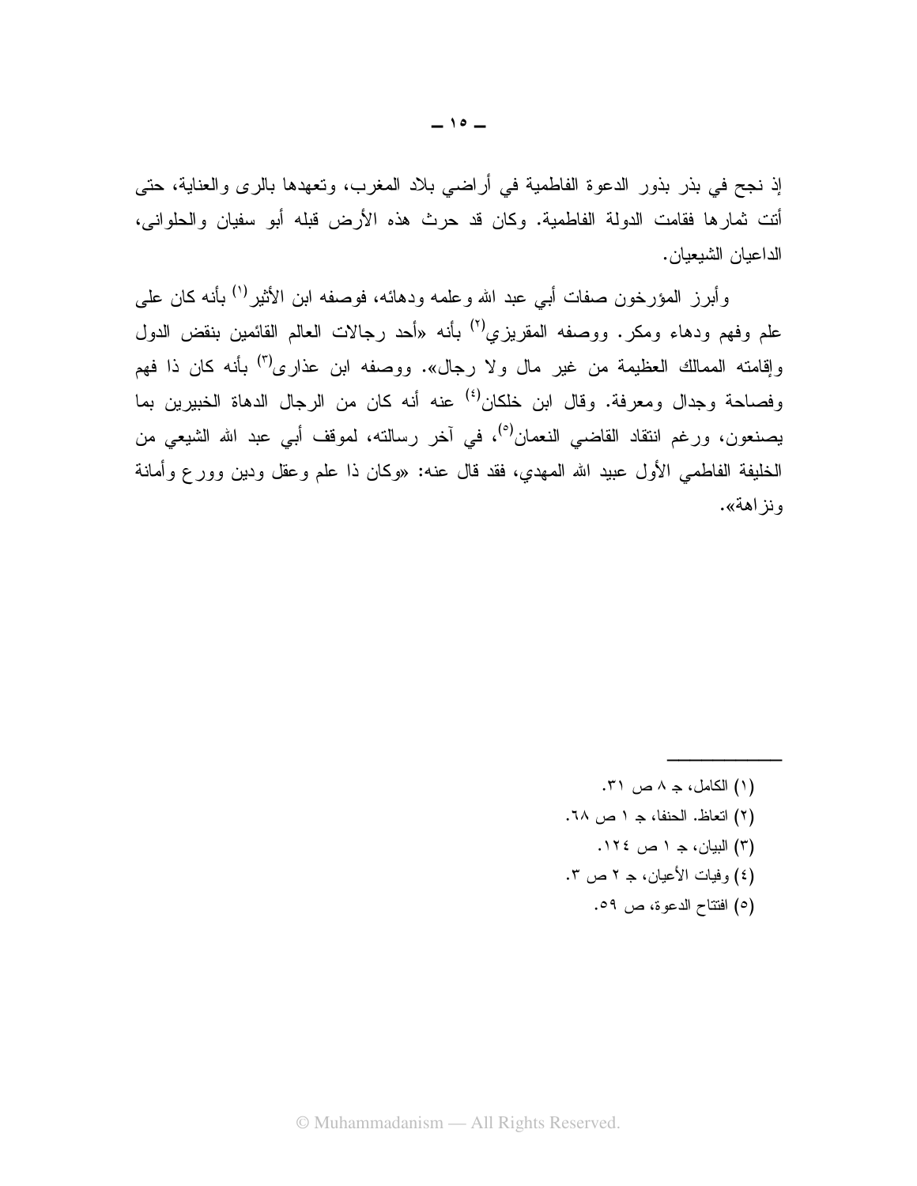إذ نجح في بذر بذور الدعوة الفاطمية في أراضي بلاد المغرب، وتعهدها بالرى والعناية، حتى أتت ثمارها فقامت الدولة الفاطمية. وكان قد حرث هذه الأرض قبله أبو سفيان والحلوانى، الداعيان الشيعيان.

وأبرز المؤرخون صفات أبي عبد الله وعلمه ودهائه، فوصفه ابن الأثير[١] بأنه كان على علم وفهم ودهاء ومكر. ووصفه المقريزي[٢] بأنه «أحد رجالات العالم القائمين بنقض الدول وإقامته الممالك العظيمة من غير مال ولا رجال». ووصفه ابن عذارى[٣] بأنه كان ذا فهم وفصاحة وجدال ومعرفة. وقال ابن خلكان[٤] عنه أنه كان من الرجال الدهاة الخبيرين بما يصنعون، ورغم انتقاد القاضي النعمان[٥]، في آخر رسالته، لموقف أبي عبد الله الشيعي من الخليفة الفاطمي الأول عبيد الله المهدي، فقد قال عنه: «وكان ذا علم وعقل ودين وورع وأمانة ونزاهة».

---

(١) الكامل، جـ ٨ ص ٣١.

(٢) اتعاظ. الحنفا، جـ ١ ص ٦٨.

(٣) البيان، جـ ١ ص ١٢٤.

(٤) وفيات الأعيان، جـ ٢ ص ٣.

(٥) افتتاح الدعوة، ص ٥٩.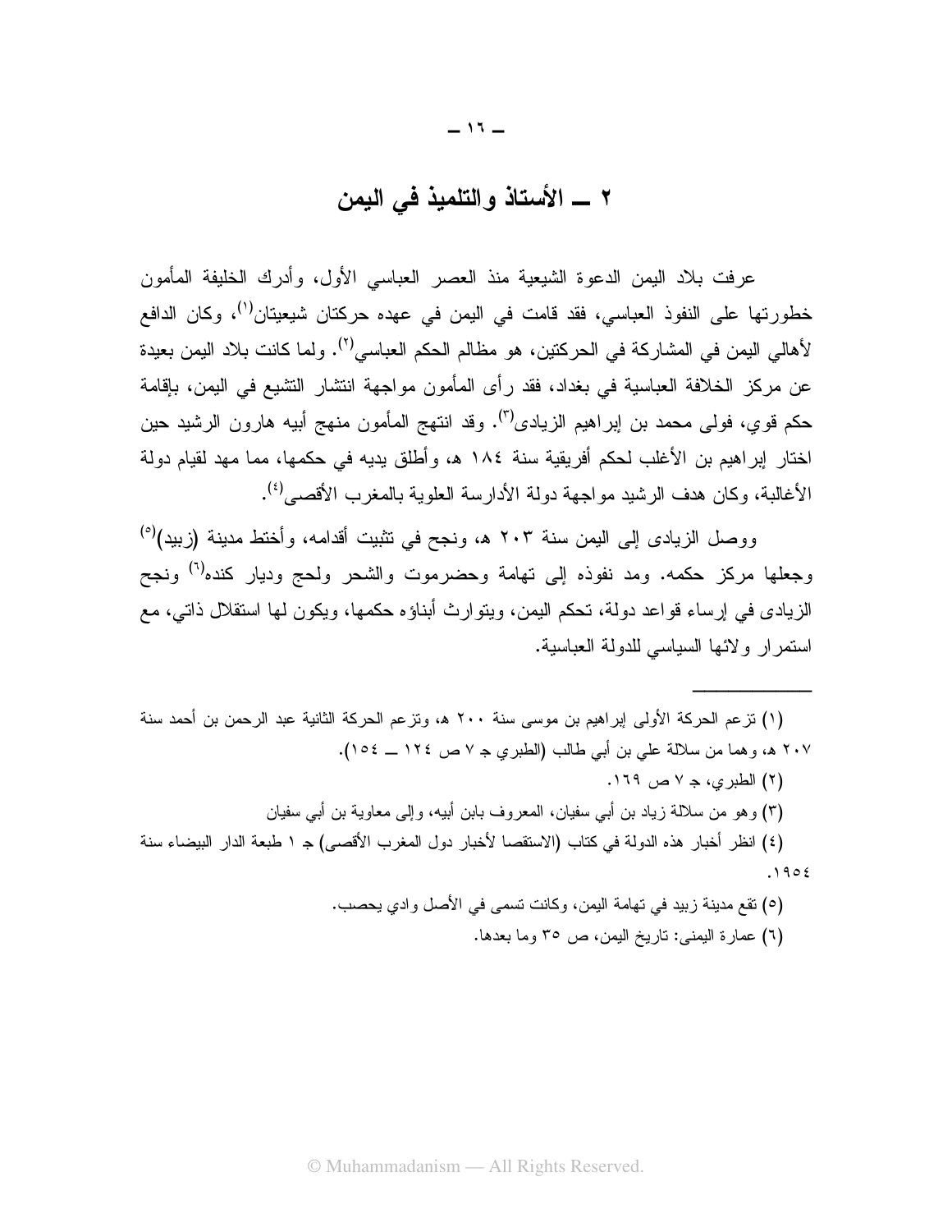## ٢ ــ الأستاذ والتلميذ في اليمن

عرفت بلاد اليمن الدعوة الشيعية منذ العصر العباسي الأول، وأدرك الخليفة المأمون خطورتها على النفوذ العباسي، فقد قامت في اليمن في عهده حركتان شيعيتان[١]، وكان الدافع لأهالي اليمن في المشاركة في الحركتين، هو مظالم الحكم العباسي[٢]. ولما كانت بلاد اليمن بعيدة عن مركز الخلافة العباسية في بغداد، فقد رأى المأمون مواجهة انتشار التشيع في اليمن، بإقامة حكم قوي، فولى محمد بن إبراهيم الزيادى[٣]. وقد انتهج المأمون منهج أبيه هارون الرشيد حين اختار إبراهيم بن الأغلب لحكم أفريقية سنة ١٨٤ هـ، وأطلق يديه في حكمها، مما مهد لقيام دولة الأغالبة، وكان هدف الرشيد مواجهة دولة الأدارسة العلوية بالمغرب الأقصى[٤].

ووصل الزيادى إلى اليمن سنة ٢٠٣ هـ، ونجح في تثبيت أقدامه، وأختط مدينة (زبيد)[٥] وجعلها مركز حكمه. ومد نفوذه إلى تهامة وحضرموت والشحر ولحج وديار كنده[٦] ونجح الزيادى في إرساء قواعد دولة، تحكم اليمن، ويتوارث أبناؤه حكمها، ويكون لها استقلال ذاتي، مع استمرار ولائها السياسي للدولة العباسية.

---

(١) تزعم الحركة الأولى إبراهيم بن موسى سنة ٢٠٠ هـ، وتزعم الحركة الثانية عبد الرحمن بن أحمد سنة ٢٠٧ هـ، وهما من سلالة علي بن أبي طالب (الطبري ج ٧ ص ١٢٤ ــ ١٥٤).

(٢) الطبري، ج ٧ ص ١٦٩.

(٣) وهو من سلالة زياد بن أبي سفيان، المعروف بابن أبيه، وإلى معاوية بن أبي سفيان

(٤) انظر أخبار هذه الدولة في كتاب (الاستقصا لأخبار دول المغرب الأقصى) ج ١ طبعة الدار البيضاء سنة ١٩٥٤.

(٥) تقع مدينة زبيد في تهامة اليمن، وكانت تسمى في الأصل وادي يحصب.

(٦) عمارة اليمنى: تاريخ اليمن، ص ٣٥ وما بعدها.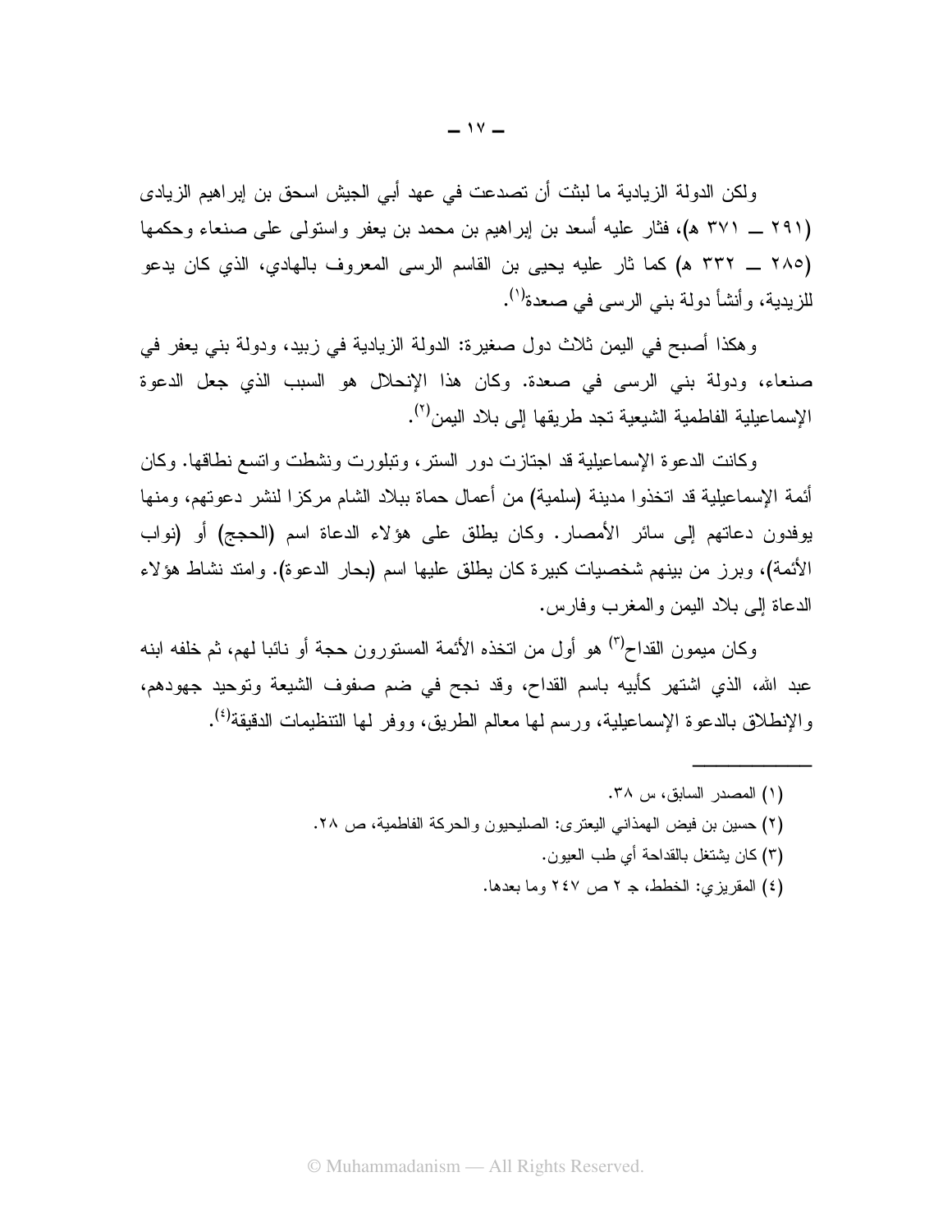ولكن الدولة الزيادية ما لبثت أن تصدعت في عهد أبي الجيش اسحق بن إبراهيم الزيادى (٢٩١ ــ ٣٧١ هـ)، فثار عليه أسعد بن إبراهيم بن محمد بن يعفر واستولى على صنعاء وحكمها (٢٨٥ ــ ٣٣٢ هـ) كما ثار عليه يحيى بن القاسم الرسى المعروف بالهادي، الذي كان يدعو للزيدية، وأنشأ دولة بني الرسى في صعدة[١].

وهكذا أصبح في اليمن ثلاث دول صغيرة: الدولة الزيادية في زبيد، ودولة بني يعفر في صنعاء، ودولة بني الرسى في صعدة. وكان هذا الإنحلال هو السبب الذي جعل الدعوة الإسماعيلية الفاطمية الشيعية تجد طريقها إلى بلاد اليمن[٢].

وكانت الدعوة الإسماعيلية قد اجتازت دور الستر، وتبلورت ونشطت واتسع نطاقها. وكان أئمة الإسماعيلية قد اتخذوا مدينة (سلمية) من أعمال حماة ببلاد الشام مركزا لنشر دعوتهم، ومنها يوفدون دعاتهم إلى سائر الأمصار. وكان يطلق على هؤلاء الدعاة اسم (الحجج) أو (نواب الأئمة)، وبرز من بينهم شخصيات كبيرة كان يطلق عليها اسم (بحار الدعوة). وامتد نشاط هؤلاء الدعاة إلى بلاد اليمن والمغرب وفارس.

وكان ميمون القداح[٣] هو أول من اتخذه الأئمة المستورون حجة أو نائبا لهم، ثم خلفه ابنه عبد الله، الذي اشتهر كأبيه باسم القداح، وقد نجح في ضم صفوف الشيعة وتوحيد جهودهم، والإنطلاق بالدعوة الإسماعيلية، ورسم لها معالم الطريق، ووفر لها التنظيمات الدقيقة[٤].

---

(١) المصدر السابق، س ٣٨.

(٢) حسين بن فيض الهمذاني اليعترى: الصليحيون والحركة الفاطمية، ص ٢٨.

(٣) كان يشتغل بالقداحة أي طب العيون.

(٤) المقريزي: الخطط، جـ ٢ ص ٢٤٧ وما بعدها.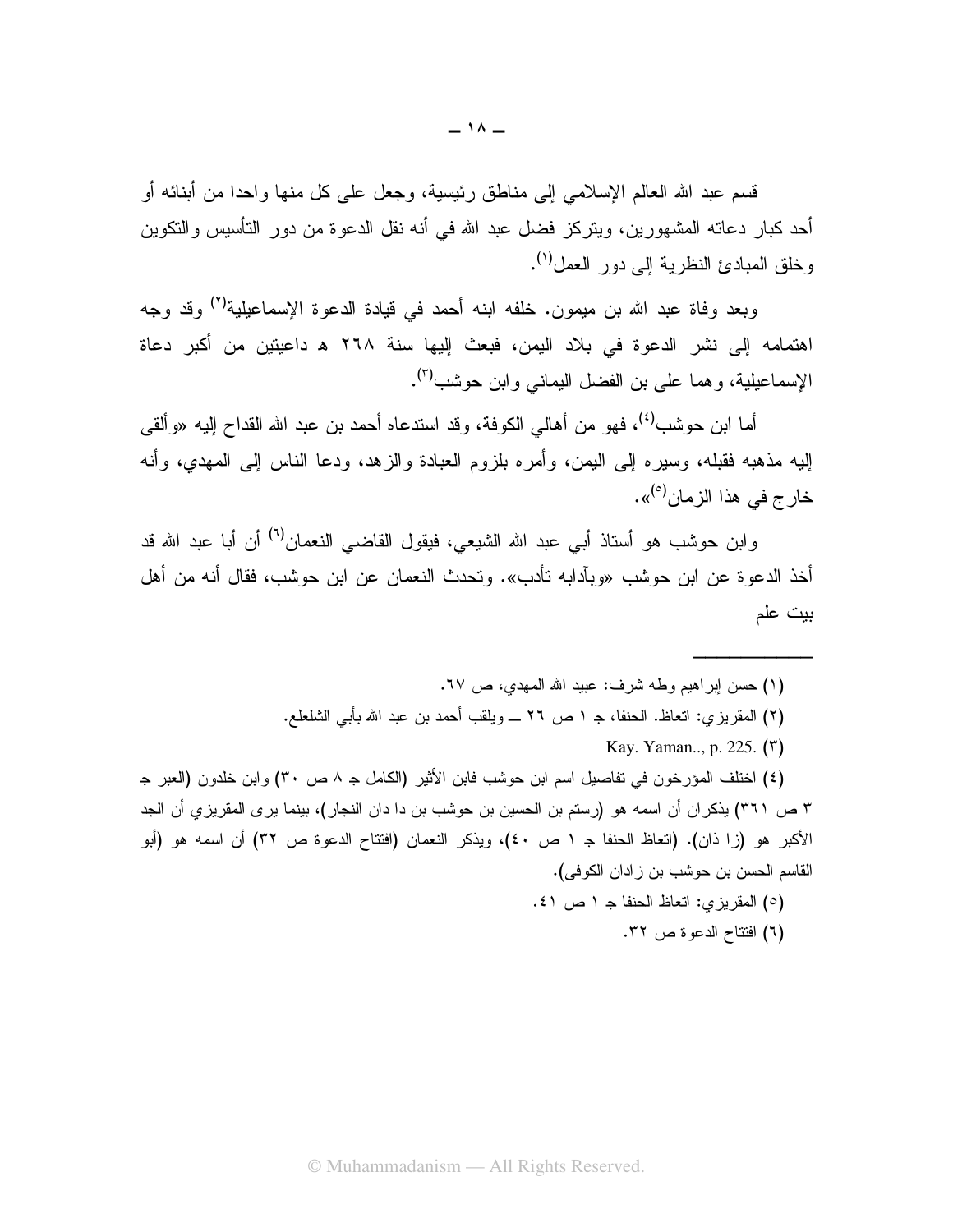قسم عبد الله العالم الإسلامي إلى مناطق رئيسية، وجعل على كل منها واحدا من أبنائه أو أحد كبار دعاته المشهورين، ويتركز فضل عبد الله في أنه نقل الدعوة من دور التأسيس والتكوين وخلق المبادئ النظرية إلى دور العمل[١].

وبعد وفاة عبد الله بن ميمون. خلفه ابنه أحمد في قيادة الدعوة الإسماعيلية[٢] وقد وجه اهتمامه إلى نشر الدعوة في بلاد اليمن، فبعث إليها سنة ٢٦٨ هـ داعيتين من أكبر دعاة الإسماعيلية، وهما على بن الفضل اليماني وابن حوشب[٣].

أما ابن حوشب[٤]، فهو من أهالي الكوفة، وقد استدعاه أحمد بن عبد الله القداح إليه «وألقى إليه مذهبه فقبله، وسيره إلى اليمن، وأمره بلزوم العبادة والزهد، ودعا الناس إلى المهدي، وأنه خارج في هذا الزمان[٥]».

وابن حوشب هو أستاذ أبي عبد الله الشيعي، فيقول القاضي النعمان[٦] أن أبا عبد الله قد أخذ الدعوة عن ابن حوشب «وبآدابه تأدب». وتحدث النعمان عن ابن حوشب، فقال أنه من أهل بيت علم

---

(١) حسن إبراهيم وطه شرف: عبيد الله المهدي، ص ٦٧.

(٢) المقريزي: اتعاظ. الحنفا، جـ ١ ص ٢٦ ــ ويلقب أحمد بن عبد الله بأبي الشلعلع.

(٣) Kay. Yaman.., p. 225.

(٤) اختلف المؤرخون في تفاصيل اسم ابن حوشب فابن الأثير (الكامل جـ ٨ ص ٣٠) وابن خلدون (العبر جـ ٣ ص ٣٦١) يذكران أن اسمه هو (رستم بن الحسين بن حوشب بن دا دان النجار)، بينما يرى المقريزي أن الجد الأكبر هو (زا ذان). (اتعاظ الحنفا جـ ١ ص ٤٠)، ويذكر النعمان (افتتاح الدعوة ص ٣٢) أن اسمه هو (أبو القاسم الحسن بن حوشب بن زادان الكوفى).

(٥) المقريزي: اتعاظ الحنفا جـ ١ ص ٤١.

(٦) افتتاح الدعوة ص ٣٢.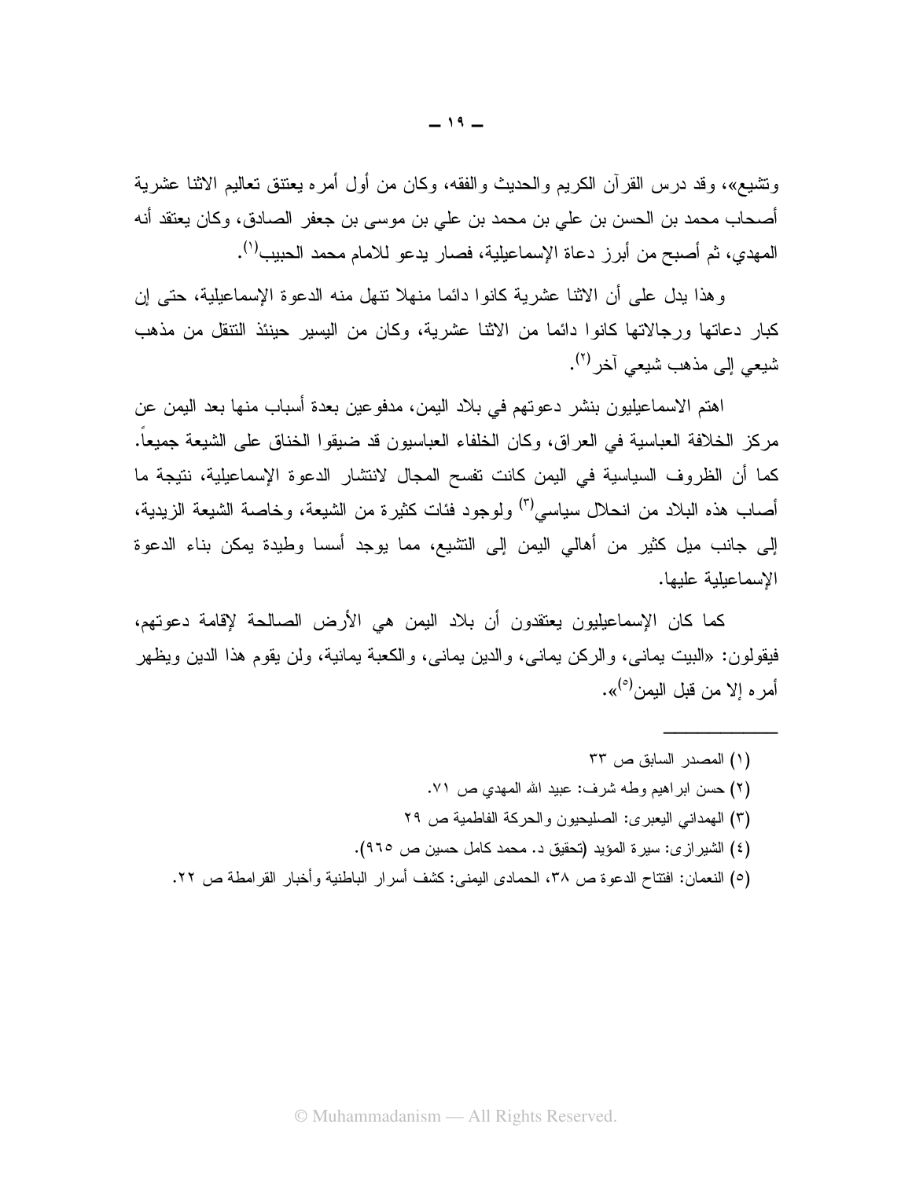وتشيع»، وقد درس القرآن الكريم والحديث والفقه، وكان من أول أمره يعتنق تعاليم الاثنا عشرية أصحاب محمد بن الحسن بن علي بن محمد بن علي بن موسى بن جعفر الصادق، وكان يعتقد أنه المهدي، ثم أصبح من أبرز دعاة الإسماعيلية، فصار يدعو للامام محمد الحبيب[١].

وهذا يدل على أن الاثنا عشرية كانوا دائما منهلا تنهل منه الدعوة الإسماعيلية، حتى إن كبار دعاتها ورجالاتها كانوا دائما من الاثنا عشرية، وكان من اليسير حينئذ التنقل من مذهب شيعي إلى مذهب شيعي آخر[٢].

اهتم الاسماعيليون بنشر دعوتهم في بلاد اليمن، مدفوعين بعدة أسباب منها بعد اليمن عن مركز الخلافة العباسية في العراق، وكان الخلفاء العباسيون قد ضيقوا الخناق على الشيعة جميعاً. كما أن الظروف السياسية في اليمن كانت تفسح المجال لانتشار الدعوة الإسماعيلية، نتيجة ما أصاب هذه البلاد من انحلال سياسي[٣] ولوجود فئات كثيرة من الشيعة، وخاصة الشيعة الزيدية، إلى جانب ميل كثير من أهالي اليمن إلى التشيع، مما يوجد أسسا وطيدة يمكن بناء الدعوة الإسماعيلية عليها.

كما كان الإسماعيليون يعتقدون أن بلاد اليمن هي الأرض الصالحة لإقامة دعوتهم، فيقولون: «البيت يمانى، والركن يمانى، والدين يمانى، والكعبة يمانية، ولن يقوم هذا الدين ويظهر أمره إلا من قبل اليمن[٥]».

---

(١) المصدر السابق ص ٣٣

(٢) حسن ابراهيم وطه شرف: عبيد الله المهدي ص ٧١.

(٣) الهمداني اليعبرى: الصليحيون والحركة الفاطمية ص ٢٩

(٤) الشيرازى: سيرة المؤيد (تحقيق د. محمد كامل حسين ص ٩٦٥).

(٥) النعمان: افتتاح الدعوة ص ٣٨، الحمادى اليمنى: كشف أسرار الباطنية وأخبار القرامطة ص ٢٢.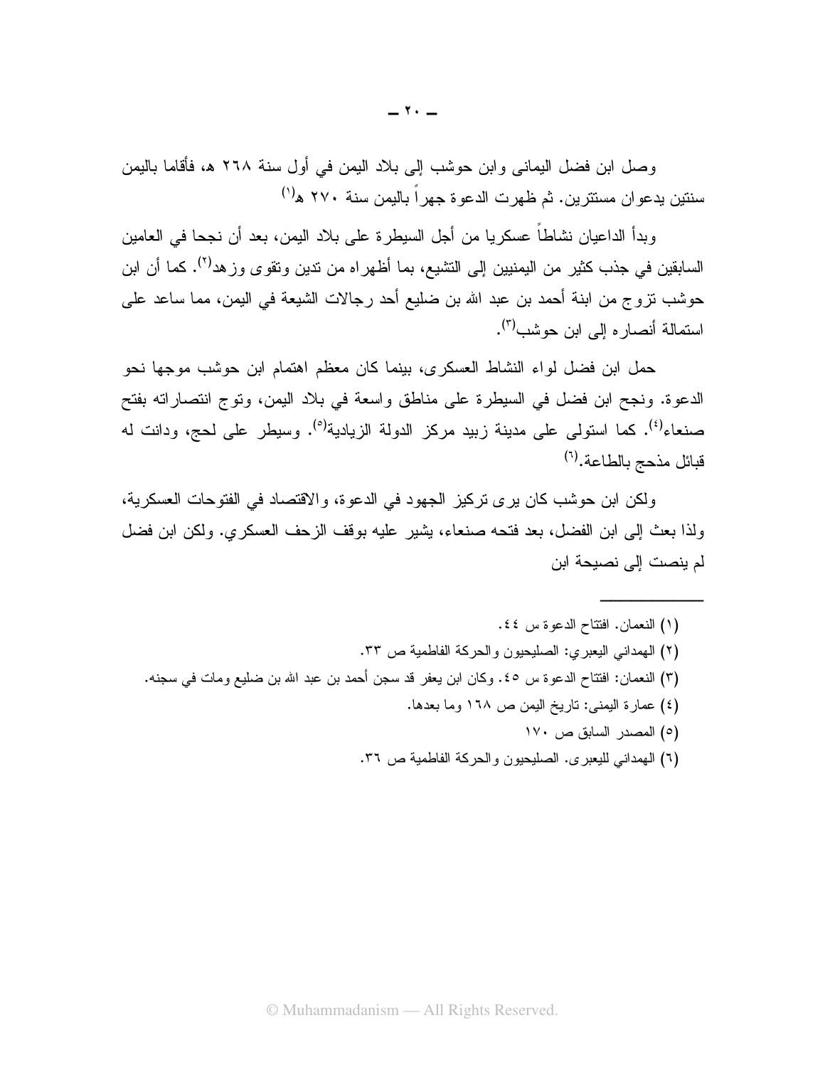وصل ابن فضل اليمانى وابن حوشب إلى بلاد اليمن في أول سنة ٢٦٨ هـ، فأقاما باليمن سنتين يدعوان مستترين. ثم ظهرت الدعوة جهراً باليمن سنة ٢٧٠ هـ[١]

وبدأ الداعيان نشاطاً عسكريا من أجل السيطرة على بلاد اليمن، بعد أن نجحا في العامين السابقين في جذب كثير من اليمنيين إلى التشيع، بما أظهراه من تدين وتقوى وزهد[٢]. كما أن ابن حوشب تزوج من ابنة أحمد بن عبد الله بن ضليع أحد رجالات الشيعة في اليمن، مما ساعد على استمالة أنصاره إلى ابن حوشب[٣].

حمل ابن فضل لواء النشاط العسكرى، بينما كان معظم اهتمام ابن حوشب موجها نحو الدعوة. ونجح ابن فضل في السيطرة على مناطق واسعة في بلاد اليمن، وتوج انتصاراته بفتح صنعاء[٤]. كما استولى على مدينة زبيد مركز الدولة الزيادية[٥]. وسيطر على لحج، ودانت له قبائل مذحج بالطاعة.[٦]

ولكن ابن حوشب كان يرى تركيز الجهود في الدعوة، والاقتصاد في الفتوحات العسكرية، ولذا بعث إلى ابن الفضل، بعد فتحه صنعاء، يشير عليه بوقف الزحف العسكري. ولكن ابن فضل لم ينصت إلى نصيحة ابن

---

(١) النعمان. افتتاح الدعوة س ٤٤.

(٢) الهمداني اليعبري: الصليحيون والحركة الفاطمية ص ٣٣.

(٣) النعمان: افتتاح الدعوة س ٤٥. وكان ابن يعفر قد سجن أحمد بن عبد الله بن ضليع ومات في سجنه.

(٤) عمارة اليمنى: تاريخ اليمن ص ١٦٨ وما بعدها.

(٥) المصدر السابق ص ١٧٠

(٦) الهمداني لليعبرى. الصليحيون والحركة الفاطمية ص ٣٦.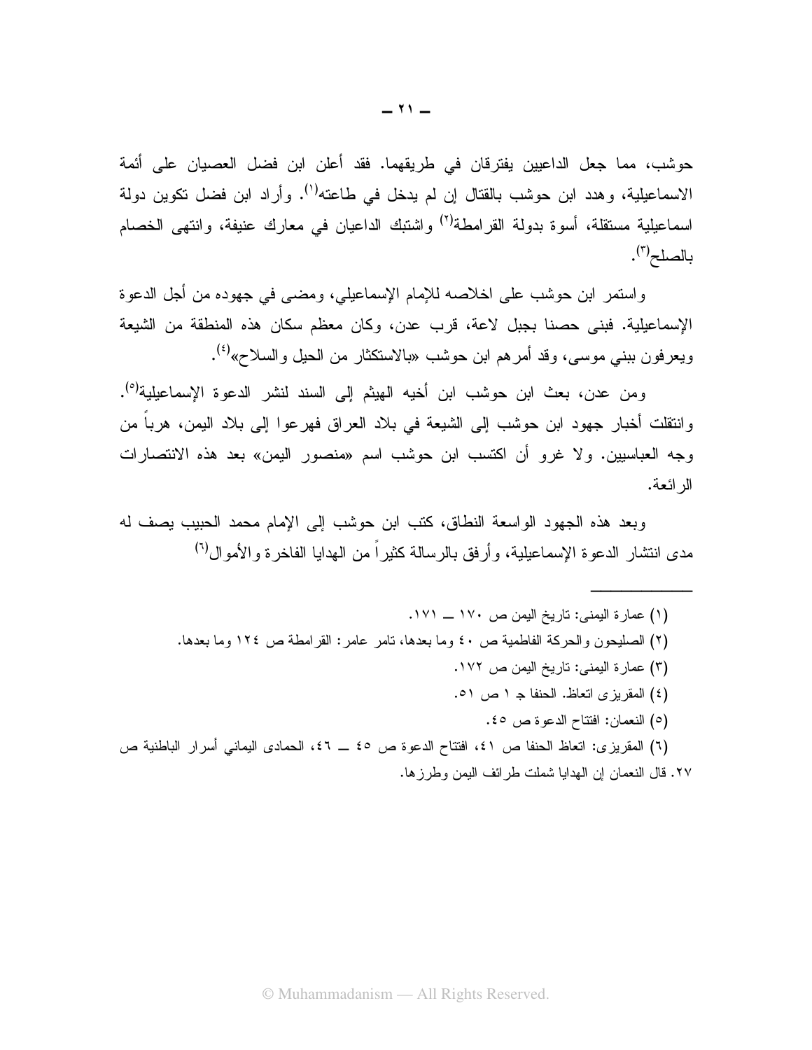حوشب، مما جعل الداعيين يفترقان في طريقهما. فقد أعلن ابن فضل العصيان على أئمة الاسماعيلية، وهدد ابن حوشب بالقتال إن لم يدخل في طاعته[1]. وأراد ابن فضل تكوين دولة اسماعيلية مستقلة، أسوة بدولة القرامطة[2] واشتبك الداعيان في معارك عنيفة، وانتهى الخصام بالصلح[3].

واستمر ابن حوشب على اخلاصه للإمام الإسماعيلي، ومضى في جهوده من أجل الدعوة الإسماعيلية. فبنى حصنا بجبل لاعة، قرب عدن، وكان معظم سكان هذه المنطقة من الشيعة ويعرفون ببني موسى، وقد أمرهم ابن حوشب «بالاستكثار من الحيل والسلاح»[4].

ومن عدن، بعث ابن حوشب ابن أخيه الهيثم إلى السند لنشر الدعوة الإسماعيلية[5]. وانتقلت أخبار جهود ابن حوشب إلى الشيعة في بلاد العراق فهرعوا إلى بلاد اليمن، هرباً من وجه العباسيين. ولا غرو أن اكتسب ابن حوشب اسم «منصور اليمن» بعد هذه الانتصارات الرائعة.

وبعد هذه الجهود الواسعة النطاق، كتب ابن حوشب إلى الإمام محمد الحبيب يصف له مدى انتشار الدعوة الإسماعيلية، وأرفق بالرسالة كثيراً من الهدايا الفاخرة والأموال[6]

---

(١) عمارة اليمنى: تاريخ اليمن ص ١٧٠ ــ ١٧١.

(٢) الصليحون والحركة الفاطمية ص ٤٠ وما بعدها، تامر عامر: القرامطة ص ١٢٤ وما بعدها.

(٣) عمارة اليمنى: تاريخ اليمن ص ١٧٢.

(٤) المقريزى اتعاظ. الحنفا جـ ١ ص ٥١.

(٥) النعمان: افتتاح الدعوة ص ٤٥.

(٦) المقريزى: اتعاظ الحنفا ص ٤١، افتتاح الدعوة ص ٤٥ ــ ٤٦، الحمادى اليماني أسرار الباطنية ص ٢٧. قال النعمان إن الهدايا شملت طرائف اليمن وطرزها.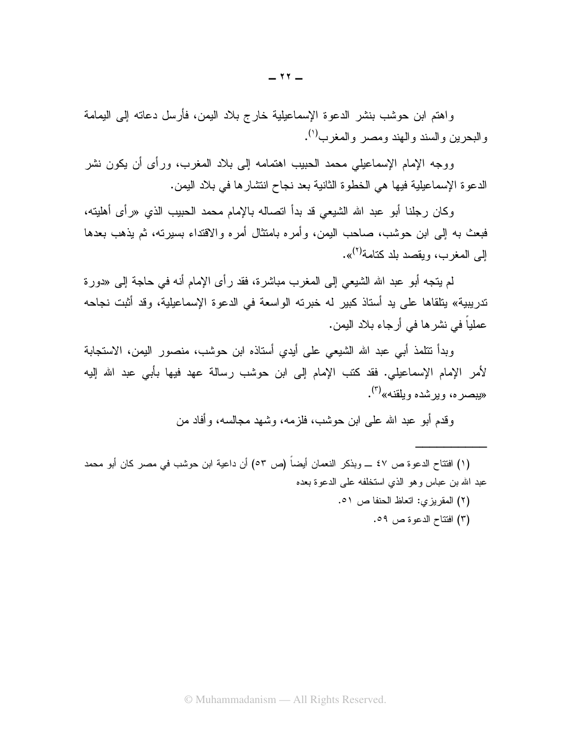واهتم ابن حوشب بنشر الدعوة الإسماعيلية خارج بلاد اليمن، فأرسل دعاته إلى اليمامة والبحرين والسند والهند ومصر والمغرب[١].

ووجه الإمام الإسماعيلي محمد الحبيب اهتمامه إلى بلاد المغرب، ورأى أن يكون نشر الدعوة الإسماعيلية فيها هي الخطوة الثانية بعد نجاح انتشارها في بلاد اليمن.

وكان رجلنا أبو عبد الله الشيعي قد بدأ اتصاله بالإمام محمد الحبيب الذي «رأى أهليته، فبعث به إلى ابن حوشب، صاحب اليمن، وأمره بامتثال أمره والاقتداء بسيرته، ثم يذهب بعدها إلى المغرب، ويقصد بلد كتامة[٢]».

لم يتجه أبو عبد الله الشيعي إلى المغرب مباشرة، فقد رأى الإمام أنه في حاجة إلى «دورة تدريبية» يتلقاها على يد أستاذ كبير له خبرته الواسعة في الدعوة الإسماعيلية، وقد أثبت نجاحه عملياً في نشرها في أرجاء بلاد اليمن.

وبدأ تتلمذ أبي عبد الله الشيعي على أيدي أستاذه ابن حوشب، منصور اليمن، الاستجابة لأمر الإمام الإسماعيلي. فقد كتب الإمام إلى ابن حوشب رسالة عهد فيها بأبي عبد الله إليه «يبصره، ويرشده ويلقنه»[٣].

وقدم أبو عبد الله على ابن حوشب، فلزمه، وشهد مجالسه، وأفاد من

---

(١) افتتاح الدعوة ص ٤٧ ــ ويذكر النعمان أيضاً (ص ٥٣) أن داعية ابن حوشب في مصر كان أبو محمد عبد الله بن عباس وهو الذي استخلفه على الدعوة بعده

(٢) المقريزي: اتعاظ الحنفا ص ٥١.

(٣) افتتاح الدعوة ص ٥٩.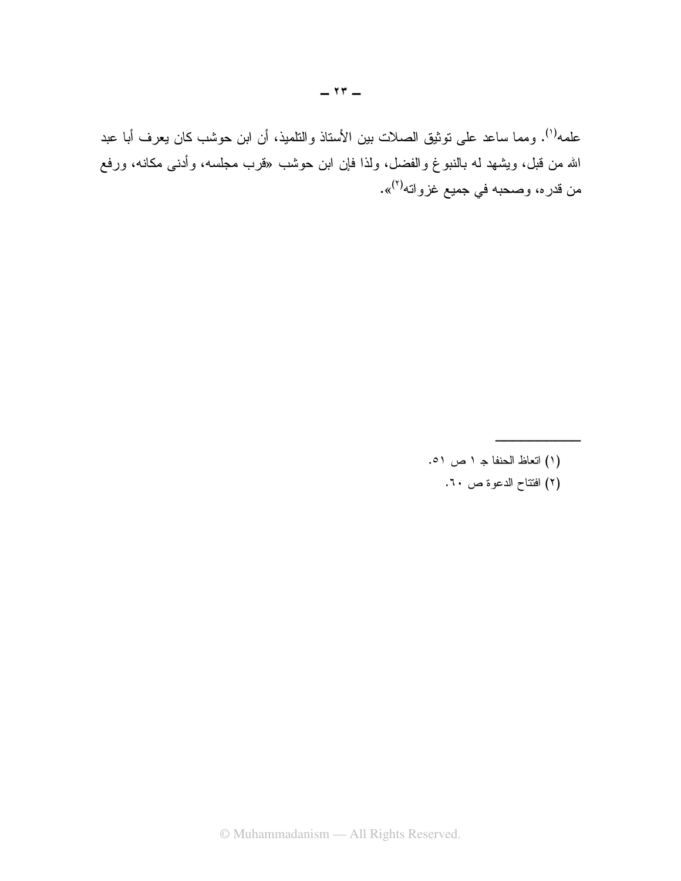علمه[١]. ومما ساعد على توثيق الصلات بين الأستاذ والتلميذ، أن ابن حوشب كان يعرف أبا عبد الله من قبل، ويشهد له بالنبوغ والفضل، ولذا فإن ابن حوشب «قرب مجلسه، وأدنى مكانه، ورفع من قدره، وصحبه في جميع غزواته[٢]».

---

(١) اتعاظ الحنفا جـ ١ ص ٥١.

(٢) افتتاح الدعوة ص ٦٠.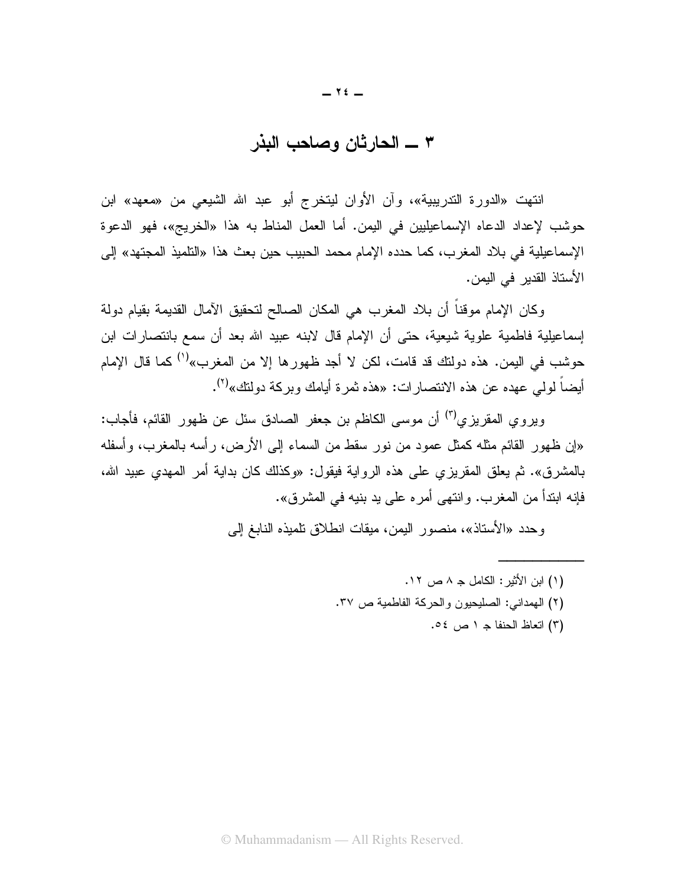## ٣ ـ الحارثان وصاحب البذر

انتهت «الدورة التدريبية»، وآن الأوان ليتخرج أبو عبد الله الشيعي من «معهد» ابن حوشب لإعداد الدعاه الإسماعيليين في اليمن. أما العمل المناط به هذا «الخريج»، فهو الدعوة الإسماعيلية في بلاد المغرب، كما حدده الإمام محمد الحبيب حين بعث هذا «التلميذ المجتهد» إلى الأستاذ القدير في اليمن.

وكان الإمام موقناً أن بلاد المغرب هي المكان الصالح لتحقيق الآمال القديمة بقيام دولة إسماعيلية فاطمية علوية شيعية، حتى أن الإمام قال لابنه عبيد الله بعد أن سمع بانتصارات ابن حوشب في اليمن. هذه دولتك قد قامت، لكن لا أجد ظهورها إلا من المغرب»[١] كما قال الإمام أيضاً لولي عهده عن هذه الانتصارات: «هذه ثمرة أيامك وبركة دولتك»[٢].

ويروي المقريزي[٣] أن موسى الكاظم بن جعفر الصادق سئل عن ظهور القائم، فأجاب: «إن ظهور القائم مثله كمثل عمود من نور سقط من السماء إلى الأرض، رأسه بالمغرب، وأسفله بالمشرق». ثم يعلق المقريزي على هذه الرواية فيقول: «وكذلك كان بداية أمر المهدي عبيد الله، فإنه ابتدأ من المغرب. وانتهى أمره على يد بنيه في المشرق».

وحدد «الأستاذ»، منصور اليمن، ميقات انطلاق تلميذه النابغ إلى

---

(١) ابن الأثير: الكامل جـ ٨ ص ١٢.

(٢) الهمداني: الصليحيون والحركة الفاطمية ص ٣٧.

(٣) اتعاظ الحنفا جـ ١ ص ٥٤.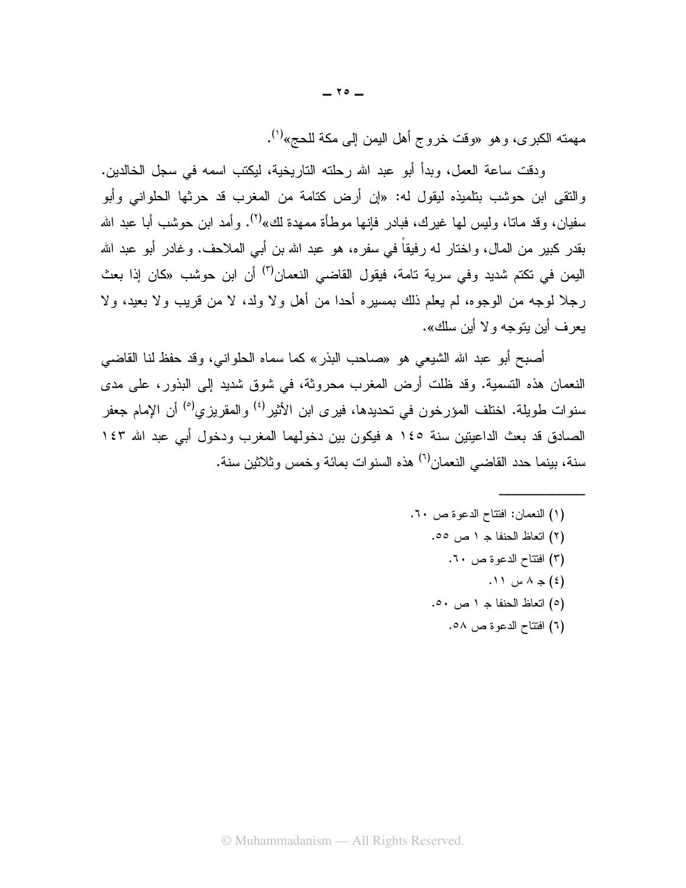مهمته الكبرى، وهو «وقت خروج أهل اليمن إلى مكة للحج»[١].

ودقت ساعة العمل، وبدأ أبو عبد الله رحلته التاريخية، ليكتب اسمه في سجل الخالدين. والتقى ابن حوشب بتلميذه ليقول له: «إن أرض كتامة من المغرب قد حرثها الحلواني وأبو سفيان، وقد ماتا، وليس لها غيرك، فبادر فإنها موطأة ممهدة لك»[٢]. وأمد ابن حوشب أبا عبد الله بقدر كبير من المال، واختار له رفيقاً في سفره، هو عبد الله بن أبي الملاحف. وغادر أبو عبد الله اليمن في تكتم شديد وفي سرية تامة، فيقول القاضي النعمان[٣] أن ابن حوشب «كان إذا بعث رجلا لوجه من الوجوه، لم يعلم ذلك بمسيره أحدا من أهل ولا ولد، لا من قريب ولا بعيد، ولا يعرف أين يتوجه ولا أين سلك».

أصبح أبو عبد الله الشيعي هو «صاحب البذر» كما سماه الحلواني، وقد حفظ لنا القاضي النعمان هذه التسمية. وقد ظلت أرض المغرب محروثة، في شوق شديد إلى البذور، على مدى سنوات طويلة. اختلف المؤرخون في تحديدها، فيرى ابن الأثير[٤] والمقريزي[٥] أن الإمام جعفر الصادق قد بعث الداعيتين سنة ١٤٥ هـ فيكون بين دخولهما المغرب ودخول أبي عبد الله ١٤٣ سنة، بينما حدد القاضي النعمان[٦] هذه السنوات بمائة وخمس وثلاثين سنة.

---

(١) النعمان: افتتاح الدعوة ص ٦٠.

(٢) اتعاظ الحنفا جـ ١ ص ٥٥.

(٣) افتتاح الدعوة ص ٦٠.

(٤) جـ ٨ س ١١.

(٥) اتعاظ الحنفا جـ ١ ص ٥٠.

(٦) افتتاح الدعوة ص ٥٨.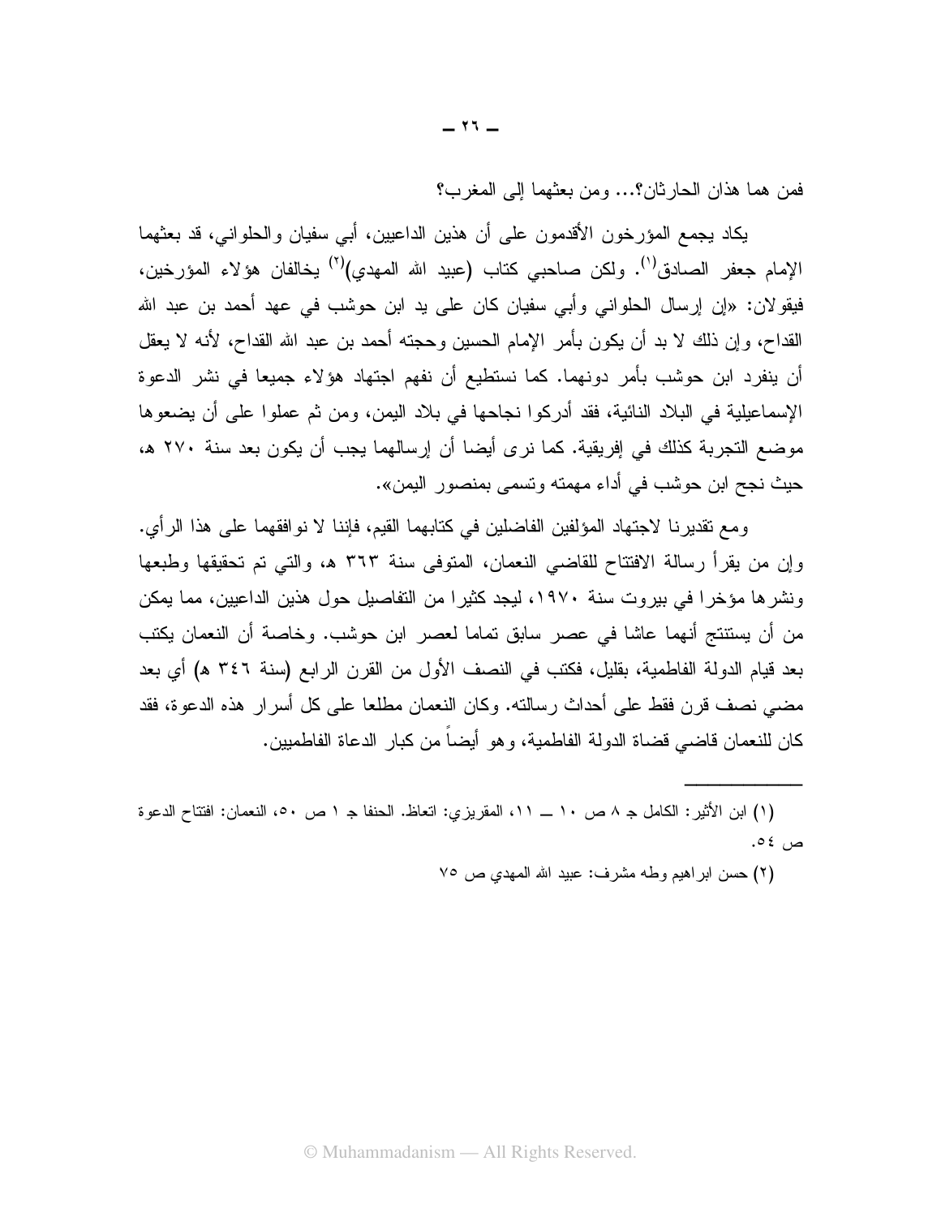فمن هما هذان الحارثان؟... ومن بعثهما إلى المغرب؟

يكاد يجمع المؤرخون الأقدمون على أن هذين الداعيين، أبي سفيان والحلواني، قد بعثهما الإمام جعفر الصادق[1]. ولكن صاحبي كتاب (عبيد الله المهدي)[2] يخالفان هؤلاء المؤرخين، فيقولان: «إن إرسال الحلواني وأبي سفيان كان على يد ابن حوشب في عهد أحمد بن عبد الله القداح، وإن ذلك لا بد أن يكون بأمر الإمام الحسين وحجته أحمد بن عبد الله القداح، لأنه لا يعقل أن ينفرد ابن حوشب بأمر دونهما. كما نستطيع أن نفهم اجتهاد هؤلاء جميعا في نشر الدعوة الإسماعيلية في البلاد النائية، فقد أدركوا نجاحها في بلاد اليمن، ومن ثم عملوا على أن يضعوها موضع التجربة كذلك في إفريقية. كما نرى أيضا أن إرسالهما يجب أن يكون بعد سنة ٢٧٠ هـ، حيث نجح ابن حوشب في أداء مهمته وتسمى بمنصور اليمن».

ومع تقديرنا لاجتهاد المؤلفين الفاضلين في كتابهما القيم، فإننا لا نوافقهما على هذا الرأي. وإن من يقرأ رسالة الافتتاح للقاضي النعمان، المتوفى سنة ٣٦٣ هـ، والتي تم تحقيقها وطبعها ونشرها مؤخرا في بيروت سنة ١٩٧٠، ليجد كثيرا من التفاصيل حول هذين الداعيين، مما يمكن من أن يستنتج أنهما عاشا في عصر سابق تماما لعصر ابن حوشب. وخاصة أن النعمان يكتب بعد قيام الدولة الفاطمية، بقليل، فكتب في النصف الأول من القرن الرابع (سنة ٣٤٦ هـ) أي بعد مضي نصف قرن فقط على أحداث رسالته. وكان النعمان مطلعا على كل أسرار هذه الدعوة، فقد كان للنعمان قاضي قضاة الدولة الفاطمية، وهو أيضاً من كبار الدعاة الفاطميين.

---

(١) ابن الأثير: الكامل جـ ٨ ص ١٠ ـــ ١١، المقريزي: اتعاظ. الحنفا جـ ١ ص ٥٠، النعمان: افتتاح الدعوة ص ٥٤.

(٢) حسن ابراهيم وطه مشرف: عبيد الله المهدي ص ٧٥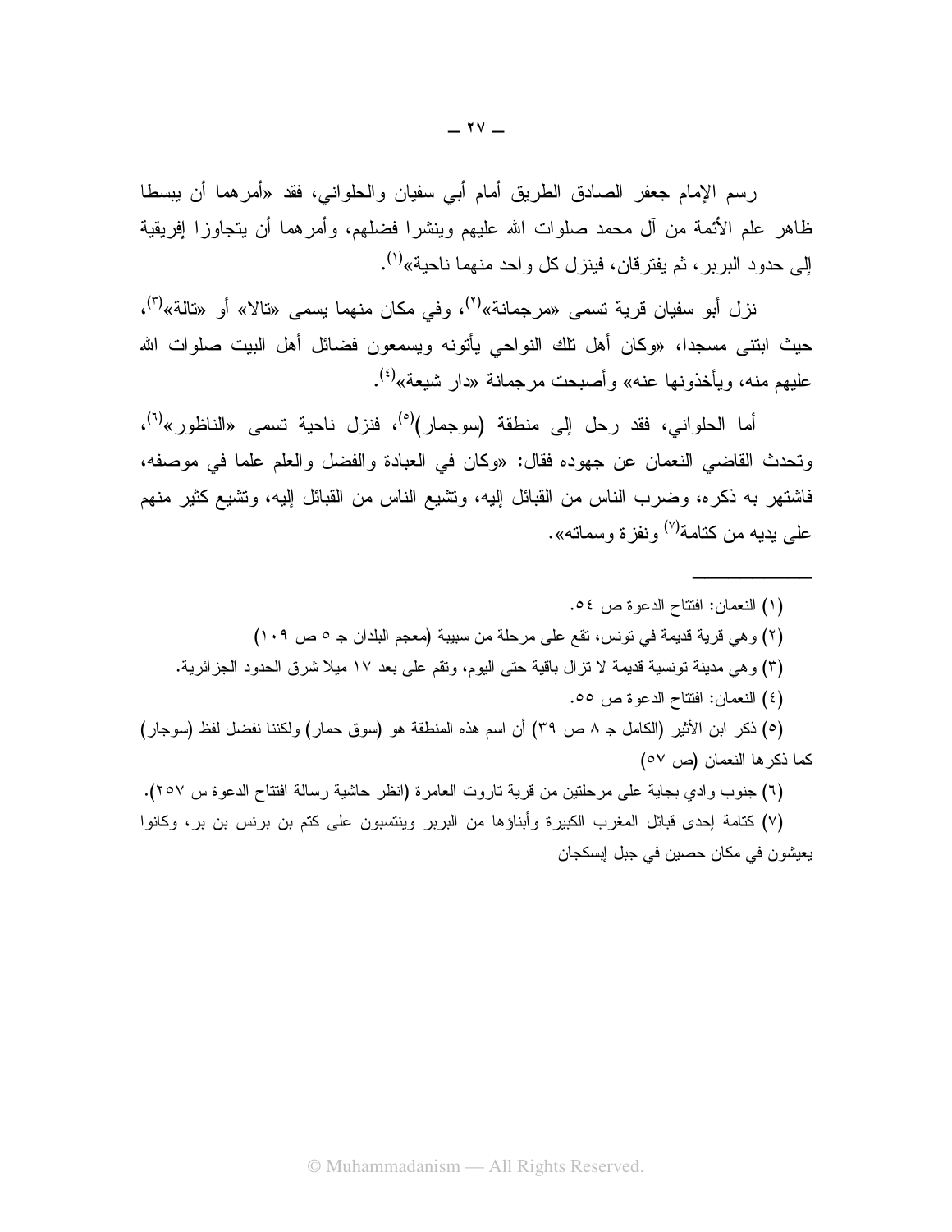رسم الإمام جعفر الصادق الطريق أمام أبي سفيان والحلواني، فقد «أمرهما أن يبسطا ظاهر علم الأئمة من آل محمد صلوات الله عليهم وينشرا فضلهم، وأمرهما أن يتجاوزا إفريقية إلى حدود البربر، ثم يفترقان، فينزل كل واحد منهما ناحية»[١].

نزل أبو سفيان قرية تسمى «مرجمانة»[٢]، وفي مكان منهما يسمى «تالا» أو «تالة»[٣]، حيث ابتنى مسجدا، «وكان أهل تلك النواحي يأتونه ويسمعون فضائل أهل البيت صلوات الله عليهم منه، ويأخذونها عنه» وأصبحت مرجمانة «دار شيعة»[٤].

أما الحلواني، فقد رحل إلى منطقة (سوجمار)[٥]، فنزل ناحية تسمى «الناظور»[٦]، وتحدث القاضي النعمان عن جهوده فقال: «وكان في العبادة والفضل والعلم علما في موصفه، فاشتهر به ذكره، وضرب الناس من القبائل إليه، وتشيع الناس من القبائل إليه، وتشيع كثير منهم على يديه من كتامة[٧] ونفزة وسماته».

---

(١) النعمان: افتتاح الدعوة ص ٥٤.

(٢) وهي قرية قديمة في تونس، تقع على مرحلة من سبيبة (معجم البلدان جـ ٥ ص ١٠٩)

(٣) وهي مدينة تونسية قديمة لا تزال باقية حتى اليوم، وتقم على بعد ١٧ ميلا شرق الحدود الجزائرية.

(٤) النعمان: افتتاح الدعوة ص ٥٥.

(٥) ذكر ابن الأثير (الكامل جـ ٨ ص ٣٩) أن اسم هذه المنطقة هو (سوق حمار) ولكننا نفضل لفظ (سوجار) كما ذكرها النعمان (ص ٥٧)

(٦) جنوب وادي بجاية على مرحلتين من قرية تاروت العامرة (انظر حاشية رسالة افتتاح الدعوة س ٢٥٧).

(٧) كتامة إحدى قبائل المغرب الكبيرة وأبناؤها من البربر وينتسبون على كتم بن برنس بن بر، وكانوا يعيشون في مكان حصين في جبل إيسكجان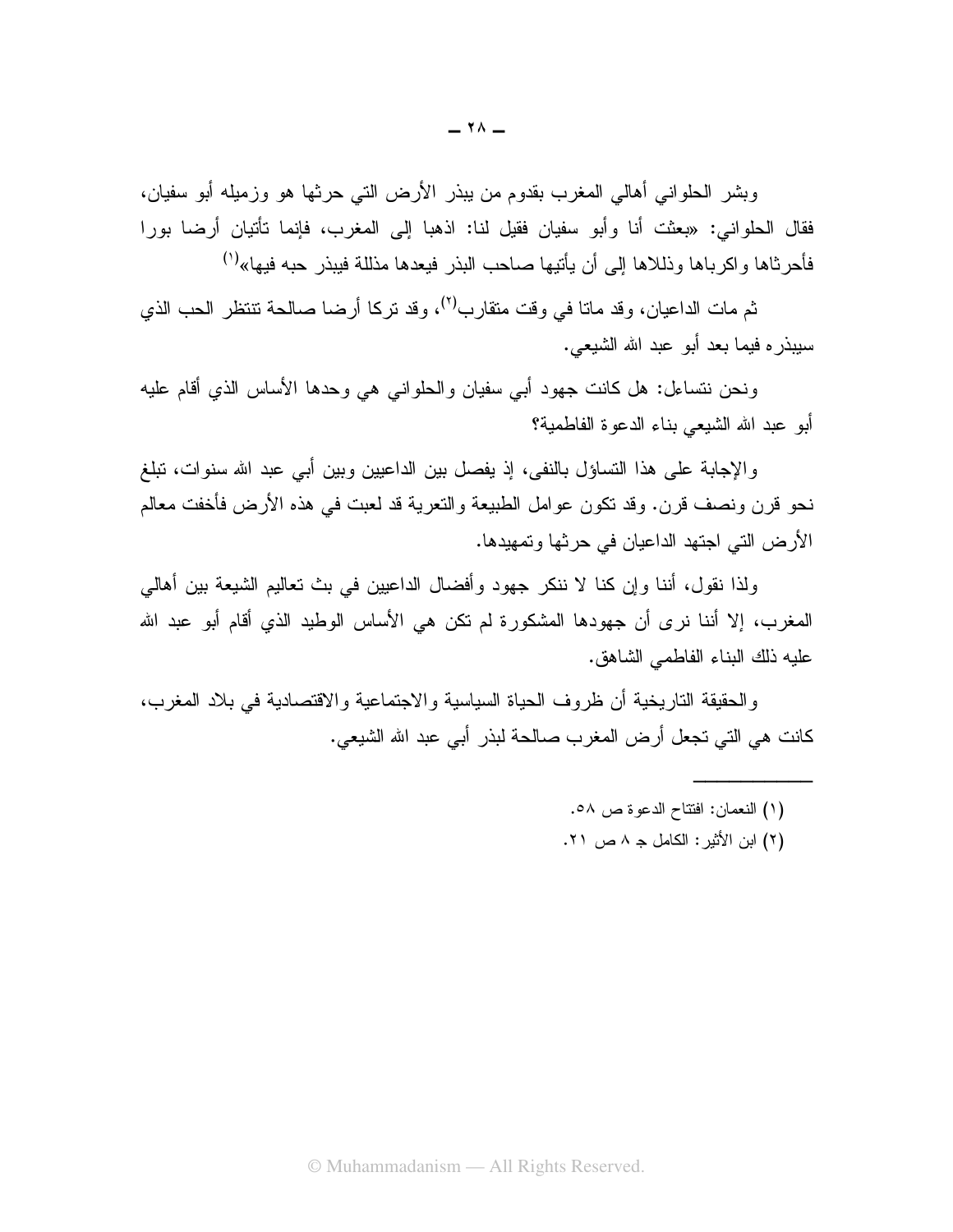وبشر الحلواني أهالي المغرب بقدوم من يبذر الأرض التي حرثها هو وزميله أبو سفيان، فقال الحلواني: «بعثت أنا وأبو سفيان فقيل لنا: اذهبا إلى المغرب، فإنما تأتيان أرضا بورا فأحرثاها واكرباها وذللاها إلى أن يأتيها صاحب البذر فيعدها مذللة فيبذر حبه فيها»[1]

ثم مات الداعيان، وقد ماتا في وقت متقارب[2]، وقد تركا أرضا صالحة تنتظر الحب الذي سيبذره فيما بعد أبو عبد الله الشيعي.

ونحن نتساءل: هل كانت جهود أبي سفيان والحلواني هي وحدها الأساس الذي أقام عليه أبو عبد الله الشيعي بناء الدعوة الفاطمية؟

والإجابة على هذا التساؤل بالنفى، إذ يفصل بين الداعيين وبين أبي عبد الله سنوات، تبلغ نحو قرن ونصف قرن. وقد تكون عوامل الطبيعة والتعرية قد لعبت في هذه الأرض فأخفت معالم الأرض التي اجتهد الداعيان في حرثها وتمهيدها.

ولذا نقول، أننا وإن كنا لا ننكر جهود وأفضال الداعيين في بث تعاليم الشيعة بين أهالي المغرب، إلا أننا نرى أن جهودها المشكورة لم تكن هي الأساس الوطيد الذي أقام أبو عبد الله عليه ذلك البناء الفاطمي الشاهق.

والحقيقة التاريخية أن ظروف الحياة السياسية والاجتماعية والاقتصادية في بلاد المغرب، كانت هي التي تجعل أرض المغرب صالحة لبذر أبي عبد الله الشيعي.

---

(١) النعمان: افتتاح الدعوة ص ٥٨.

(٢) ابن الأثير: الكامل جـ ٨ ص ٢١.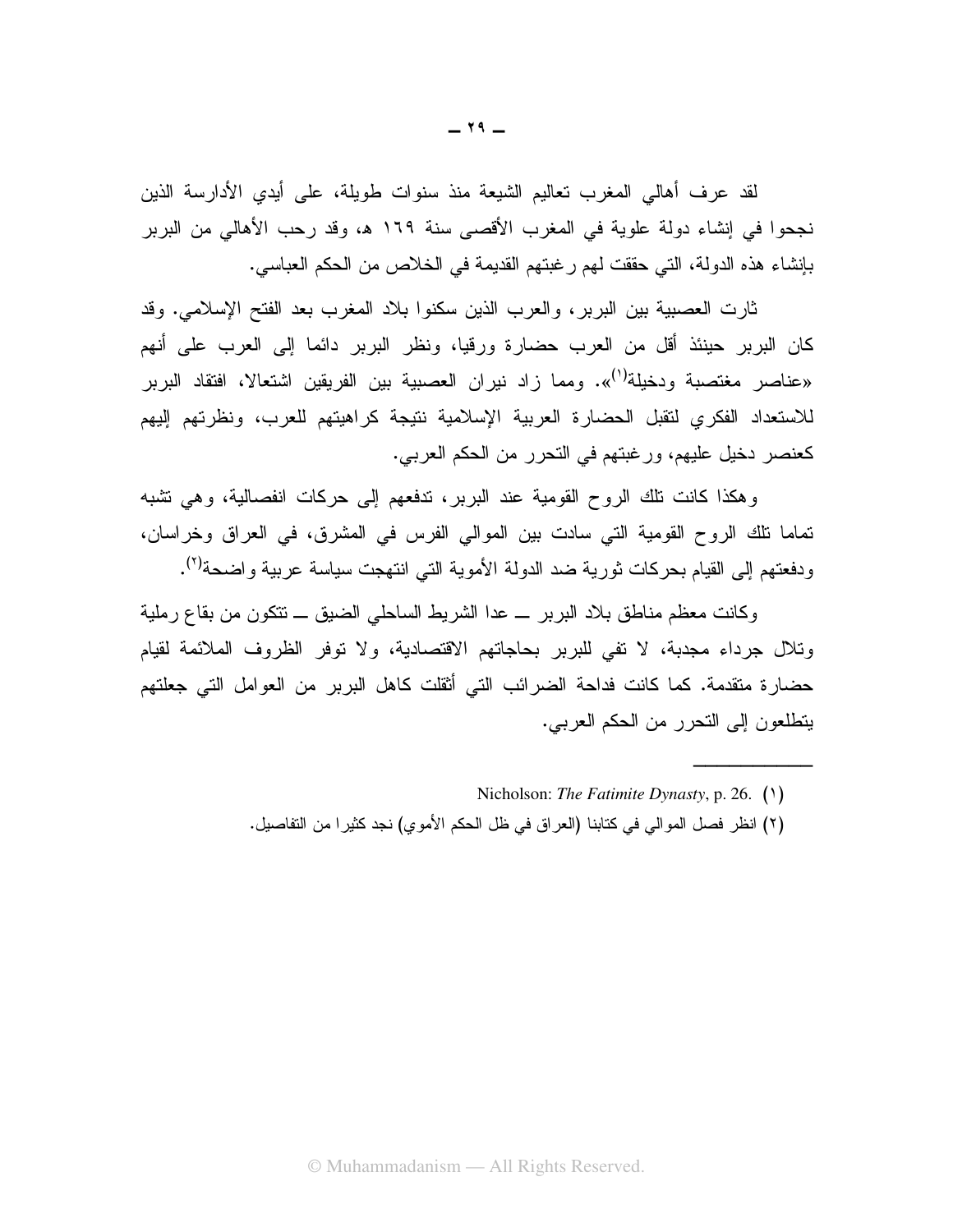لقد عرف أهالي المغرب تعاليم الشيعة منذ سنوات طويلة، على أيدي الأدارسة الذين نجحوا في إنشاء دولة علوية في المغرب الأقصى سنة ١٦٩ هـ، وقد رحب الأهالي من البربر بإنشاء هذه الدولة، التي حققت لهم رغبتهم القديمة في الخلاص من الحكم العباسي.

ثارت العصبية بين البربر، والعرب الذين سكنوا بلاد المغرب بعد الفتح الإسلامي. وقد كان البربر حينئذ أقل من العرب حضارة ورقيا، ونظر البربر دائما إلى العرب على أنهم «عناصر مغتصبة ودخيلة[١]». ومما زاد نيران العصبية بين الفريقين اشتعالا، افتقاد البربر للاستعداد الفكري لتقبل الحضارة العربية الإسلامية نتيجة كراهيتهم للعرب، ونظرتهم إليهم كعنصر دخيل عليهم، ورغبتهم في التحرر من الحكم العربي.

وهكذا كانت تلك الروح القومية عند البربر، تدفعهم إلى حركات انفصالية، وهي تشبه تماما تلك الروح القومية التي سادت بين الموالي الفرس في المشرق، في العراق وخراسان، ودفعتهم إلى القيام بحركات ثورية ضد الدولة الأموية التي انتهجت سياسة عربية واضحة[٢].

وكانت معظم مناطق بلاد البربر ــ عدا الشريط الساحلي الضيق ــ تتكون من بقاع رملية وتلال جرداء مجدبة، لا تفي للبربر بحاجاتهم الاقتصادية، ولا توفر الظروف الملائمة لقيام حضارة متقدمة. كما كانت فداحة الضرائب التي أثقلت كاهل البربر من العوامل التي جعلتهم يتطلعون إلى التحرر من الحكم العربي.

---

(١) Nicholson: *The Fatimite Dynasty*, p. 26.

(٢) انظر فصل الموالي في كتابنا (العراق في ظل الحكم الأموي) نجد كثيرا من التفاصيل.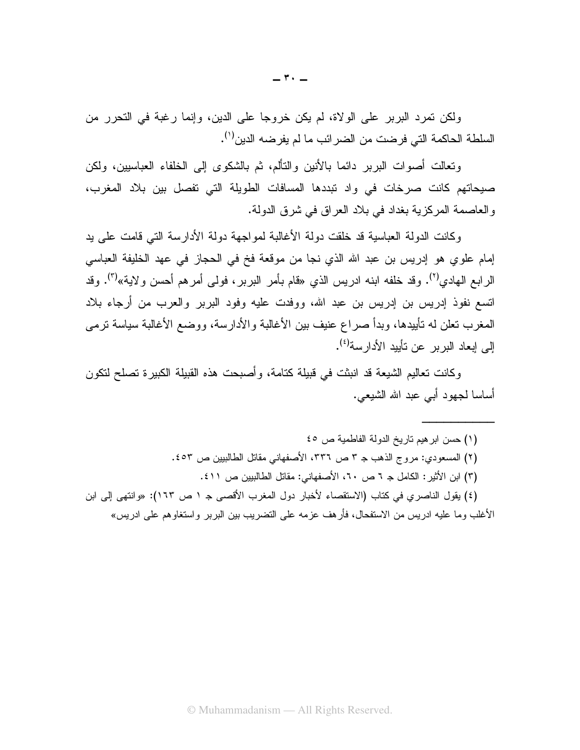ولكن تمرد البربر على الولاة، لم يكن خروجا على الدين، وإنما رغبة في التحرر من السلطة الحاكمة التي فرضت من الضرائب ما لم يفرضه الدين[١].

وتعالت أصوات البربر دائما بالأنين والتألم، ثم بالشكوى إلى الخلفاء العباسيين، ولكن صيحاتهم كانت صرخات في واد تبددها المسافات الطويلة التي تفصل بين بلاد المغرب، والعاصمة المركزية بغداد في بلاد العراق في شرق الدولة.

وكانت الدولة العباسية قد خلقت دولة الأغالبة لمواجهة دولة الأدارسة التي قامت على يد إمام علوي هو إدريس بن عبد الله الذي نجا من موقعة فخ في الحجاز في عهد الخليفة العباسي الرابع الهادي[٢]. وقد خلفه ابنه ادريس الذي «قام بأمر البربر، فولى أمرهم أحسن ولاية»[٣]. وقد اتسع نفوذ إدريس بن إدريس بن عبد الله، ووفدت عليه وفود البربر والعرب من أرجاء بلاد المغرب تعلن له تأييدها، وبدأ صراع عنيف بين الأغالبة والأدارسة، ووضع الأغالبة سياسة ترمى إلى إبعاد البربر عن تأييد الأدارسة[٤].

وكانت تعاليم الشيعة قد انبثت في قبيلة كتامة، وأصبحت هذه القبيلة الكبيرة تصلح لتكون أساسا لجهود أبي عبد الله الشيعي.

---

(١) حسن ابرهيم تاريخ الدولة الفاطمية ص ٤٥

(٢) المسعودي: مروج الذهب جـ ٣ ص ٣٣٦، الأصفهاني مقاتل الطالبيين ص ٤٥٣.

(٣) ابن الأثير: الكامل جـ ٦ ص ٦٠، الأصفهاني: مقاتل الطالبيين ص ٤١١.

(٤) يقول الناصري في كتاب (الاستقصاء لأخبار دول المغرب الأقصى جـ ١ ص ١٦٣): «وانتهى إلى ابن الأغلب وما عليه ادريس من الاستفحال، فأرهف عزمه على التضريب بين البربر واستغاوهم على ادريس»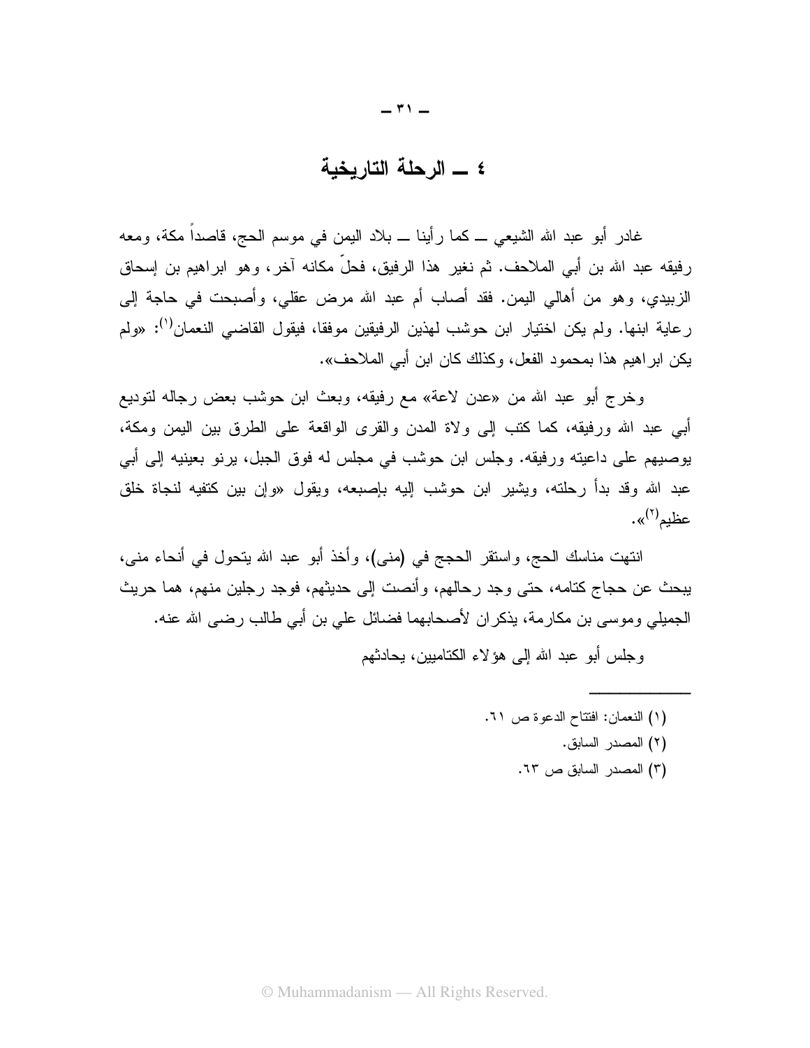## ٤ ــ الرحلة التاريخية

غادر أبو عبد الله الشيعي ــ كما رأينا ــ بلاد اليمن في موسم الحج، قاصداً مكة، ومعه رفيقه عبد الله بن أبي الملاحف. ثم نغير هذا الرفيق، فحلّ مكانه آخر، وهو ابراهيم بن إسحاق الزبيدي، وهو من أهالي اليمن. فقد أصاب أم عبد الله مرض عقلي، وأصبحت في حاجة إلى رعاية ابنها. ولم يكن اختيار ابن حوشب لهذين الرفيقين موفقا، فيقول القاضي النعمان[١]: «ولم يكن ابراهيم هذا بمحمود الفعل، وكذلك كان ابن أبي الملاحف».

وخرج أبو عبد الله من «عدن لاعة» مع رفيقه، وبعث ابن حوشب بعض رجاله لتوديع أبي عبد الله ورفيقه، كما كتب إلى ولاة المدن والقرى الواقعة على الطرق بين اليمن ومكة، يوصيهم على داعيته ورفيقه. وجلس ابن حوشب في مجلس له فوق الجبل، يرنو بعينيه إلى أبي عبد الله وقد بدأ رحلته، ويشير ابن حوشب إليه بإصبعه، ويقول «وإن بين كتفيه لنجاة خلق عظيم[٢]».

انتهت مناسك الحج، واستقر الحجج في (منى)، وأخذ أبو عبد الله يتحول في أنحاء منى، يبحث عن حجاج كتامه، حتى وجد رحالهم، وأنصت إلى حديثهم، فوجد رجلين منهم، هما حريث الجميلي وموسى بن مكارمة، يذكران لأصحابهما فضائل علي بن أبي طالب رضى الله عنه.

وجلس أبو عبد الله إلى هؤلاء الكتاميين، يحادثهم

---

(١) النعمان: افتتاح الدعوة ص ٦١.

(٢) المصدر السابق.

(٣) المصدر السابق ص ٦٣.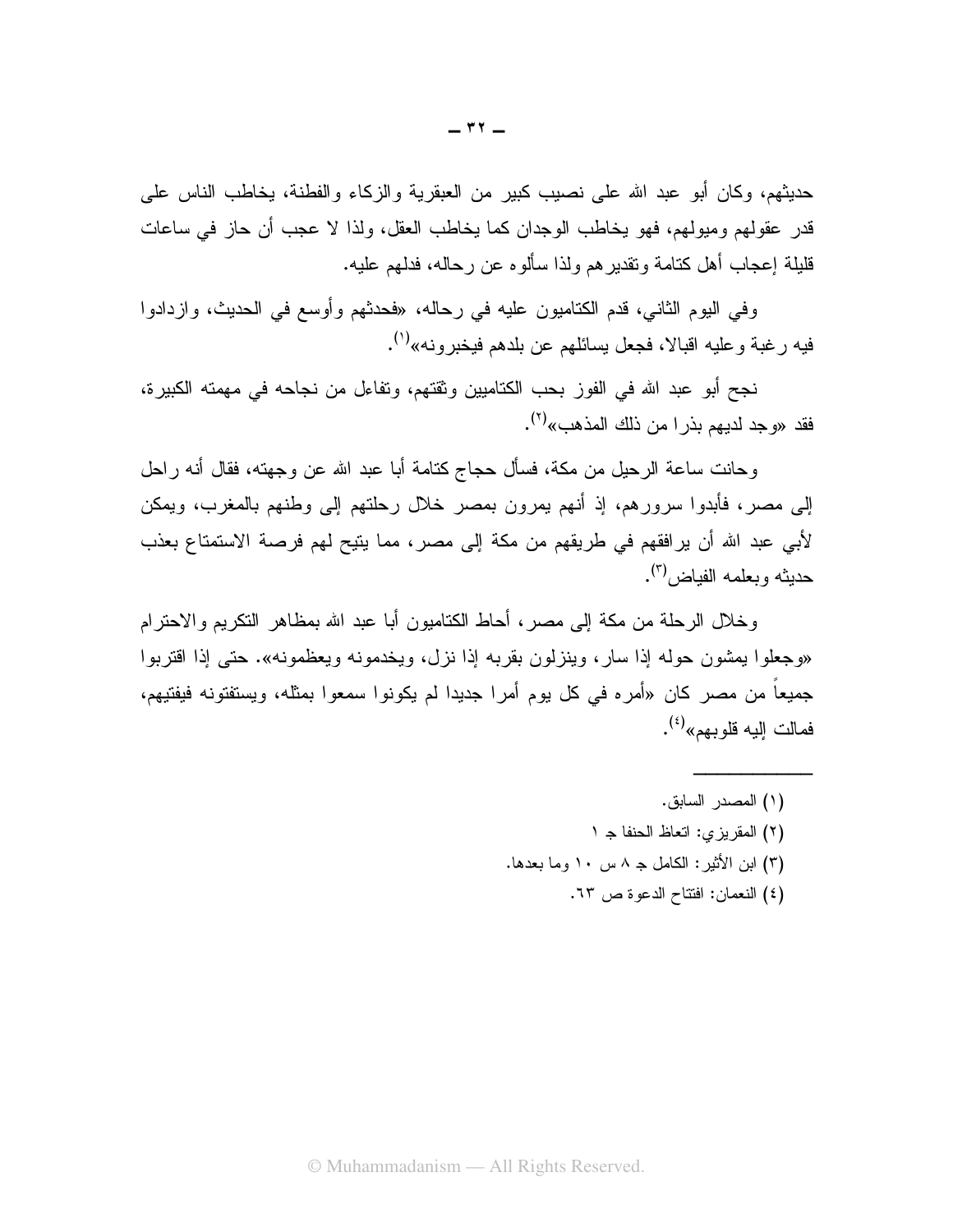حديثهم، وكان أبو عبد الله على نصيب كبير من العبقرية والزكاء والفطنة، يخاطب الناس على قدر عقولهم وميولهم، فهو يخاطب الوجدان كما يخاطب العقل، ولذا لا عجب أن حاز في ساعات قليلة إعجاب أهل كتامة وتقديرهم ولذا سألوه عن رحاله، فدلهم عليه.

وفي اليوم الثاني، قدم الكتاميون عليه في رحاله، «فحدثهم وأوسع في الحديث، وازدادوا فيه رغبة وعليه اقبالا، فجعل يسائلهم عن بلدهم فيخبرونه»[1].

نجح أبو عبد الله في الفوز بحب الكتاميين وثقتهم، وتفاءل من نجاحه في مهمته الكبيرة، فقد «وجد لديهم بذرا من ذلك المذهب»[2].

وحانت ساعة الرحيل من مكة، فسأل حجاج كتامة أبا عبد الله عن وجهته، فقال أنه راحل إلى مصر، فأبدوا سرورهم، إذ أنهم يمرون بمصر خلال رحلتهم إلى وطنهم بالمغرب، ويمكن لأبي عبد الله أن يرافقهم في طريقهم من مكة إلى مصر، مما يتيح لهم فرصة الاستمتاع بعذب حديثه وبعلمه الفياض[3].

وخلال الرحلة من مكة إلى مصر، أحاط الكتاميون أبا عبد الله بمظاهر التكريم والاحترام «وجعلوا يمشون حوله إذا سار، وينزلون بقربه إذا نزل، ويخدمونه ويعظمونه». حتى إذا اقتربوا جميعاً من مصر كان «أمره في كل يوم أمرا جديدا لم يكونوا سمعوا بمثله، ويستفتونه فيفتيهم، فمالت إليه قلوبهم»[4].

---

(١) المصدر السابق.

(٢) المقريزي: اتعاظ الحنفا جـ ١

(٣) ابن الأثير: الكامل جـ ٨ س ١٠ وما بعدها.

(٤) النعمان: افتتاح الدعوة ص ٦٣.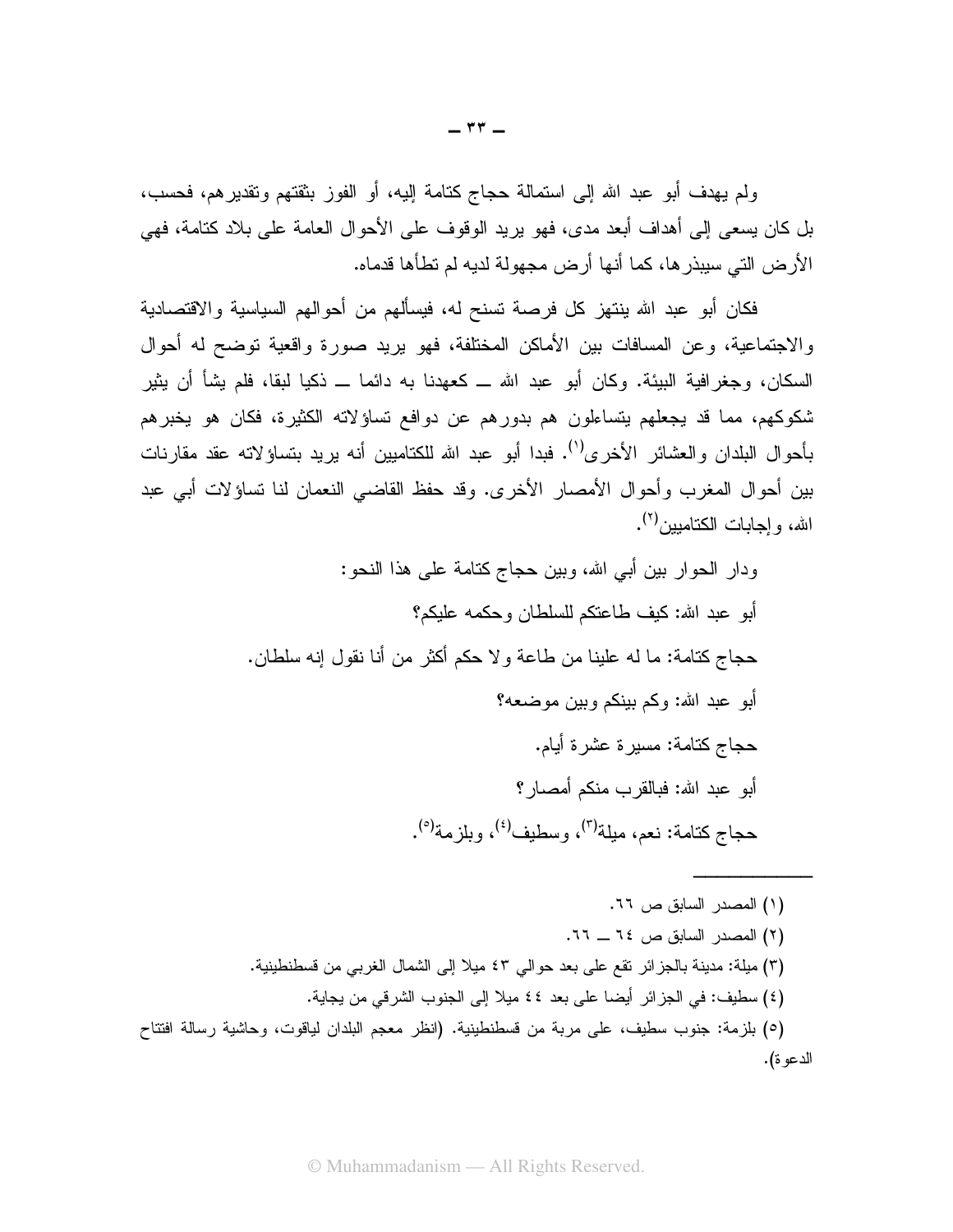ولم يهدف أبو عبد الله إلى استمالة حجاج كتامة إليه، أو الفوز بثقتهم وتقديرهم، فحسب، بل كان يسعى إلى أهداف أبعد مدى، فهو يريد الوقوف على الأحوال العامة على بلاد كتامة، فهي الأرض التي سيبذرها، كما أنها أرض مجهولة لديه لم تطأها قدماه.

فكان أبو عبد الله ينتهز كل فرصة تسنح له، فيسألهم من أحوالهم السياسية والاقتصادية والاجتماعية، وعن المسافات بين الأماكن المختلفة، فهو يريد صورة واقعية توضح له أحوال السكان، وجغرافية البيئة. وكان أبو عبد الله ــ كعهدنا به دائما ــ ذكيا لبقا، فلم يشأ أن يثير شكوكهم، مما قد يجعلهم يتساءلون هم بدورهم عن دوافع تساؤلاته الكثيرة، فكان هو يخبرهم بأحوال البلدان والعشائر الأخرى[1]. فبدا أبو عبد الله للكتاميين أنه يريد بتساؤلاته عقد مقارنات بين أحوال المغرب وأحوال الأمصار الأخرى. وقد حفظ القاضي النعمان لنا تساؤلات أبي عبد الله، وإجابات الكتاميين[2].

ودار الحوار بين أبي الله، وبين حجاج كتامة على هذا النحو:

أبو عبد الله: كيف طاعتكم للسلطان وحكمه عليكم؟

حجاج كتامة: ما له علينا من طاعة ولا حكم أكثر من أنا نقول إنه سلطان.

أبو عبد الله: وكم بينكم وبين موضعه؟

حجاج كتامة: مسيرة عشرة أيام.

أبو عبد الله: فبالقرب منكم أمصار؟

حجاج كتامة: نعم، ميلة[3]، وسطيف[4]، وبلزمة[5].

---

(١) المصدر السابق ص ٦٦.

(٢) المصدر السابق ص ٦٤ ــ ٦٦.

(٣) ميلة: مدينة بالجزائر تقع على بعد حوالي ٤٣ ميلا إلى الشمال الغربي من قسطنطينية.

(٤) سطيف: في الجزائر أيضا على بعد ٤٤ ميلا إلى الجنوب الشرقي من بجاية.

(٥) بلزمة: جنوب سطيف، على مربة من قسطنطينية. (انظر معجم البلدان لياقوت، وحاشية رسالة افتتاح الدعوة).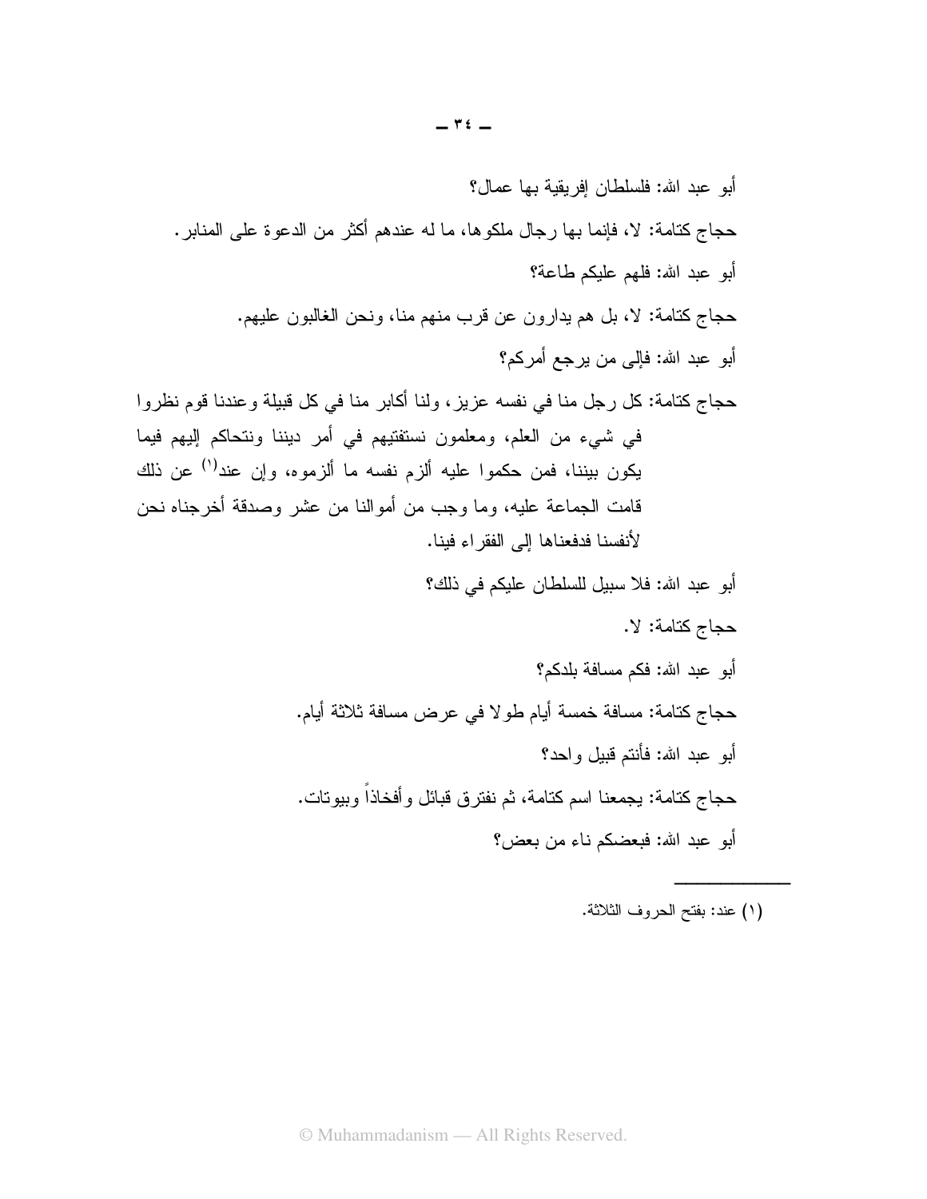أبو عبد الله: فلسلطان إفريقية بها عمال؟

حجاج كتامة: لا، فإنما بها رجال ملكوها، ما له عندهم أكثر من الدعوة على المنابر.

أبو عبد الله: فلهم عليكم طاعة؟

حجاج كتامة: لا، بل هم يدارون عن قرب منهم منا، ونحن الغالبون عليهم.

أبو عبد الله: فإلى من يرجع أمركم؟

حجاج كتامة: كل رجل منا في نفسه عزيز، ولنا أكابر منا في كل قبيلة وعندنا قوم نظروا في شيء من العلم، ومعلمون نستفتيهم في أمر ديننا ونتحاكم إليهم فيما يكون بيننا، فمن حكموا عليه ألزم نفسه ما ألزموه، وإن عند[1] عن ذلك قامت الجماعة عليه، وما وجب من أموالنا من عشر وصدقة أخرجناه نحن لأنفسنا فدفعناها إلى الفقراء فينا.

أبو عبد الله: فلا سبيل للسلطان عليكم في ذلك؟

حجاج كتامة: لا.

أبو عبد الله: فكم مسافة بلدكم؟

حجاج كتامة: مسافة خمسة أيام طولا في عرض مسافة ثلاثة أيام.

أبو عبد الله: فأنتم قبيل واحد؟

حجاج كتامة: يجمعنا اسم كتامة، ثم نفترق قبائل وأفخاذاً وبيوتات.

أبو عبد الله: فبعضكم ناء من بعض؟

---

(١) عند: بفتح الحروف الثلاثة.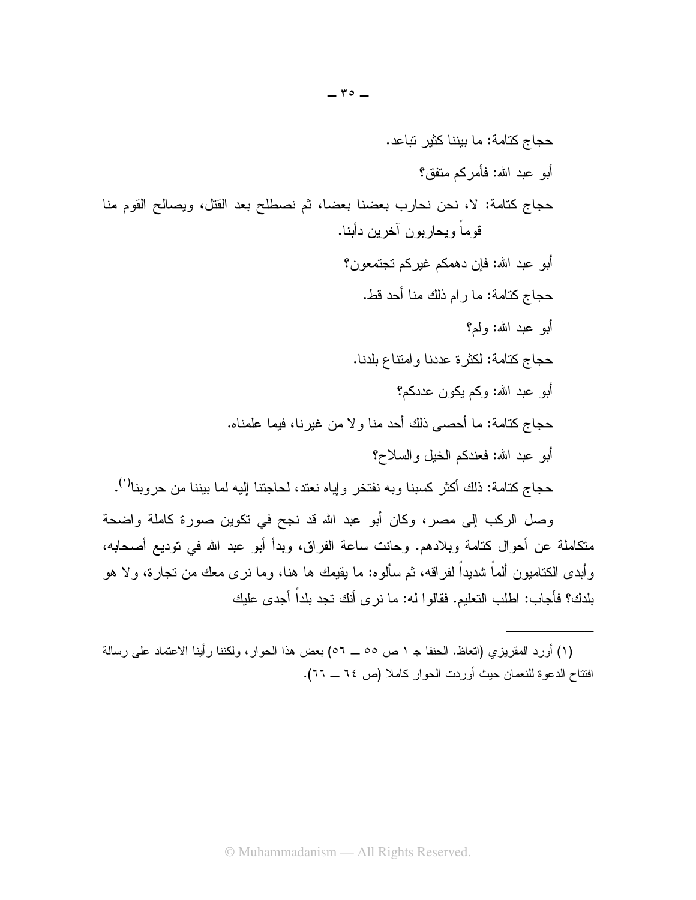حجاج كتامة: ما بيننا كثير تباعد.

أبو عبد الله: فأمركم متفق؟

حجاج كتامة: لا، نحن نحارب بعضنا بعضا، ثم نصطلح بعد القتل، ويصالح القوم منا قوماً ويحاربون آخرين دأبنا.

أبو عبد الله: فإن دهمكم غيركم تجتمعون؟

حجاج كتامة: ما رام ذلك منا أحد قط.

أبو عبد الله: ولم؟

حجاج كتامة: لكثرة عددنا وامتناع بلدنا.

أبو عبد الله: وكم يكون عددكم؟

حجاج كتامة: ما أحصى ذلك أحد منا ولا من غيرنا، فيما علمناه.

أبو عبد الله: فعندكم الخيل والسلاح؟

حجاج كتامة: ذلك أكثر كسبنا وبه نفتخر وإياه نعتد، لحاجتنا إليه لما بيننا من حروبنا[١].

وصل الركب إلى مصر، وكان أبو عبد الله قد نجح في تكوين صورة كاملة واضحة متكاملة عن أحوال كتامة وبلادهم. وحانت ساعة الفراق، وبدأ أبو عبد الله في توديع أصحابه، وأبدى الكتاميون ألماً شديداً لفراقه، ثم سألوه: ما يقيمك ها هنا، وما نرى معك من تجارة، ولا هو بلدك؟ فأجاب: اطلب التعليم. فقالوا له: ما نرى أنك تجد بلداً أجدى عليك

---

(١) أورد المقريزي (اتعاظ. الحنفا جـ ١ ص ٥٥ ــ ٥٦) بعض هذا الحوار، ولكننا رأينا الاعتماد على رسالة افتتاح الدعوة للنعمان حيث أوردت الحوار كاملا (ص ٦٤ ــ ٦٦).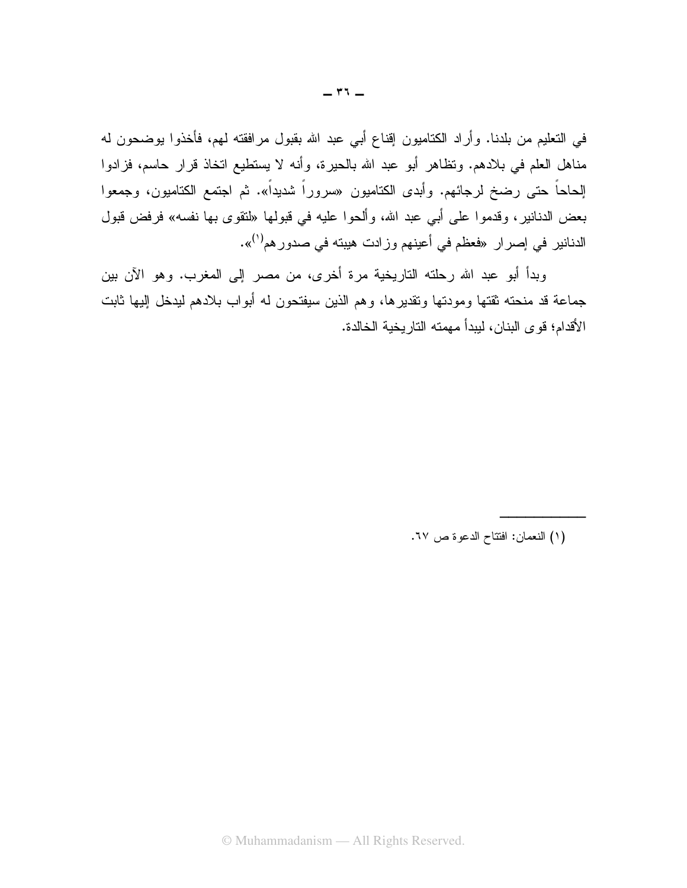في التعليم من بلدنا. وأراد الكتاميون إقناع أبي عبد الله بقبول مرافقته لهم، فأخذوا يوضحون له مناهل العلم في بلادهم. وتظاهر أبو عبد الله بالحيرة، وأنه لا يستطيع اتخاذ قرار حاسم، فزادوا إلحاحاً حتى رضخ لرجائهم. وأبدى الكتاميون «سروراً شديداً». ثم اجتمع الكتاميون، وجمعوا بعض الدنانير، وقدموا على أبي عبد الله، وألحوا عليه في قبولها «لتقوى بها نفسه» فرفض قبول الدنانير في إصرار «فعظم في أعينهم وزادت هيبته في صدورهم[1]».

وبدأ أبو عبد الله رحلته التاريخية مرة أخرى، من مصر إلى المغرب. وهو الآن بين جماعة قد منحته ثقتها ومودتها وتقديرها، وهم الذين سيفتحون له أبواب بلادهم ليدخل إليها ثابت الأقدام؛ قوى البنان، ليبدأ مهمته التاريخية الخالدة.

---

(١) النعمان: افتتاح الدعوة ص ٦٧.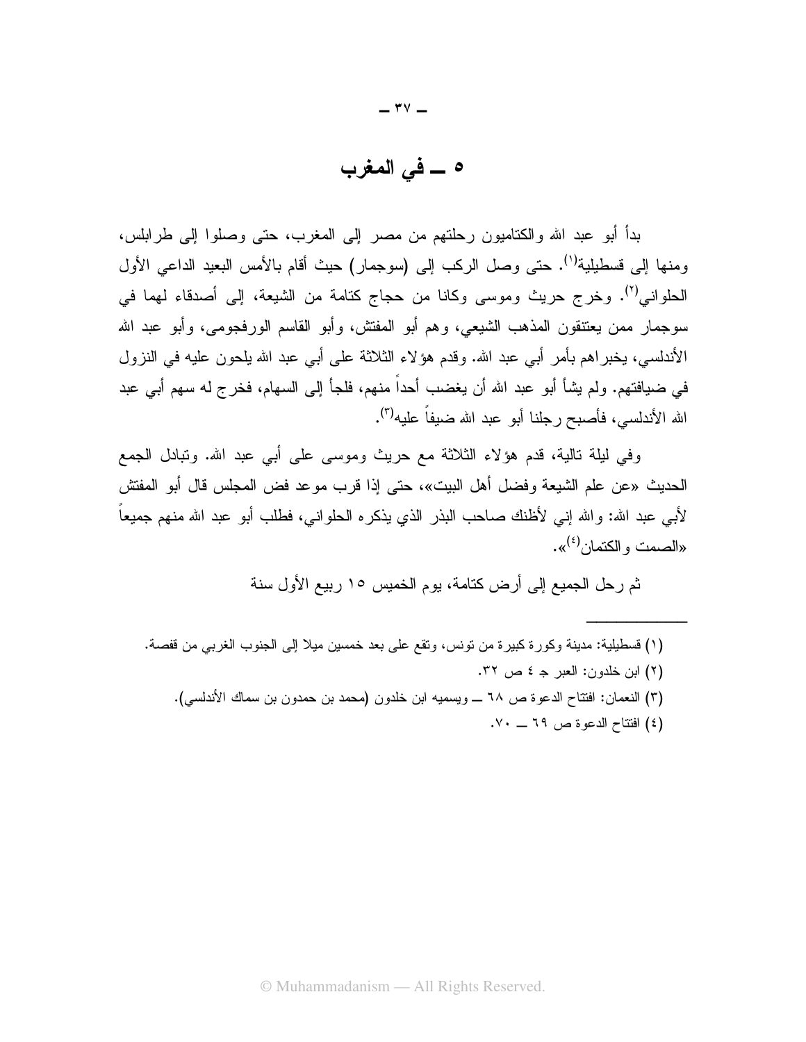## ٥ ــ في المغرب

بدأ أبو عبد الله والكتاميون رحلتهم من مصر إلى المغرب، حتى وصلوا إلى طرابلس، ومنها إلى قسطيلية[١]. حتى وصل الركب إلى (سوجمار) حيث أقام بالأمس البعيد الداعي الأول الحلواني[٢]. وخرج حريث وموسى وكانا من حجاج كتامة من الشيعة، إلى أصدقاء لهما في سوجمار ممن يعتنقون المذهب الشيعي، وهم أبو المفتش، وأبو القاسم الورفجومي، وأبو عبد الله الأندلسي، يخبراهم بأمر أبي عبد الله. وقدم هؤلاء الثلاثة على أبي عبد الله يلحون عليه في النزول في ضيافتهم. ولم يشأ أبو عبد الله أن يغضب أحداً منهم، فلجأ إلى السهام، فخرج له سهم أبي عبد الله الأندلسي، فأصبح رجلنا أبو عبد الله ضيفاً عليه[٣].

وفي ليلة تالية، قدم هؤلاء الثلاثة مع حريث وموسى على أبي عبد الله. وتبادل الجمع الحديث «عن علم الشيعة وفضل أهل البيت»، حتى إذا قرب موعد فض المجلس قال أبو المفتش لأبي عبد الله: والله إني لأظنك صاحب البذر الذي يذكره الحلواني، فطلب أبو عبد الله منهم جميعاً «الصمت والكتمان[٤]».

ثم رحل الجميع إلى أرض كتامة، يوم الخميس ١٥ ربيع الأول سنة

---

(١) قسطيلية: مدينة وكورة كبيرة من تونس، وتقع على بعد خمسين ميلا إلى الجنوب الغربي من قفصة.

(٢) ابن خلدون: العبر جـ ٤ ص ٣٢.

(٣) النعمان: افتتاح الدعوة ص ٦٨ ــ ويسميه ابن خلدون (محمد بن حمدون بن سماك الأندلسي).

(٤) افتتاح الدعوة ص ٦٩ ــ ٧٠.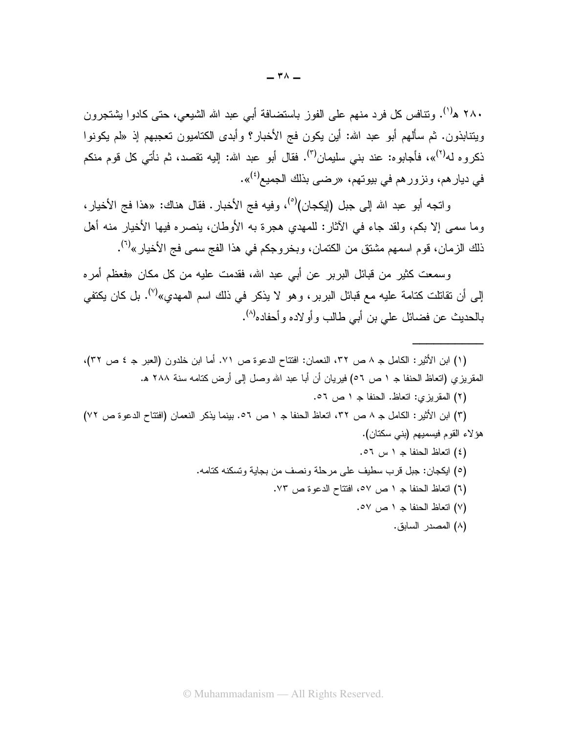٢٨٠ هـ[١]. وتنافس كل فرد منهم على الفوز باستضافة أبي عبد الله الشيعي، حتى كادوا يشتجرون ويتنابذون. ثم سألهم أبو عبد الله: أين يكون فج الأخبار؟ وأبدى الكتاميون تعجبهم إذ «لم يكونوا ذكروه له[٢]»، فأجابوه: عند بني سليمان[٣]. فقال أبو عبد الله: إليه تقصد، ثم نأتي كل قوم منكم في ديارهم، ونزورهم في بيوتهم، «رضى بذلك الجميع[٤]».

واتجه أبو عبد الله إلى جبل (إيكجان)[٥]، وفيه فج الأخبار. فقال هناك: «هذا فج الأخيار، وما سمي إلا بكم، ولقد جاء في الآثار: للمهدي هجرة به الأوطان، ينصره فيها الأخيار منه أهل ذلك الزمان، قوم اسمهم مشتق من الكتمان، وبخروجكم في هذا الفج سمي فج الأخيار»[٦].

وسمعت كثير من قبائل البربر عن أبي عبد الله، فقدمت عليه من كل مكان «فعظم أمره إلى أن تقاتلت كتامة عليه مع قبائل البربر، وهو لا يذكر في ذلك اسم المهدي»[٧]. بل كان يكتفي بالحديث عن فضائل علي بن أبي طالب وأولاده وأحفاده[٨].

---

(١) ابن الأثير: الكامل جـ ٨ ص ٣٢، النعمان: افتتاح الدعوة ص ٧١. أما ابن خلدون (العبر جـ ٤ ص ٣٢)، المقريزي (اتعاظ الحنفا جـ ١ ص ٥٦) فيريان أن أبا عبد الله وصل إلى أرض كتامه سنة ٢٨٨ هـ.

(٢) المقريزي: اتعاظ. الحنفا جـ ١ ص ٥٦.

(٣) ابن الأثير: الكامل جـ ٨ ص ٣٢، اتعاظ الحنفا جـ ١ ص ٥٦. بينما يذكر النعمان (افتتاح الدعوة ص ٧٢) هؤلاء القوم فيسميهم (بني سكتان).

(٤) اتعاظ الحنفا جـ ١ س ٥٦.

(٥) ايكجان: جبل قرب سطيف على مرحلة ونصف من بجاية وتسكنه كتامه.

(٦) اتعاظ الحنفا جـ ١ ص ٥٧، افتتاح الدعوة ص ٧٣.

(٧) اتعاظ الحنفا جـ ١ ص ٥٧.

(٨) المصدر السابق.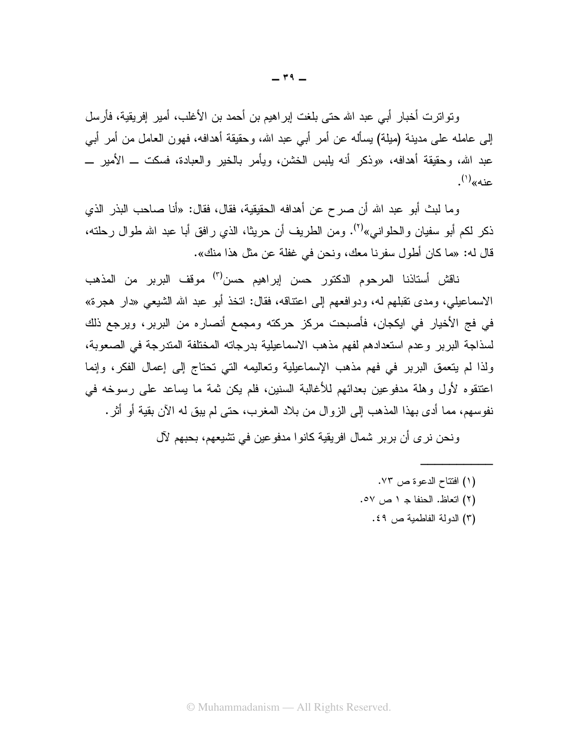وتواترت أخبار أبي عبد الله حتى بلغت إبراهيم بن أحمد بن الأغلب، أمير إفريقية، فأرسل إلى عامله على مدينة (ميلة) يسأله عن أمر أبي عبد الله، وحقيقة أهدافه، فهون العامل من أمر أبي عبد الله، وحقيقة أهدافه، «وذكر أنه يلبس الخشن، ويأمر بالخير والعبادة، فسكت ــ الأمير ــ عنه»[1].

وما لبث أبو عبد الله أن صرح عن أهدافه الحقيقية، فقال، فقال: «أنا صاحب البذر الذي ذكر لكم أبو سفيان والحلواني»[2]. ومن الطريف أن حريثا، الذي رافق أبا عبد الله طوال رحلته، قال له: «ما كان أطول سفرنا معك، ونحن في غفلة عن مثل هذا منك».

ناقش أستاذنا المرحوم الدكتور حسن إبراهيم حسن[3] موقف البربر من المذهب الاسماعيلي، ومدى تقبلهم له، ودوافعهم إلى اعتناقه، فقال: اتخذ أبو عبد الله الشيعي «دار هجرة» في فج الأخيار في ايكجان، فأصبحت مركز حركته ومجمع أنصاره من البربر، ويرجع ذلك لسذاجة البربر وعدم استعدادهم لفهم مذهب الاسماعيلية بدرجاته المختلفة المتدرجة في الصعوبة، ولذا لم يتعمق البربر في فهم مذهب الإسماعيلية وتعاليمه التي تحتاج إلى إعمال الفكر، وإنما اعتنقوه لأول وهلة مدفوعين بعدائهم للأغالبة السنين، فلم يكن ثمة ما يساعد على رسوخه في نفوسهم، مما أدى بهذا المذهب إلى الزوال من بلاد المغرب، حتى لم يبق له الآن بقية أو أثر.

ونحن نرى أن بربر شمال افريقية كانوا مدفوعين في تشيعهم، بحبهم لآل

---

(١) افتتاح الدعوة ص ٧٣.

(٢) اتعاظ. الحنفا جـ ١ ص ٥٧.

(٣) الدولة الفاطمية ص ٤٩.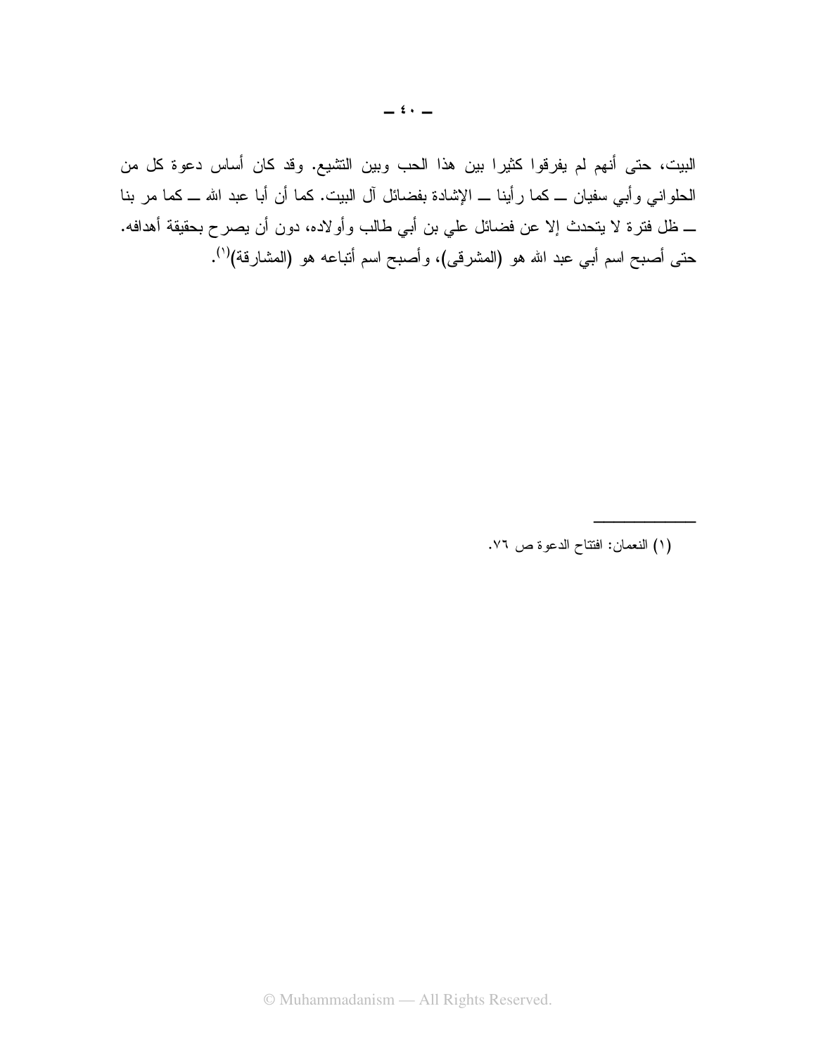البيت، حتى أنهم لم يفرقوا كثيرا بين هذا الحب وبين التشيع. وقد كان أساس دعوة كل من الحلواني وأبي سفيان ــ كما رأينا ــ الإشادة بفضائل آل البيت. كما أن أبا عبد الله ــ كما مر بنا ــ ظل فترة لا يتحدث إلا عن فضائل علي بن أبي طالب وأولاده، دون أن يصرح بحقيقة أهدافه. حتى أصبح اسم أبي عبد الله هو (المشرقى)، وأصبح اسم أتباعه هو (المشارقة)[١].

---

(١) النعمان: افتتاح الدعوة ص ٧٦.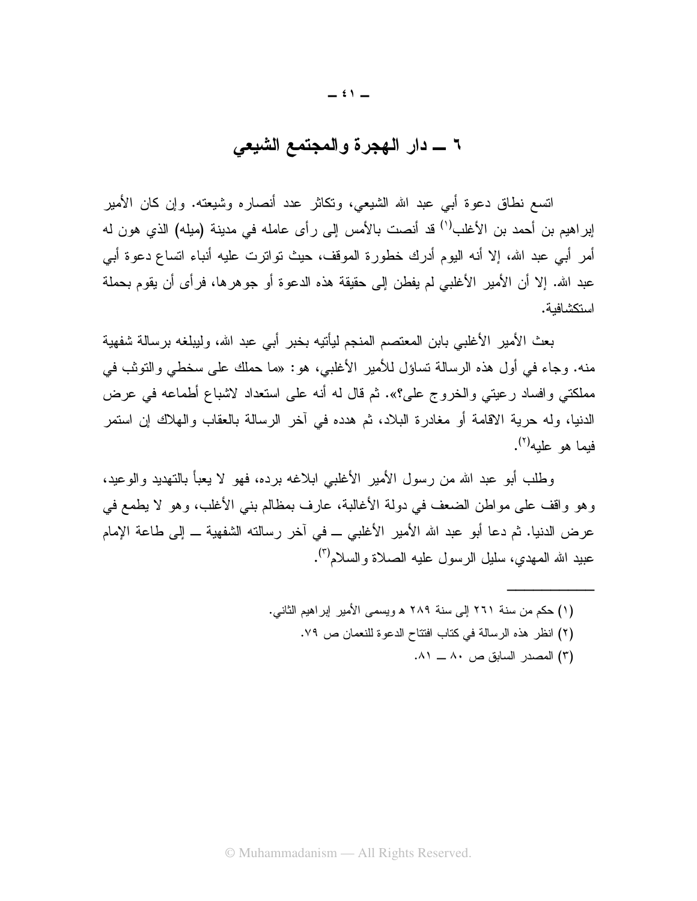## ٦ ــ دار الهجرة والمجتمع الشيعي

اتسع نطاق دعوة أبي عبد الله الشيعي، وتكاثر عدد أنصاره وشيعته. وإن كان الأمير إبراهيم بن أحمد بن الأغلب[١] قد أنصت بالأمس إلى رأى عامله في مدينة (ميله) الذي هون له أمر أبي عبد الله، إلا أنه اليوم أدرك خطورة الموقف، حيث تواترت عليه أنباء اتساع دعوة أبي عبد الله. إلا أن الأمير الأغلبي لم يفطن إلى حقيقة هذه الدعوة أو جوهرها، فرأى أن يقوم بحملة استكشافية.

بعث الأمير الأغلبي بابن المعتصم المنجم ليأتيه بخبر أبي عبد الله، وليبلغه برسالة شفهية منه. وجاء في أول هذه الرسالة تساؤل للأمير الأغلبي، هو: «ما حملك على سخطي والتوثب في مملكتي وافساد رعيتي والخروج علي؟». ثم قال له أنه على استعداد لاشباع أطماعه في عرض الدنيا، وله حرية الاقامة أو مغادرة البلاد، ثم هدده في آخر الرسالة بالعقاب والهلاك إن استمر فيما هو عليه[٢].

وطلب أبو عبد الله من رسول الأمير الأغلبي ابلاغه برده، فهو لا يعبأ بالتهديد والوعيد، وهو واقف على مواطن الضعف في دولة الأغالبة، عارف بمظالم بني الأغلب، وهو لا يطمع في عرض الدنيا. ثم دعا أبو عبد الله الأمير الأغلبي ــ في آخر رسالته الشفهية ــ إلى طاعة الإمام عبيد الله المهدي، سليل الرسول عليه الصلاة والسلام[٣].

---

(١) حكم من سنة ٢٦١ إلى سنة ٢٨٩ هـ ويسمى الأمير إبراهيم الثاني.

(٢) انظر هذه الرسالة في كتاب افتتاح الدعوة للنعمان ص ٧٩.

(٣) المصدر السابق ص ٨٠ ــ ٨١.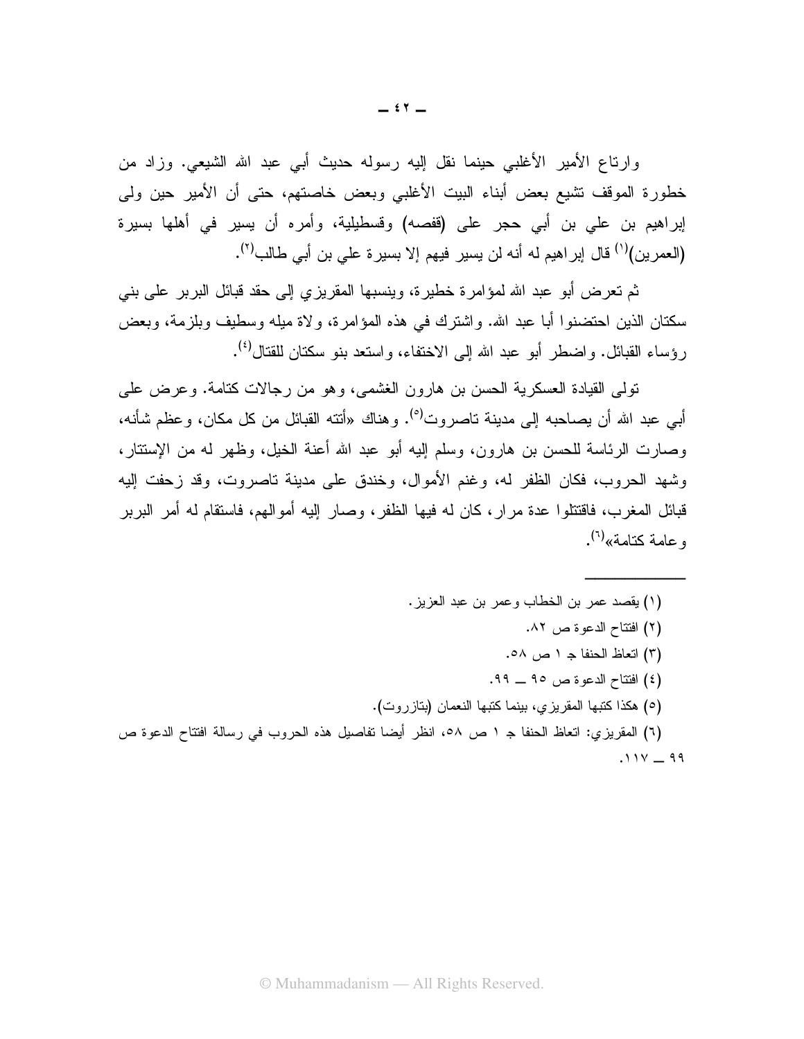وارتاع الأمير الأغلبي حينما نقل إليه رسوله حديث أبي عبد الله الشيعي. وزاد من خطورة الموقف تشيع بعض أبناء البيت الأغلبي وبعض خاصتهم، حتى أن الأمير حين ولى إبراهيم بن علي بن أبي حجر على (قفصه) وقسطيلية، وأمره أن يسير في أهلها بسيرة (العمرين)[1] قال إبراهيم له أنه لن يسير فيهم إلا بسيرة علي بن أبي طالب[2].

ثم تعرض أبو عبد الله لمؤامرة خطيرة، وينسبها المقريزي إلى حقد قبائل البربر على بني سكتان الذين احتضنوا أبا عبد الله. واشترك في هذه المؤامرة، ولاة ميله وسطيف وبلزمة، وبعض رؤساء القبائل. واضطر أبو عبد الله إلى الاختفاء، واستعد بنو سكتان للقتال[4].

تولى القيادة العسكرية الحسن بن هارون الغشمي، وهو من رجالات كتامة. وعرض على أبي عبد الله أن يصاحبه إلى مدينة تاصروت[5]. وهناك «أتته القبائل من كل مكان، وعظم شأنه، وصارت الرئاسة للحسن بن هارون، وسلم إليه أبو عبد الله أعنة الخيل، وظهر له من الإستتار، وشهد الحروب، فكان الظفر له، وغنم الأموال، وخندق على مدينة تاصروت، وقد زحفت إليه قبائل المغرب، فاقتتلوا عدة مرار، كان له فيها الظفر، وصار إليه أموالهم، فاستقام له أمر البربر وعامة كتامة»[6].

---

(١) يقصد عمر بن الخطاب وعمر بن عبد العزيز.

(٢) افتتاح الدعوة ص ٨٢.

(٣) اتعاظ الحنفا جـ ١ ص ٥٨.

(٤) افتتاح الدعوة ص ٩٥ ــ ٩٩.

(٥) هكذا كتبها المقريزي، بينما كتبها النعمان (بتازروت).

(٦) المقريزي: اتعاظ الحنفا جـ ١ ص ٥٨، انظر أيضا تفاصيل هذه الحروب في رسالة افتتاح الدعوة ص ٩٩ ــ ١١٧.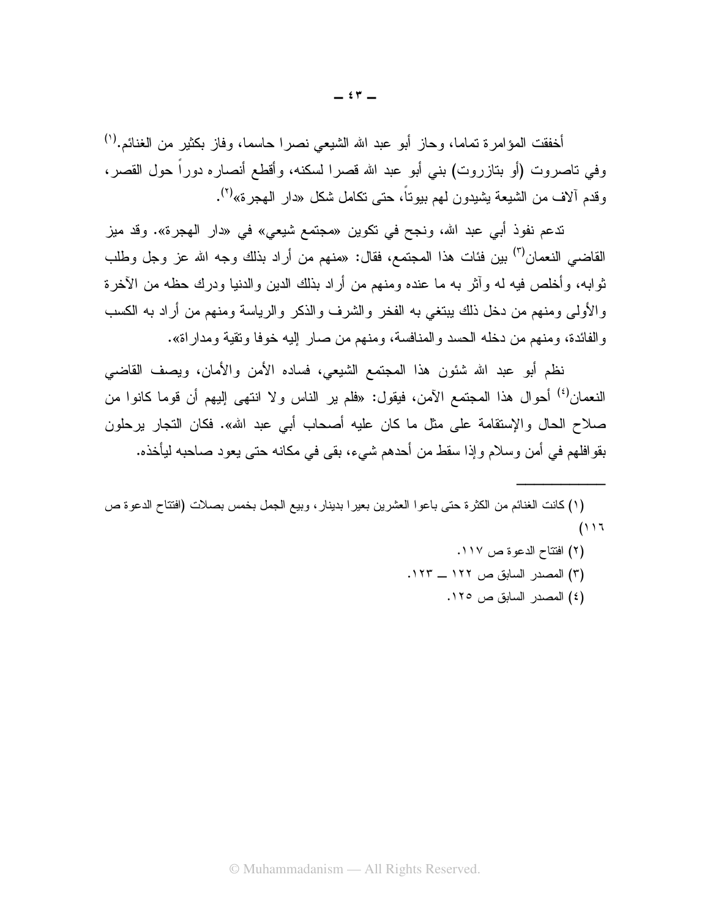أخفقت المؤامرة تماما، وحاز أبو عبد الله الشيعي نصرا حاسما، وفاز بكثير من الغنائم.[١] وفي تاصروت (أو بتازروت) بني أبو عبد الله قصرا لسكنه، وأقطع أنصاره دوراً حول القصر، وقدم آلاف من الشيعة يشيدون لهم بيوتاً، حتى تكامل شكل «دار الهجرة»[٢].

تدعم نفوذ أبي عبد الله، ونجح في تكوين «مجتمع شيعي» في «دار الهجرة». وقد ميز القاضي النعمان[٣] بين فئات هذا المجتمع، فقال: «منهم من أراد بذلك وجه الله عز وجل وطلب ثوابه، وأخلص فيه له وآثر به ما عنده ومنهم من أراد بذلك الدين والدنيا ودرك حظه من الآخرة والأولى ومنهم من دخل ذلك يبتغي به الفخر والشرف والذكر والرياسة ومنهم من أراد به الكسب والفائدة، ومنهم من دخله الحسد والمنافسة، ومنهم من صار إليه خوفا وتقية ومداراة».

نظم أبو عبد الله شئون هذا المجتمع الشيعي، فساده الأمن والأمان، ويصف القاضي النعمان[٤] أحوال هذا المجتمع الآمن، فيقول: «فلم ير الناس ولا انتهى إليهم أن قوما كانوا من صلاح الحال والإستقامة على مثل ما كان عليه أصحاب أبي عبد الله». فكان التجار يرحلون بقوافلهم في أمن وسلام وإذا سقط من أحدهم شيء، بقى في مكانه حتى يعود صاحبه ليأخذه.

---

(١) كانت الغنائم من الكثرة حتى باعوا العشرين بعيرا بدينار، وبيع الجمل بخمس بصلات (افتتاح الدعوة ص ١١٦)

(٢) افتتاح الدعوة ص ١١٧.

(٣) المصدر السابق ص ١٢٢ ــ ١٢٣.

(٤) المصدر السابق ص ١٢٥.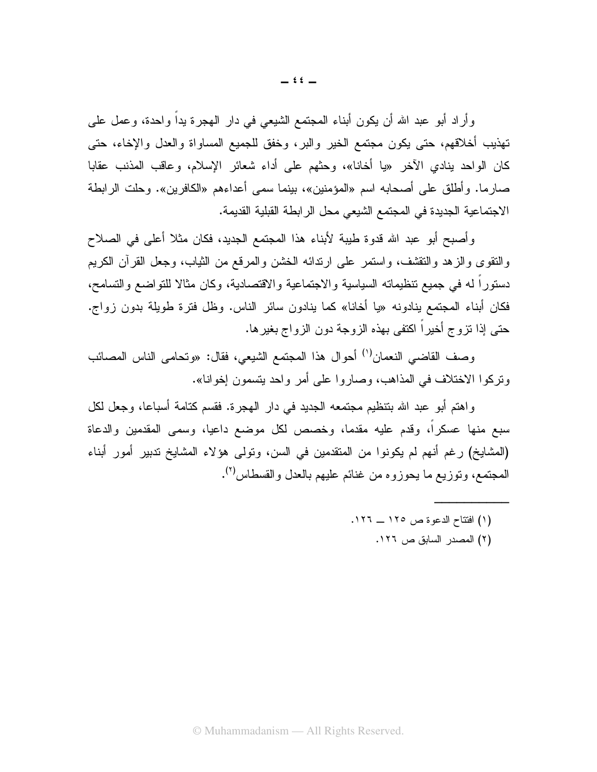وأراد أبو عبد الله أن يكون أبناء المجتمع الشيعي في دار الهجرة يداً واحدة، وعمل على تهذيب أخلاقهم، حتى يكون مجتمع الخير والبر، وخفق للجميع المساواة والعدل والإخاء، حتى كان الواحد ينادي الآخر «يا أخانا»، وحثهم على أداء شعائر الإسلام، وعاقب المذنب عقابا صارما. وأطلق على أصحابه اسم «المؤمنين»، بينما سمى أعداءهم «الكافرين». وحلت الرابطة الاجتماعية الجديدة في المجتمع الشيعي محل الرابطة القبلية القديمة.

وأصبح أبو عبد الله قدوة طيبة لأبناء هذا المجتمع الجديد، فكان مثلا أعلى في الصلاح والتقوى والزهد والتقشف، واستمر على ارتدائه الخشن والمرقع من الثياب، وجعل القرآن الكريم دستوراً له في جميع تنظيماته السياسية والاجتماعية والاقتصادية، وكان مثالا للتواضع والتسامح، فكان أبناء المجتمع ينادونه «يا أخانا» كما ينادون سائر الناس. وظل فترة طويلة بدون زواج. حتى إذا تزوج أخيراً اكتفى بهذه الزوجة دون الزواج بغيرها.

وصف القاضي النعمان[١] أحوال هذا المجتمع الشيعي، فقال: «وتحامى الناس المصائب وتركوا الاختلاف في المذاهب، وصاروا على أمر واحد يتسمون إخوانا».

واهتم أبو عبد الله بتنظيم مجتمعه الجديد في دار الهجرة. فقسم كتامة أسباعا، وجعل لكل سبع منها عسكراً، وقدم عليه مقدما، وخصص لكل موضع داعيا، وسمى المقدمين والدعاة (المشايخ) رغم أنهم لم يكونوا من المتقدمين في السن، وتولى هؤلاء المشايخ تدبير أمور أبناء المجتمع، وتوزيع ما يحوزوه من غنائم عليهم بالعدل والقسطاس[٢].

---

(١) افتتاح الدعوة ص ١٢٥ ــ ١٢٦.

(٢) المصدر السابق ص ١٢٦.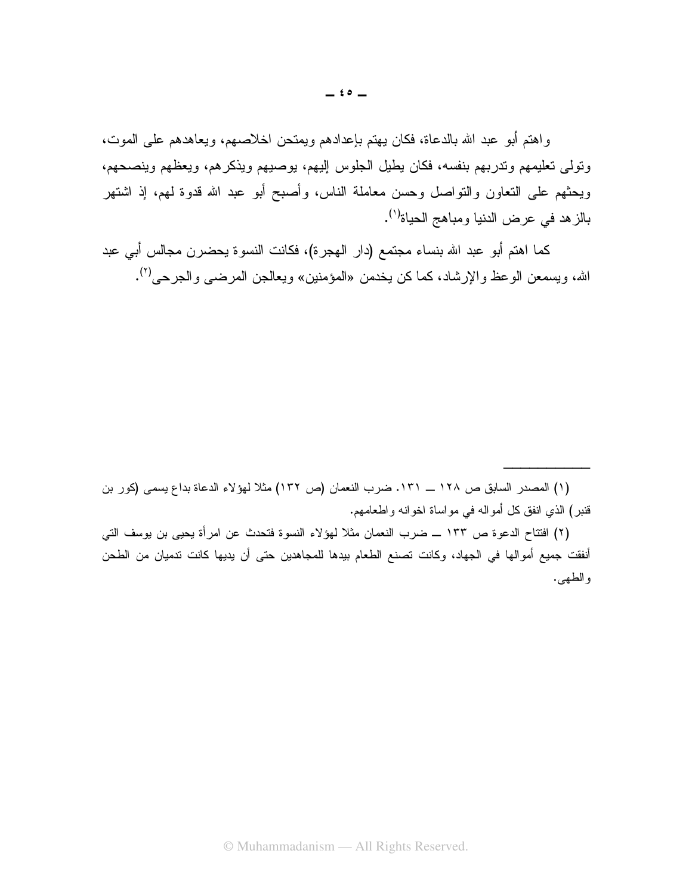واهتم أبو عبد الله بالدعاة، فكان يهتم بإعدادهم ويمتحن اخلاصهم، ويعاهدهم على الموت، وتولى تعليمهم وتدربهم بنفسه، فكان يطيل الجلوس إليهم، يوصيهم ويذكرهم، ويعظهم وينصحهم، ويحثهم على التعاون والتواصل وحسن معاملة الناس، وأصبح أبو عبد الله قدوة لهم، إذ اشتهر بالزهد في عرض الدنيا ومباهج الحياة[1].

كما اهتم أبو عبد الله بنساء مجتمع (دار الهجرة)، فكانت النسوة يحضرن مجالس أبي عبد الله، ويسمعن الوعظ والإرشاد، كما كن يخدمن «المؤمنين» ويعالجن المرضى والجرحى[2].

---

(١) المصدر السابق ص ١٢٨ ــ ١٣١. ضرب النعمان (ص ١٣٢) مثلا لهؤلاء الدعاة بداع يسمى (كور بن قنبر) الذي انفق كل أمواله في مواساة اخوانه واطعامهم.

(٢) افتتاح الدعوة ص ١٣٣ ــ ضرب النعمان مثلا لهؤلاء النسوة فتحدث عن امرأة يحيى بن يوسف التي أنفقت جميع أموالها في الجهاد، وكانت تصنع الطعام بيدها للمجاهدين حتى أن يديها كانت تدميان من الطحن والطهى.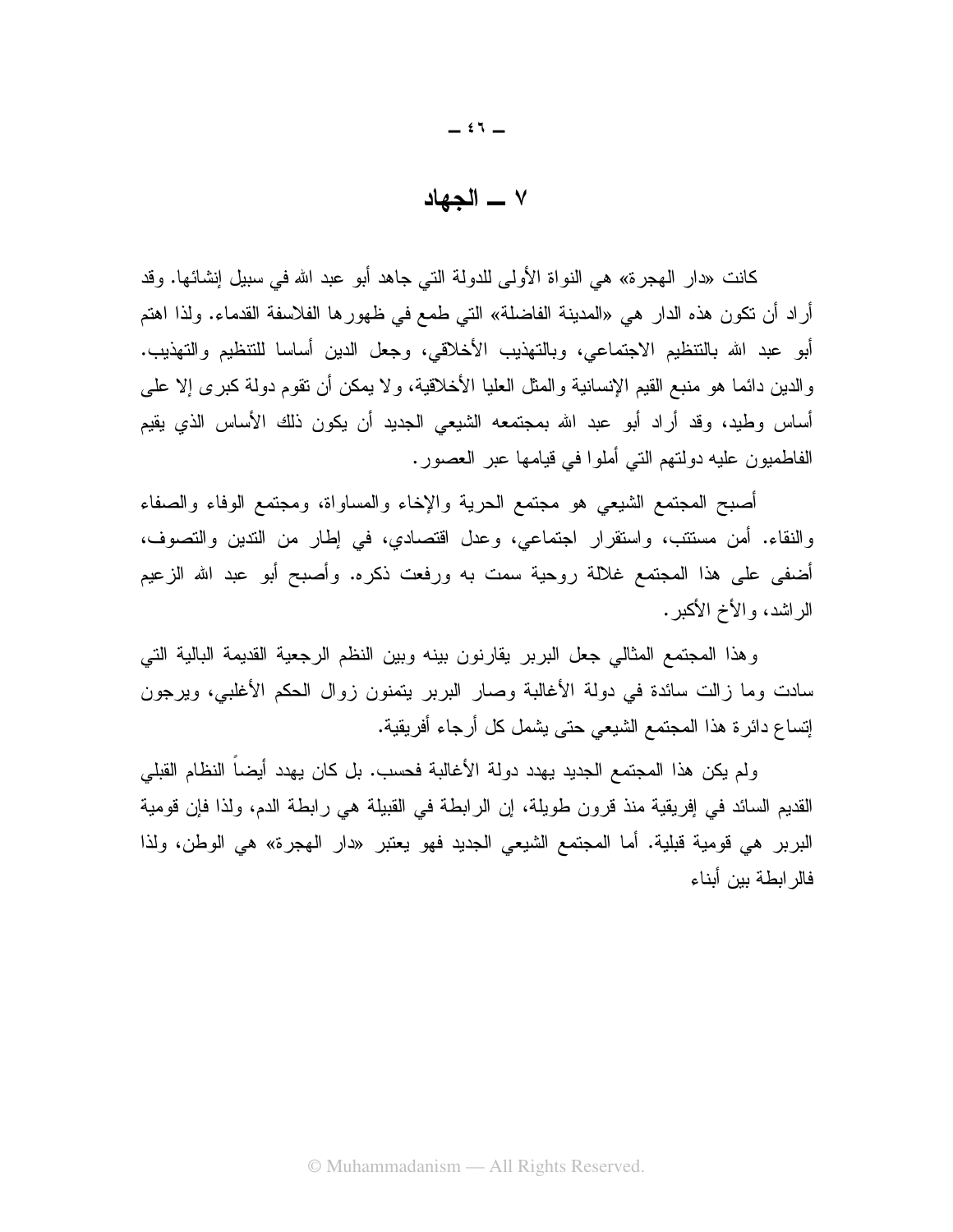## ٧ ــ الجهاد

كانت «دار الهجرة» هي النواة الأولى للدولة التي جاهد أبو عبد الله في سبيل إنشائها. وقد أراد أن تكون هذه الدار هي «المدينة الفاضلة» التي طمع في ظهورها الفلاسفة القدماء. ولذا اهتم أبو عبد الله بالتنظيم الاجتماعي، وبالتهذيب الأخلاقي، وجعل الدين أساسا للتنظيم والتهذيب. والدين دائما هو منبع القيم الإنسانية والمثل العليا الأخلاقية، ولا يمكن أن تقوم دولة كبرى إلا على أساس وطيد، وقد أراد أبو عبد الله بمجتمعه الشيعي الجديد أن يكون ذلك الأساس الذي يقيم الفاطميون عليه دولتهم التي أملوا في قيامها عبر العصور.

أصبح المجتمع الشيعي هو مجتمع الحرية والإخاء والمساواة، ومجتمع الوفاء والصفاء والنقاء. أمن مستتب، واستقرار اجتماعي، وعدل اقتصادي، في إطار من التدين والتصوف، أضفى على هذا المجتمع غلالة روحية سمت به ورفعت ذكره. وأصبح أبو عبد الله الزعيم الراشد، والأخ الأكبر.

وهذا المجتمع المثالي جعل البربر يقارنون بينه وبين النظم الرجعية القديمة البالية التي سادت وما زالت سائدة في دولة الأغالبة وصار البربر يتمنون زوال الحكم الأغلبي، ويرجون إتساع دائرة هذا المجتمع الشيعي حتى يشمل كل أرجاء أفريقية.

ولم يكن هذا المجتمع الجديد يهدد دولة الأغالبة فحسب. بل كان يهدد أيضاً النظام القبلي القديم السائد في إفريقية منذ قرون طويلة، إن الرابطة في القبيلة هي رابطة الدم، ولذا فإن قومية البربر هي قومية قبلية. أما المجتمع الشيعي الجديد فهو يعتبر «دار الهجرة» هي الوطن، ولذا فالرابطة بين أبناء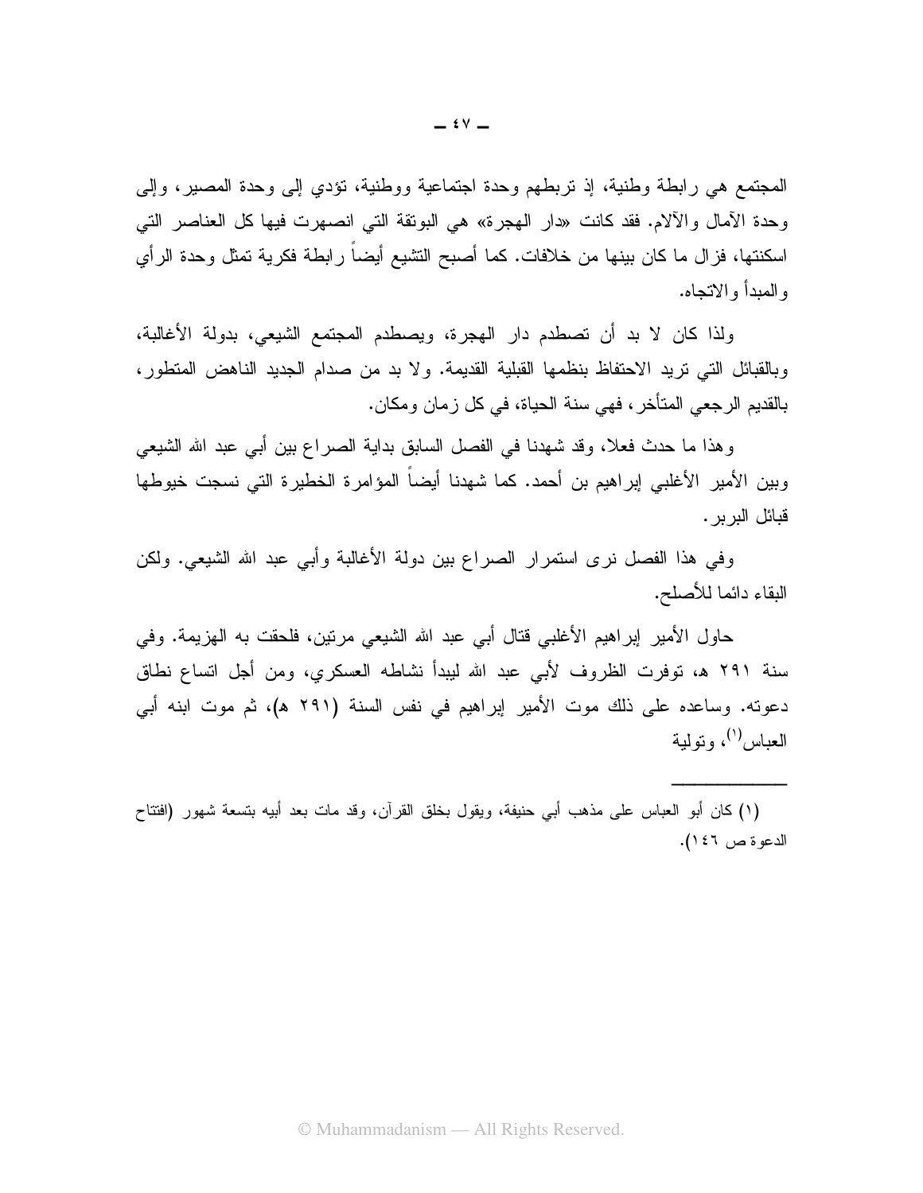المجتمع هي رابطة وطنية، إذ تربطهم وحدة اجتماعية ووطنية، تؤدي إلى وحدة المصير، وإلى وحدة الآمال والآلام. فقد كانت «دار الهجرة» هي البوتقة التي انصهرت فيها كل العناصر التي اسكنتها، فزال ما كان بينها من خلافات. كما أصبح التشيع أيضاً رابطة فكرية تمثل وحدة الرأي والمبدأ والاتجاه.

ولذا كان لا بد أن تصطدم دار الهجرة، ويصطدم المجتمع الشيعي، بدولة الأغالبة، وبالقبائل التي تريد الاحتفاظ بنظمها القبلية القديمة. ولا بد من صدام الجديد الناهض المتطور، بالقديم الرجعي المتأخر، فهي سنة الحياة، في كل زمان ومكان.

وهذا ما حدث فعلا، وقد شهدنا في الفصل السابق بداية الصراع بين أبي عبد الله الشيعي وبين الأمير الأغلبي إبراهيم بن أحمد. كما شهدنا أيضاً المؤامرة الخطيرة التي نسجت خيوطها قبائل البربر.

وفي هذا الفصل نرى استمرار الصراع بين دولة الأغالبة وأبي عبد الله الشيعي. ولكن البقاء دائما للأصلح.

حاول الأمير إبراهيم الأغلبي قتال أبي عبد الله الشيعي مرتين، فلحقت به الهزيمة. وفي سنة ٢٩١ هـ، توفرت الظروف لأبي عبد الله ليبدأ نشاطه العسكري، ومن أجل اتساع نطاق دعوته. وساعده على ذلك موت الأمير إبراهيم في نفس السنة (٢٩١ هـ)، ثم موت ابنه أبي العباس[١]، وتولية

---

(١) كان أبو العباس على مذهب أبي حنيفة، ويقول بخلق القرآن، وقد مات بعد أبيه بتسعة شهور (افتتاح الدعوة ص ١٤٦).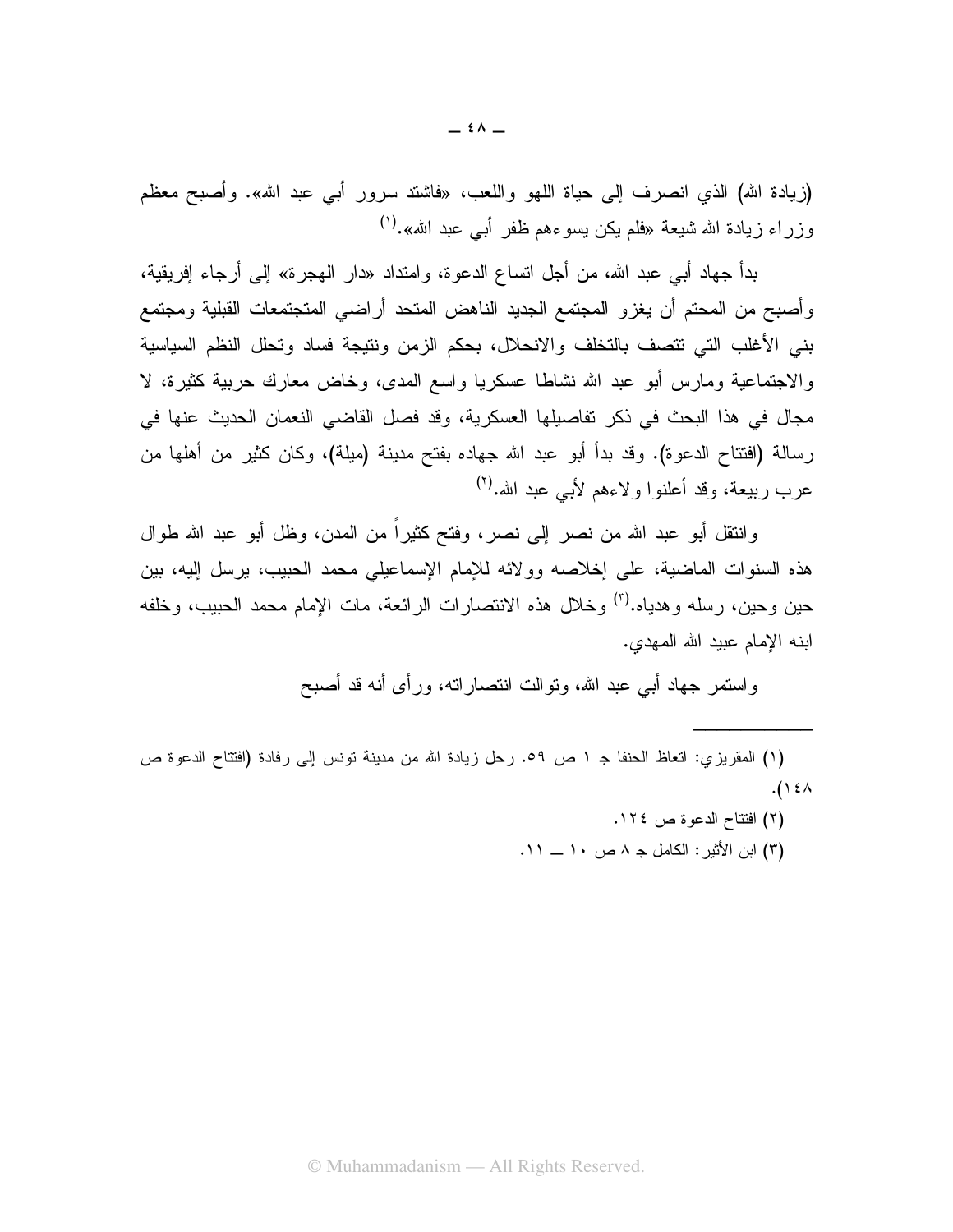(زيادة الله) الذي انصرف إلى حياة اللهو واللعب، «فاشتد سرور أبي عبد الله». وأصبح معظم وزراء زيادة الله شيعة «فلم يكن يسوءهم ظفر أبي عبد الله».[١]

بدأ جهاد أبي عبد الله، من أجل اتساع الدعوة، وامتداد «دار الهجرة» إلى أرجاء إفريقية، وأصبح من المحتم أن يغزو المجتمع الجديد الناهض المتحد أراضي المتجمعات القبلية ومجتمع بني الأغلب التي تتصف بالتخلف والانحلال، بحكم الزمن ونتيجة فساد وتحلل النظم السياسية والاجتماعية ومارس أبو عبد الله نشاطا عسكريا واسع المدى، وخاض معارك حربية كثيرة، لا مجال في هذا البحث في ذكر تفاصيلها العسكرية، وقد فصل القاضي النعمان الحديث عنها في رسالة (افتتاح الدعوة). وقد بدأ أبو عبد الله جهاده بفتح مدينة (ميلة)، وكان كثير من أهلها من عرب ربيعة، وقد أعلنوا ولاءهم لأبي عبد الله.[٢]

وانتقل أبو عبد الله من نصر إلى نصر، وفتح كثيراً من المدن، وظل أبو عبد الله طوال هذه السنوات الماضية، على إخلاصه وولائه للإمام الإسماعيلي محمد الحبيب، يرسل إليه، بين حين وحين، رسله وهداياه.[٣] وخلال هذه الانتصارات الرائعة، مات الإمام محمد الحبيب، وخلفه ابنه الإمام عبيد الله المهدي.

واستمر جهاد أبي عبد الله، وتوالت انتصاراته، ورأى أنه قد أصبح

---

(١) المقريزي: اتعاظ الحنفا جـ ١ ص ٥٩. رحل زيادة الله من مدينة تونس إلى رفادة (افتتاح الدعوة ص ١٤٨).

(٢) افتتاح الدعوة ص ١٢٤.

(٣) ابن الأثير: الكامل جـ ٨ ص ١٠ ــ ١١.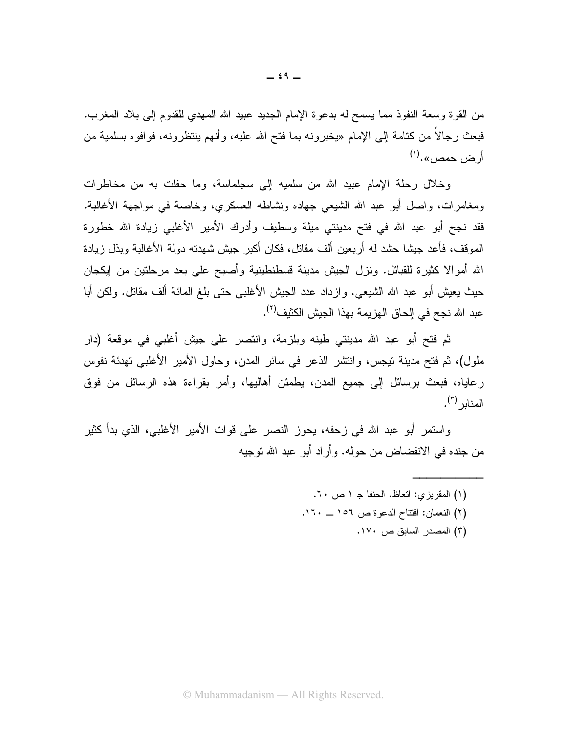من القوة وسعة النفوذ مما يسمح له بدعوة الإمام الجديد عبيد الله المهدي للقدوم إلى بلاد المغرب. فبعث رجالاً من كتامة إلى الإمام «يخبرونه بما فتح الله عليه، وأنهم ينتظرونه، فوافوه بسلمية من أرض حمص».[1]

وخلال رحلة الإمام عبيد الله من سلميه إلى سجلماسة، وما حفلت به من مخاطرات ومغامرات، واصل أبو عبد الله الشيعي جهاده ونشاطه العسكري، وخاصة في مواجهة الأغالبة. فقد نجح أبو عبد الله في فتح مدينتي ميلة وسطيف وأدرك الأمير الأغلبي زيادة الله خطورة الموقف، فأعد جيشا حشد له أربعين ألف مقاتل، فكان أكبر جيش شهدته دولة الأغالبة وبذل زيادة الله أموالا كثيرة للقبائل. ونزل الجيش مدينة قسطنطينية وأصبح على بعد مرحلتين من إيكجان حيث يعيش أبو عبد الله الشيعي. وازداد عدد الجيش الأغلبي حتى بلغ المائة ألف مقاتل. ولكن أبا عبد الله نجح في إلحاق الهزيمة بهذا الجيش الكثيف[2].

ثم فتح أبو عبد الله مدينتي طينه وبلزمة، وانتصر على جيش أغلبي في موقعة (دار ملول)، ثم فتح مدينة تيجس، وانتشر الذعر في سائر المدن، وحاول الأمير الأغلبي تهدئة نفوس رعاياه، فبعث برسائل إلى جميع المدن، يطمئن أهاليها، وأمر بقراءة هذه الرسائل من فوق المنابر[3].

واستمر أبو عبد الله في زحفه، يحوز النصر على قوات الأمير الأغلبي، الذي بدأ كثير من جنده في الانفضاض من حوله. وأراد أبو عبد الله توجيه

---

(١) المقريزي: اتعاظ. الحنفا جـ ١ ص ٦٠.

(٢) النعمان: افتتاح الدعوة ص ١٥٦ ــ ١٦٠.

(٣) المصدر السابق ص ١٧٠.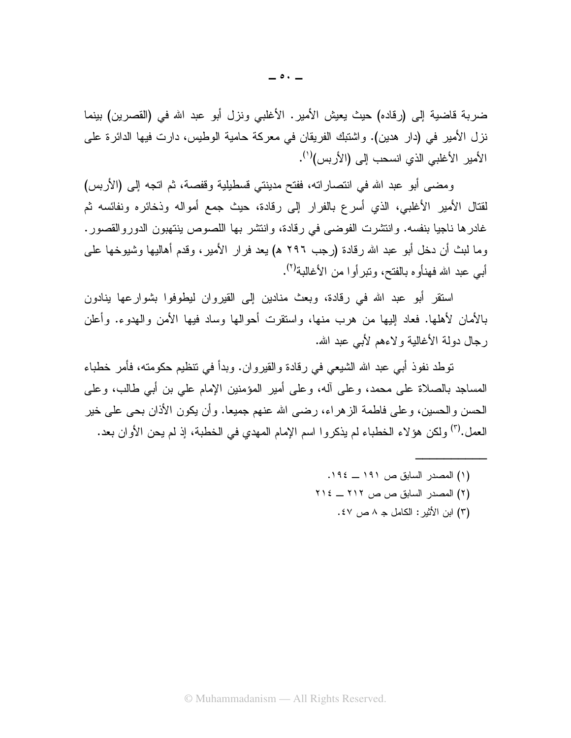ضربة قاضية إلى (رقاده) حيث يعيش الأمير. الأغلبي ونزل أبو عبد الله في (القصرين) بينما نزل الأمير في (دار هدين). واشتبك الفريقان في معركة حامية الوطيس، دارت فيها الدائرة على الأمير الأغلبي الذي انسحب إلى (الأربس)[١].

ومضى أبو عبد الله في انتصاراته، ففتح مدينتي قسطيلية وقفصة، ثم اتجه إلى (الأربس) لقتال الأمير الأغلبي، الذي أسرع بالفرار إلى رقادة، حيث جمع أمواله وذخائره ونفائسه ثم غادرها ناجيا بنفسه. وانتشرت الفوضى في رقادة، وانتشر بها اللصوص ينتهبون الدوروالقصور. وما لبث أن دخل أبو عبد الله رقادة (رجب ٢٩٦ هـ) بعد فرار الأمير، وقدم أهاليها وشيوخها على أبي عبد الله فهنأوه بالفتح، وتبرأوا من الأغالبة[٢].

استقر أبو عبد الله في رقادة، وبعث منادين إلى القيروان ليطوفوا بشوارعها ينادون بالأمان لأهلها. فعاد إليها من هرب منها، واستقرت أحوالها وساد فيها الأمن والهدوء. وأعلن رجال دولة الأغالبة ولاءهم لأبي عبد الله.

توطد نفوذ أبي عبد الله الشيعي في رقادة والقيروان. وبدأ في تنظيم حكومته، فأمر خطباء المساجد بالصلاة على محمد، وعلى آله، وعلى أمير المؤمنين الإمام علي بن أبي طالب، وعلى الحسن والحسين، وعلى فاطمة الزهراء، رضى الله عنهم جميعا. وأن يكون الأذان بحى على خير العمل.[٣] ولكن هؤلاء الخطباء لم يذكروا اسم الإمام المهدي في الخطبة، إذ لم يحن الأوان بعد.

---

(١) المصدر السابق ص ١٩١ ــ ١٩٤.

(٢) المصدر السابق ص ص ٢١٢ ــ ٢١٤

(٣) ابن الأثير: الكامل جـ ٨ ص ٤٧.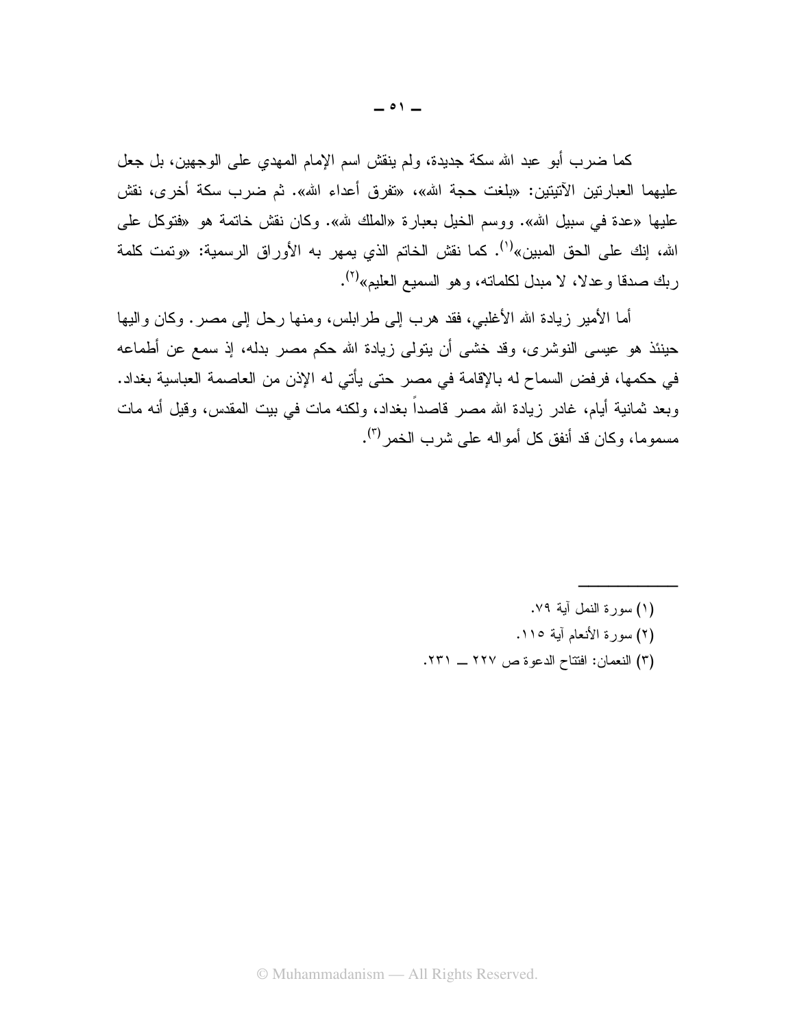كما ضرب أبو عبد الله سكة جديدة، ولم ينقش اسم الإمام المهدي على الوجهين، بل جعل عليهما العبارتين الآتيتين: «بلغت حجة الله»، «تفرق أعداء الله». ثم ضرب سكة أخرى، نقش عليها «عدة في سبيل الله». ووسم الخيل بعبارة «الملك لله». وكان نقش خاتمة هو «فتوكل على الله، إنك على الحق المبين»[١]. كما نقش الخاتم الذي يمهر به الأوراق الرسمية: «وتمت كلمة ربك صدقا وعدلا، لا مبدل لكلماته، وهو السميع العليم»[٢].

أما الأمير زيادة الله الأغلبي، فقد هرب إلى طرابلس، ومنها رحل إلى مصر. وكان واليها حينئذ هو عيسى النوشرى، وقد خشى أن يتولى زيادة الله حكم مصر بدله، إذ سمع عن أطماعه في حكمها، فرفض السماح له بالإقامة في مصر حتى يأتي له الإذن من العاصمة العباسية بغداد. وبعد ثمانية أيام، غادر زيادة الله مصر قاصداً بغداد، ولكنه مات في بيت المقدس، وقيل أنه مات مسموما، وكان قد أنفق كل أمواله على شرب الخمر[٣].

---

(١) سورة النمل آية ٧٩.

(٢) سورة الأنعام آية ١١٥.

(٣) النعمان: افتتاح الدعوة ص ٢٢٧ ــ ٢٣١.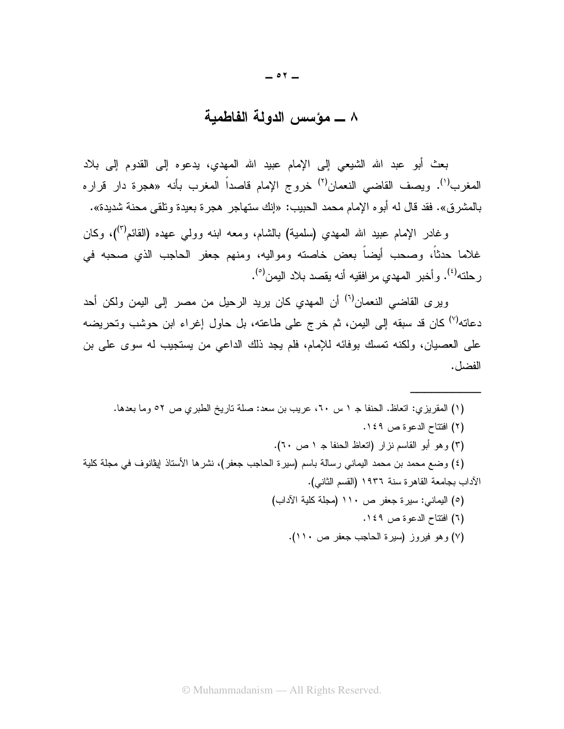## ٨ ـ مؤسس الدولة الفاطمية

بعث أبو عبد الله الشيعي إلى الإمام عبيد الله المهدي، يدعوه إلى القدوم إلى بلاد المغرب[١]. ويصف القاضي النعمان[٢] خروج الإمام قاصداً المغرب بأنه «هجرة دار قراره بالمشرق». فقد قال له أبوه الإمام محمد الحبيب: «إنك ستهاجر هجرة بعيدة وتلقى محنة شديدة».

وغادر الإمام عبيد الله المهدي (سلمية) بالشام، ومعه ابنه وولي عهده (القائم[٣])، وكان غلاما حدثاً، وصحب أيضاً بعض خاصته ومواليه، ومنهم جعفر الحاجب الذي صحبه في رحلته[٤]. وأخبر المهدي مرافقيه أنه يقصد بلاد اليمن[٥].

ويرى القاضي النعمان[٦] أن المهدي كان يريد الرحيل من مصر إلى اليمن ولكن أحد دعاته[٧] كان قد سبقه إلى اليمن، ثم خرج على طاعته، بل حاول إغراء ابن حوشب وتحريضه على العصيان، ولكنه تمسك بوفائه للإمام، فلم يجد ذلك الداعي من يستجيب له سوى على بن الفضل.

---

(١) المقريزي: اتعاظ. الحنفا جـ ١ س ٦٠، عريب بن سعد: صلة تاريخ الطبري ص ٥٢ وما بعدها.

(٢) افتتاح الدعوة ص ١٤٩.

(٣) وهو أبو القاسم نزار (اتعاظ الحنفا جـ ١ ص ٦٠).

(٤) وضع محمد بن محمد اليماني رسالة باسم (سيرة الحاجب جعفر)، نشرها الأستاذ إيڤانوف في مجلة كلية الآداب بجامعة القاهرة سنة ١٩٣٦ (القسم الثاني).

(٥) اليماني: سيرة جعفر ص ١١٠ (مجلة كلية الآداب)

(٦) افتتاح الدعوة ص ١٤٩.

(٧) وهو فيروز (سيرة الحاجب جعفر ص ١١٠).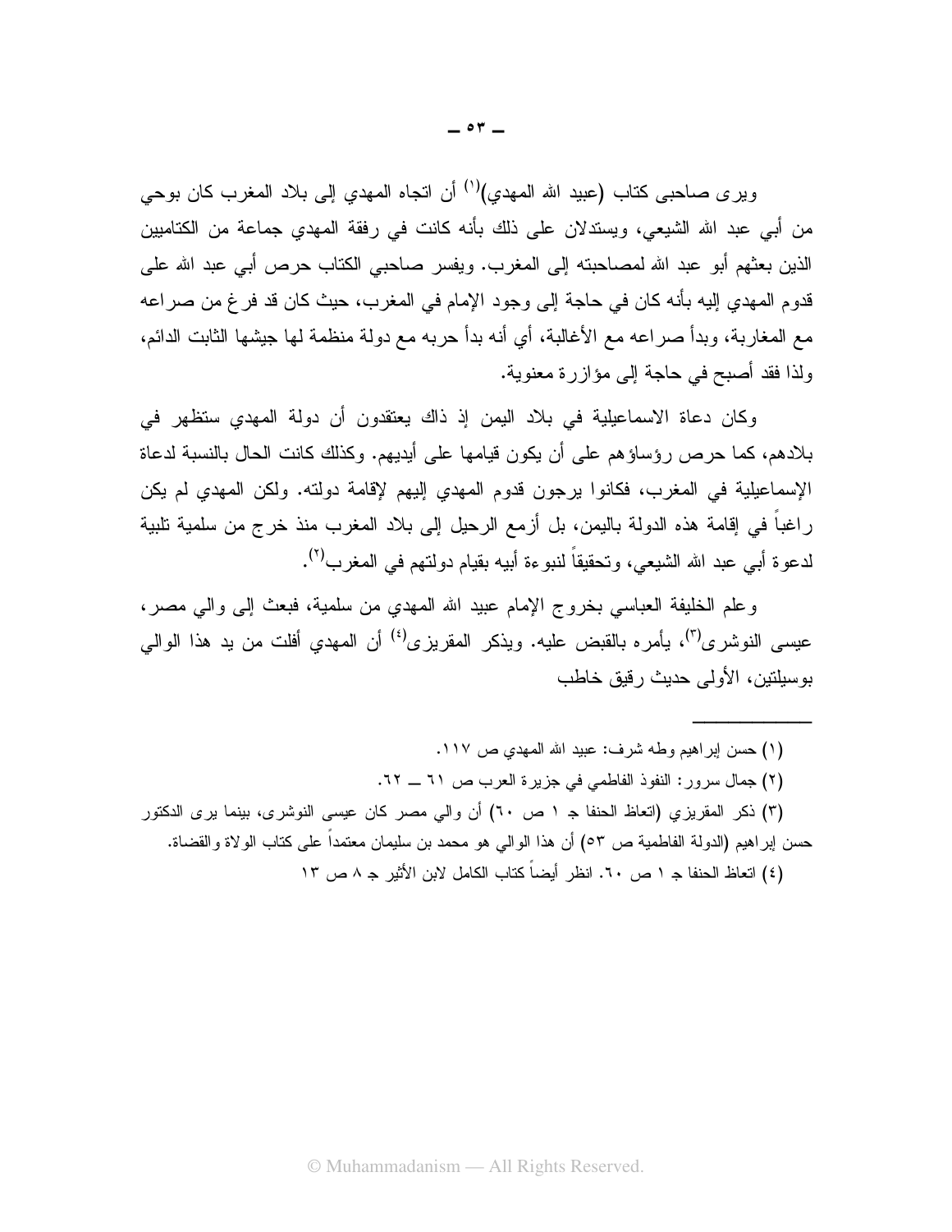ويرى صاحبى كتاب (عبيد الله المهدي)[١] أن اتجاه المهدي إلى بلاد المغرب كان بوحي من أبي عبد الله الشيعي، ويستدلان على ذلك بأنه كانت في رفقة المهدي جماعة من الكتاميين الذين بعثهم أبو عبد الله لمصاحبته إلى المغرب. ويفسر صاحبي الكتاب حرص أبي عبد الله على قدوم المهدي إليه بأنه كان في حاجة إلى وجود الإمام في المغرب، حيث كان قد فرغ من صراعه مع المغاربة، وبدأ صراعه مع الأغالبة، أي أنه بدأ حربه مع دولة منظمة لها جيشها الثابت الدائم، ولذا فقد أصبح في حاجة إلى مؤازرة معنوية.

وكان دعاة الاسماعيلية في بلاد اليمن إذ ذاك يعتقدون أن دولة المهدي ستظهر في بلادهم، كما حرص رؤساؤهم على أن يكون قيامها على أيديهم. وكذلك كانت الحال بالنسبة لدعاة الإسماعيلية في المغرب، فكانوا يرجون قدوم المهدي إليهم لإقامة دولته. ولكن المهدي لم يكن راغباً في إقامة هذه الدولة باليمن، بل أزمع الرحيل إلى بلاد المغرب منذ خرج من سلمية تلبية لدعوة أبي عبد الله الشيعي، وتحقيقاً لنبوءة أبيه بقيام دولتهم في المغرب[٢].

وعلم الخليفة العباسي بخروج الإمام عبيد الله المهدي من سلمية، فبعث إلى والي مصر، عيسى النوشرى[٣]، يأمره بالقبض عليه. ويذكر المقريزى[٤] أن المهدي أفلت من يد هذا الوالي بوسيلتين، الأولى حديث رقيق خاطب

---

(١) حسن إبراهيم وطه شرف: عبيد الله المهدي ص ١١٧.

(٢) جمال سرور: النفوذ الفاطمي في جزيرة العرب ص ٦١ ــ ٦٢.

(٣) ذكر المقريزي (اتعاظ الحنفا جـ ١ ص ٦٠) أن والي مصر كان عيسى النوشرى، بينما يرى الدكتور حسن إبراهيم (الدولة الفاطمية ص ٥٣) أن هذا الوالي هو محمد بن سليمان معتمداً على كتاب الولاة والقضاة.

(٤) اتعاظ الحنفا جـ ١ ص ٦٠. انظر أيضاً كتاب الكامل لابن الأثير جـ ٨ ص ١٣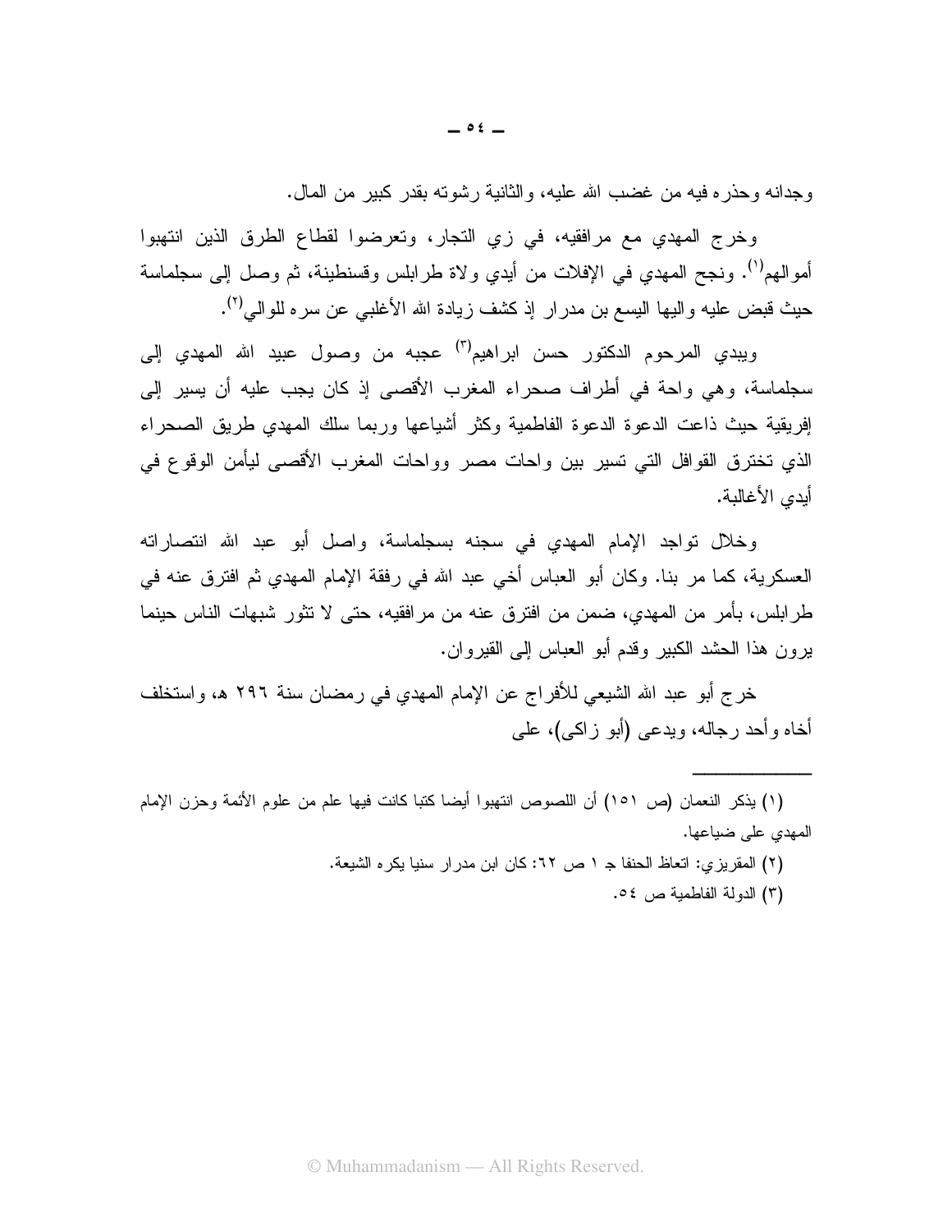وجدانه وحذره فيه من غضب الله عليه، والثانية رشوته بقدر كبير من المال.

وخرج المهدي مع مرافقيه، في زي التجار، وتعرضوا لقطاع الطرق الذين انتهبوا أموالهم[١]. ونجح المهدي في الإفلات من أيدي ولاة طرابلس وقسنطينة، ثم وصل إلى سجلماسة حيث قبض عليه واليها اليسع بن مدرار إذ كشف زيادة الله الأغلبي عن سره للوالي[٢].

ويبدي المرحوم الدكتور حسن ابراهيم[٣] عجبه من وصول عبيد الله المهدي إلى سجلماسة، وهي واحة في أطراف صحراء المغرب الأقصى إذ كان يجب عليه أن يسير إلى إفريقية حيث ذاعت الدعوة الدعوة الفاطمية وكثر أشياعها وربما سلك المهدي طريق الصحراء الذي تخترق القوافل التي تسير بين واحات مصر وواحات المغرب الأقصى ليأمن الوقوع في أيدي الأغالبة.

وخلال تواجد الإمام المهدي في سجنه بسجلماسة، واصل أبو عبد الله انتصاراته العسكرية، كما مر بنا. وكان أبو العباس أخي عبد الله في رفقة الإمام المهدي ثم افترق عنه في طرابلس، بأمر من المهدي، ضمن من افترق عنه من مرافقيه، حتى لا تثور شبهات الناس حينما يرون هذا الحشد الكبير وقدم أبو العباس إلى القيروان.

خرج أبو عبد الله الشيعي للأفراج عن الإمام المهدي في رمضان سنة ٢٩٦ هـ، واستخلف أخاه وأحد رجاله، ويدعى (أبو زاكى)، على

---

(١) يذكر النعمان (ص ١٥١) أن اللصوص انتهبوا أيضا كتبا كانت فيها علم من علوم الأئمة وحزن الإمام المهدي على ضياعها.

(٢) المقريزي: اتعاظ الحنفا جـ ١ ص ٦٢: كان ابن مدرار سنيا يكره الشيعة.

(٣) الدولة الفاطمية ص ٥٤.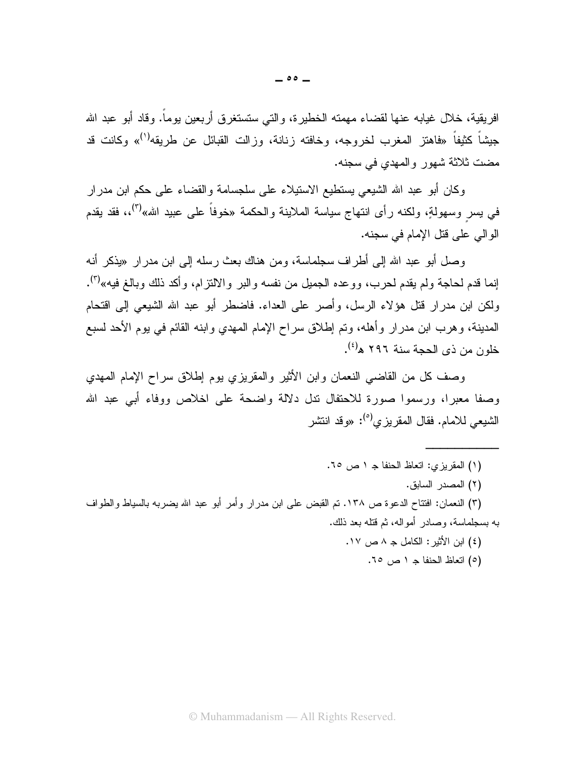افريقية، خلال غيابه عنها لقضاء مهمته الخطيرة، والتي ستستغرق أربعين يوماً. وقاد أبو عبد الله جيشاً كثيفاً «فاهتز المغرب لخروجه، وخافته زناتة، وزالت القبائل عن طريقه[1]» وكانت قد مضت ثلاثة شهور والمهدي في سجنه.

وكان أبو عبد الله الشيعي يستطيع الاستيلاء على سلجسامة والقضاء على حكم ابن مدرار في يسرٍ وسهولةٍ، ولكنه رأى انتهاج سياسة الملاينة والحكمة «خوفاً على عبيد الله»[2]، فقد يقدم الوالي على قتل الإمام في سجنه.

وصل أبو عبد الله إلى أطراف سجلماسة، ومن هناك بعث رسله إلى ابن مدرار «يذكر أنه إنما قدم لحاجة ولم يقدم لحرب، ووعده الجميل من نفسه والبر والالتزام، وأكد ذلك وبالغ فيه»[3]. ولكن ابن مدرار قتل هؤلاء الرسل، وأصر على العداء. فاضطر أبو عبد الله الشيعي إلى اقتحام المدينة، وهرب ابن مدرار وأهله، وتم إطلاق سراح الإمام المهدي وابنه القائم في يوم الأحد لسبع خلون من ذى الحجة سنة ٢٩٦ هـ[4].

وصف كل من القاضي النعمان وابن الأثير والمقريزي يوم إطلاق سراح الإمام المهدي وصفا معبرا، ورسموا صورة للاحتفال تدل دلالة واضحة على اخلاص ووفاء أبي عبد الله الشيعي للامام. فقال المقريزي[5]: «وقد انتشر

---

(١) المقريزي: اتعاظ الحنفا جـ ١ ص ٦٥.

(٢) المصدر السابق.

(٣) النعمان: افتتاح الدعوة ص ١٣٨. تم القبض على ابن مدرار وأمر أبو عبد الله يضربه بالسياط والطواف به بسجلماسة، وصادر أمواله، ثم قتله بعد ذلك.

(٤) ابن الأثير: الكامل جـ ٨ ص ١٧.

(٥) اتعاظ الحنفا جـ ١ ص ٦٥.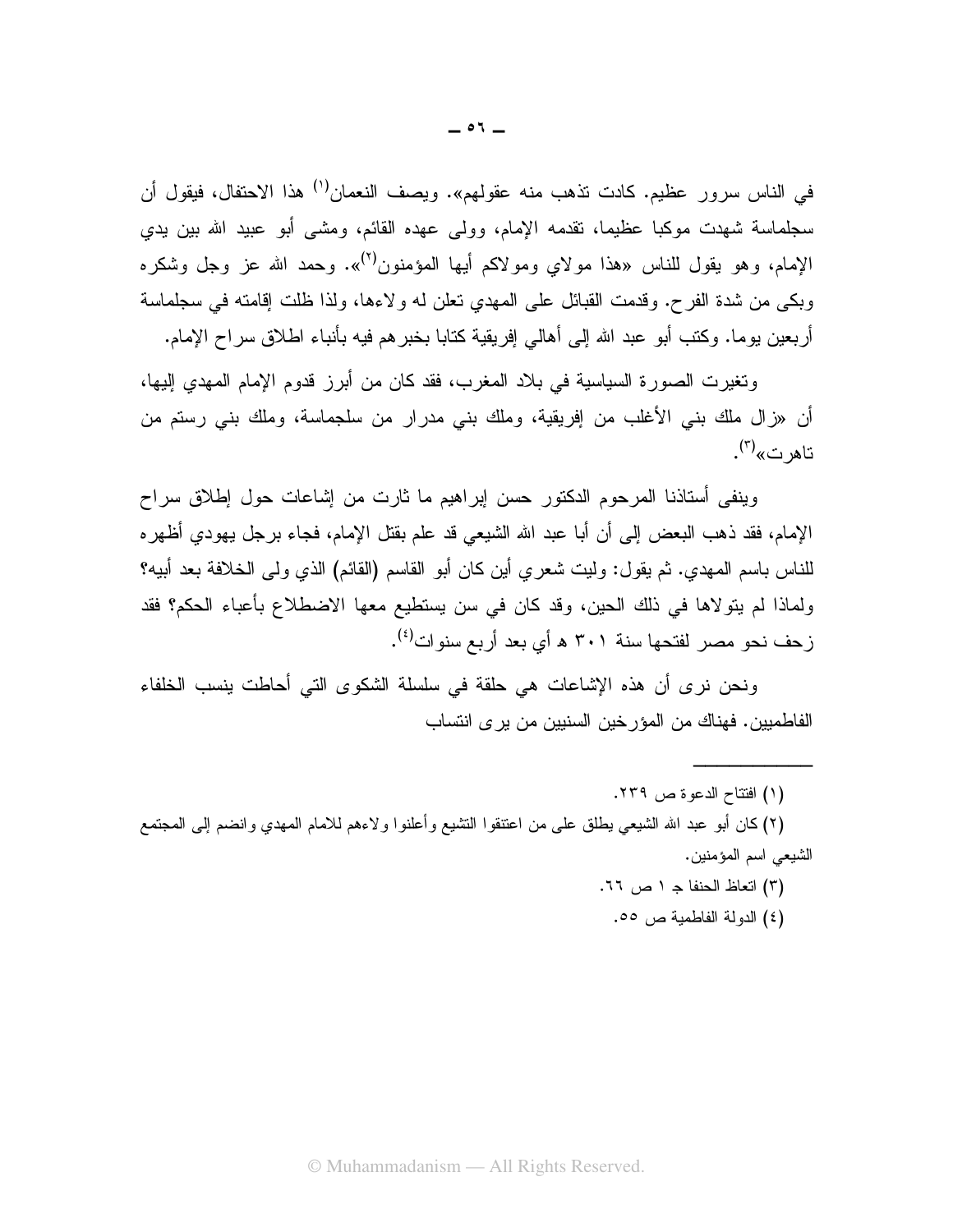في الناس سرور عظيم. كادت تذهب منه عقولهم». ويصف النعمان[1] هذا الاحتفال، فيقول أن سجلماسة شهدت موكبا عظيما، تقدمه الإمام، وولى عهده القائم، ومشى أبو عبيد الله بين يدي الإمام، وهو يقول للناس «هذا مولاي ومولاكم أيها المؤمنون[2]». وحمد الله عز وجل وشكره وبكى من شدة الفرح. وقدمت القبائل على المهدي تعلن له ولاءها، ولذا ظلت إقامته في سجلماسة أربعين يوما. وكتب أبو عبد الله إلى أهالي إفريقية كتابا يخبرهم فيه بأنباء اطلاق سراح الإمام.

وتغيرت الصورة السياسية في بلاد المغرب، فقد كان من أبرز قدوم الإمام المهدي إليها، أن «زال ملك بني الأغلب من إفريقية، وملك بني مدرار من سلجماسة، وملك بني رستم من تاهرت»[3].

وينفى أستاذنا المرحوم الدكتور حسن إبراهيم ما ثارت من إشاعات حول إطلاق سراح الإمام، فقد ذهب البعض إلى أن أبا عبد الله الشيعي قد علم بقتل الإمام، فجاء برجل يهودي أظهره للناس باسم المهدي. ثم يقول: وليت شعري أين كان أبو القاسم (القائم) الذي ولى الخلافة بعد أبيه؟ ولماذا لم يتولاها في ذلك الحين، وقد كان في سن يستطيع معها الاضطلاع بأعباء الحكم؟ فقد زحف نحو مصر لفتحها سنة ٣٠١ هـ أي بعد أربع سنوات[4].

ونحن نرى أن هذه الإشاعات هي حلقة في سلسلة الشكوى التي أحاطت بنسب الخلفاء الفاطميين. فهناك من المؤرخين السنيين من يرى انتساب

---

(١) افتتاح الدعوة ص ٢٣٩.

(٢) كان أبو عبد الله الشيعي يطلق على من اعتنقوا التشيع وأعلنوا ولاءهم للامام المهدي وانضم إلى المجتمع الشيعي اسم المؤمنين.

(٣) اتعاظ الحنفا جـ ١ ص ٦٦.

(٤) الدولة الفاطمية ص ٥٥.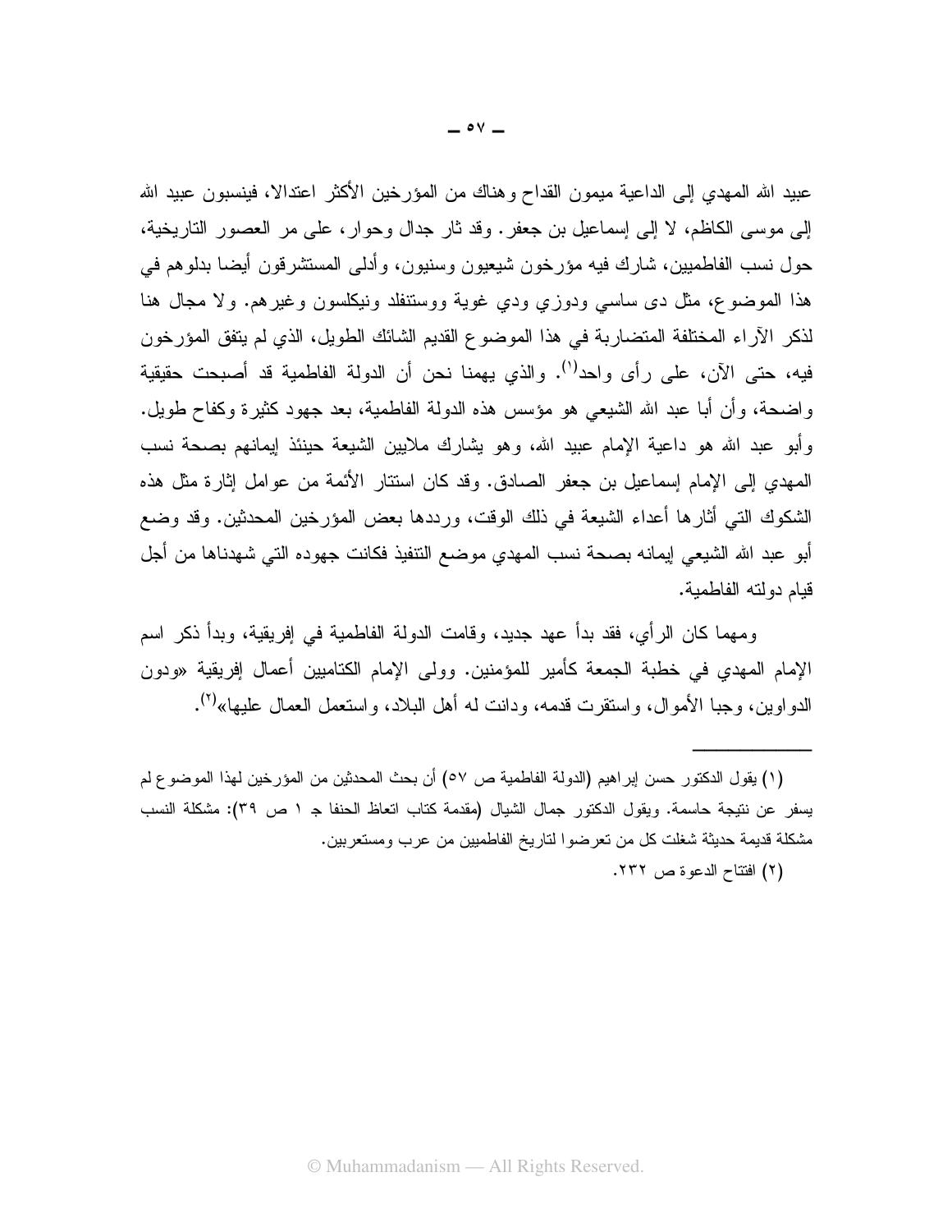عبيد الله المهدي إلى الداعية ميمون القداح وهناك من المؤرخين الأكثر اعتدالا، فينسبون عبيد الله إلى موسى الكاظم، لا إلى إسماعيل بن جعفر. وقد ثار جدال وحوار، على مر العصور التاريخية، حول نسب الفاطميين، شارك فيه مؤرخون شيعيون وسنيون، وأدلى المستشرقون أيضا بدلوهم في هذا الموضوع، مثل دى ساسي ودوزي ودي غوية ووستنفلد ونيكلسون وغيرهم. ولا مجال هنا لذكر الآراء المختلفة المتضاربة في هذا الموضوع القديم الشائك الطويل، الذي لم يتفق المؤرخون فيه، حتى الآن، على رأى واحد[1]. والذي يهمنا نحن أن الدولة الفاطمية قد أصبحت حقيقية واضحة، وأن أبا عبد الله الشيعي هو مؤسس هذه الدولة الفاطمية، بعد جهود كثيرة وكفاح طويل. وأبو عبد الله هو داعية الإمام عبيد الله، وهو يشارك ملايين الشيعة حينئذ إيمانهم بصحة نسب المهدي إلى الإمام إسماعيل بن جعفر الصادق. وقد كان استتار الأئمة من عوامل إثارة مثل هذه الشكوك التي أثارها أعداء الشيعة في ذلك الوقت، ورددها بعض المؤرخين المحدثين. وقد وضع أبو عبد الله الشيعي إيمانه بصحة نسب المهدي موضع التنفيذ فكانت جهوده التي شهدناها من أجل قيام دولته الفاطمية.

ومهما كان الرأي، فقد بدأ عهد جديد، وقامت الدولة الفاطمية في إفريقية، وبدأ ذكر اسم الإمام المهدي في خطبة الجمعة كأمير للمؤمنين. وولى الإمام الكتاميين أعمال إفريقية «ودون الدواوين، وجبا الأموال، واستقرت قدمه، ودانت له أهل البلاد، واستعمل العمال عليها»[2].

---

(١) يقول الدكتور حسن إبراهيم (الدولة الفاطمية ص ٥٧) أن بحث المحدثين من المؤرخين لهذا الموضوع لم يسفر عن نتيجة حاسمة. ويقول الدكتور جمال الشيال (مقدمة كتاب اتعاظ الحنفا جـ ١ ص ٣٩): مشكلة النسب مشكلة قديمة حديثة شغلت كل من تعرضوا لتاريخ الفاطميين من عرب ومستعربين.

(٢) افتتاح الدعوة ص ٢٣٢.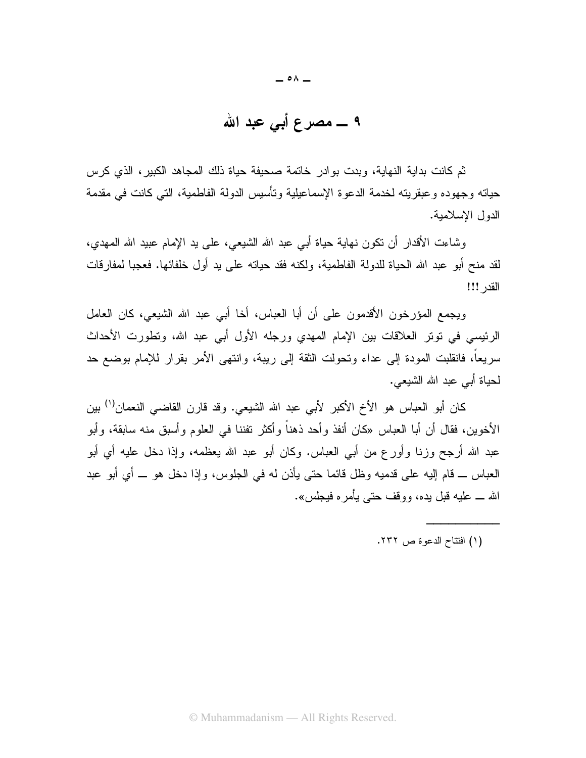# ٩ ــ مصرع أبي عبد الله

ثم كانت بداية النهاية، وبدت بوادر خاتمة صحيفة حياة ذلك المجاهد الكبير، الذي كرس حياته وجهوده وعبقريته لخدمة الدعوة الإسماعيلية وتأسيس الدولة الفاطمية، التي كانت في مقدمة الدول الإسلامية.

وشاءت الأقدار أن تكون نهاية حياة أبي عبد الله الشيعي، على يد الإمام عبيد الله المهدي، لقد منح أبو عبد الله الحياة للدولة الفاطمية، ولكنه فقد حياته على يد أول خلفائها. فعجبا لمفارقات القدر!!!

ويجمع المؤرخون الأقدمون على أن أبا العباس، أخا أبي عبد الله الشيعي، كان العامل الرئيسي في توتر العلاقات بين الإمام المهدي ورجله الأول أبي عبد الله، وتطورت الأحداث سريعاً، فانقلبت المودة إلى عداء وتحولت الثقة إلى ريبة، وانتهى الأمر بقرار للإمام بوضع حد لحياة أبي عبد الله الشيعي.

كان أبو العباس هو الأخ الأكبر لأبي عبد الله الشيعي. وقد قارن القاضي النعمان[١] بين الأخوين، فقال أن أبا العباس «كان أنفذ وأحد ذهناً وأكثر تفننا في العلوم وأسبق منه سابقة، وأبو عبد الله أرجح وزنا وأورع من أبي العباس. وكان أبو عبد الله يعظمه، وإذا دخل عليه أي أبو العباس ــ قام إليه على قدميه وظل قائما حتى يأذن له في الجلوس، وإذا دخل هو ــ أي أبو عبد الله ــ عليه قبل يده، ووقف حتى يأمره فيجلس».

---

(١) افتتاح الدعوة ص ٢٣٢.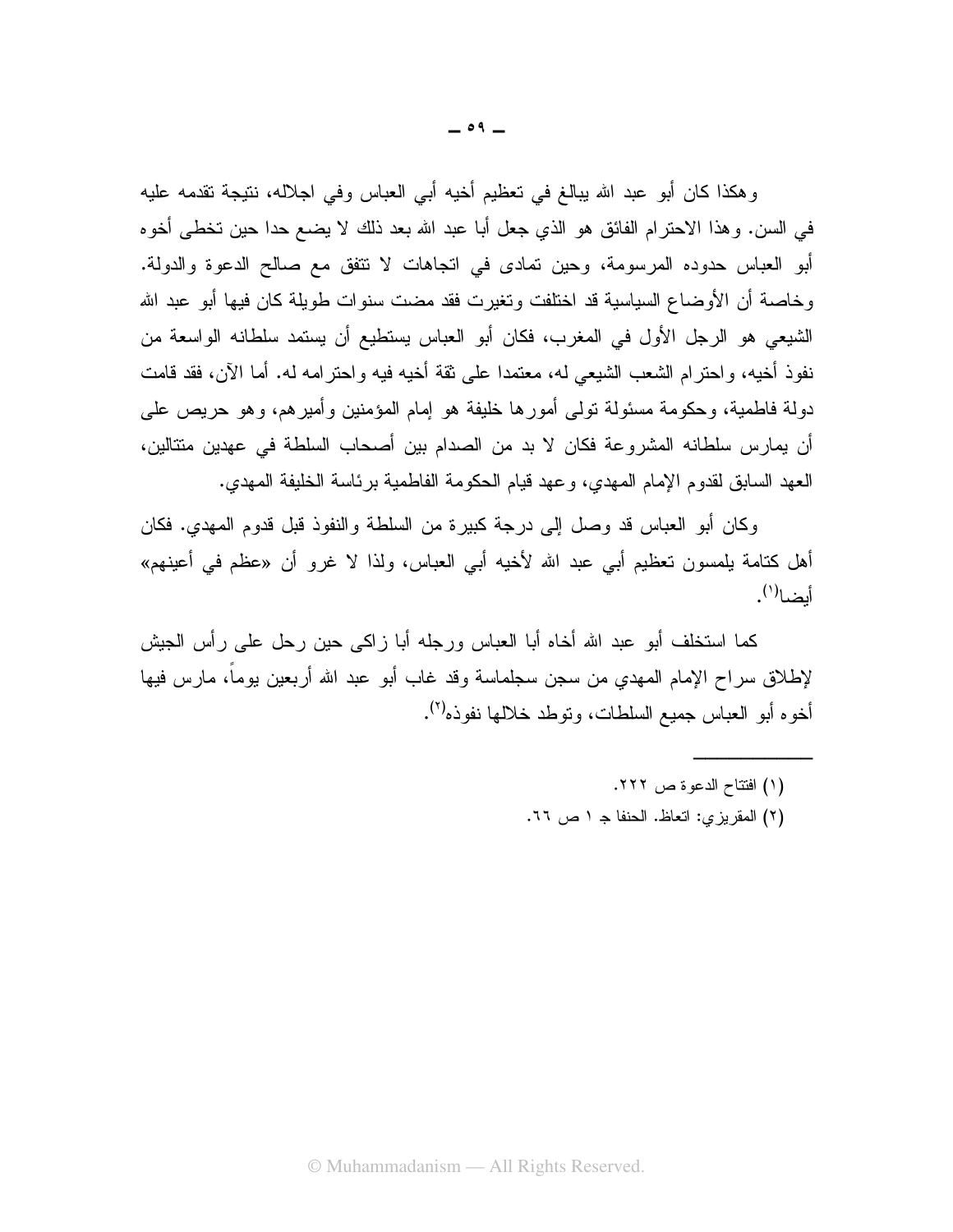وهكذا كان أبو عبد الله يبالغ في تعظيم أخيه أبي العباس وفي اجلاله، نتيجة تقدمه عليه في السن. وهذا الاحترام الفائق هو الذي جعل أبا عبد الله بعد ذلك لا يضع حدا حين تخطى أخوه أبو العباس حدوده المرسومة، وحين تمادى في اتجاهات لا تتفق مع صالح الدعوة والدولة. وخاصة أن الأوضاع السياسية قد اختلفت وتغيرت فقد مضت سنوات طويلة كان فيها أبو عبد الله الشيعي هو الرجل الأول في المغرب، فكان أبو العباس يستطيع أن يستمد سلطانه الواسعة من نفوذ أخيه، واحترام الشعب الشيعي له، معتمدا على ثقة أخيه فيه واحترامه له. أما الآن، فقد قامت دولة فاطمية، وحكومة مسئولة تولى أمورها خليفة هو إمام المؤمنين وأميرهم، وهو حريص على أن يمارس سلطانه المشروعة فكان لا بد من الصدام بين أصحاب السلطة في عهدين متتالين، العهد السابق لقدوم الإمام المهدي، وعهد قيام الحكومة الفاطمية برئاسة الخليفة المهدي.

وكان أبو العباس قد وصل إلى درجة كبيرة من السلطة والنفوذ قبل قدوم المهدي. فكان أهل كتامة يلمسون تعظيم أبي عبد الله لأخيه أبي العباس، ولذا لا غرو أن «عظم في أعينهم» أيضا[1].

كما استخلف أبو عبد الله أخاه أبا العباس ورجله أبا زاكى حين رحل على رأس الجيش لإطلاق سراح الإمام المهدي من سجن سجلماسة وقد غاب أبو عبد الله أربعين يوماً، مارس فيها أخوه أبو العباس جميع السلطات، وتوطد خلالها نفوذه[2].

---

(١) افتتاح الدعوة ص ٢٢٢.

(٢) المقريزي: اتعاظ. الحنفا جـ ١ ص ٦٦.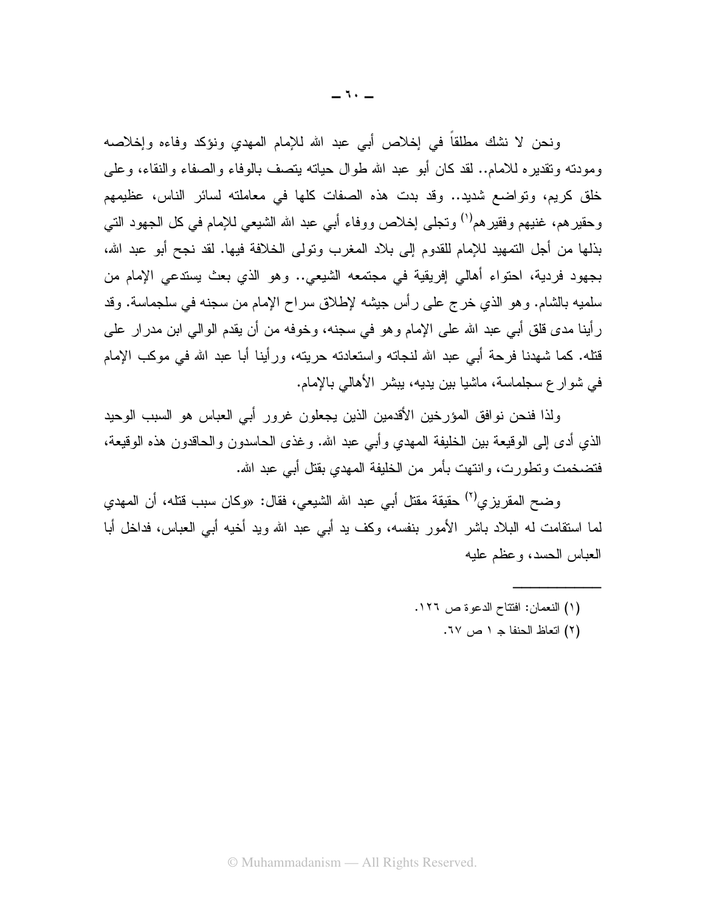ونحن لا نشك مطلقاً في إخلاص أبي عبد الله للإمام المهدي ونؤكد وفاءه وإخلاصه ومودته وتقديره للامام.. لقد كان أبو عبد الله طوال حياته يتصف بالوفاء والصفاء والنقاء، وعلى خلق كريم، وتواضع شديد.. وقد بدت هذه الصفات كلها في معاملته لسائر الناس، عظيمهم وحقيرهم، غنيهم وفقيرهم[1] وتجلى إخلاص ووفاء أبي عبد الله الشيعي للإمام في كل الجهود التي بذلها من أجل التمهيد للإمام للقدوم إلى بلاد المغرب وتولى الخلافة فيها. لقد نجح أبو عبد الله، بجهود فردية، احتواء أهالي إفريقية في مجتمعه الشيعي.. وهو الذي بعث يستدعي الإمام من سلميه بالشام. وهو الذي خرج على رأس جيشه لإطلاق سراح الإمام من سجنه في سلجماسة. وقد رأينا مدى قلق أبي عبد الله على الإمام وهو في سجنه، وخوفه من أن يقدم الوالي ابن مدرار على قتله. كما شهدنا فرحة أبي عبد الله لنجاته واستعادته حريته، ورأينا أبا عبد الله في موكب الإمام في شوارع سجلماسة، ماشيا بين يديه، يبشر الأهالي بالإمام.

ولذا فنحن نوافق المؤرخين الأقدمين الذين يجعلون غرور أبي العباس هو السبب الوحيد الذي أدى إلى الوقيعة بين الخليفة المهدي وأبي عبد الله. وغذى الحاسدون والحاقدون هذه الوقيعة، فتضخمت وتطورت، وانتهت بأمر من الخليفة المهدي بقتل أبي عبد الله.

وضح المقريزي[2] حقيقة مقتل أبي عبد الله الشيعي، فقال: «وكان سبب قتله، أن المهدي لما استقامت له البلاد باشر الأمور بنفسه، وكف يد أبي عبد الله ويد أخيه أبي العباس، فداخل أبا العباس الحسد، وعظم عليه

---

(١) النعمان: افتتاح الدعوة ص ١٢٦.

(٢) اتعاظ الحنفا جـ ١ ص ٦٧.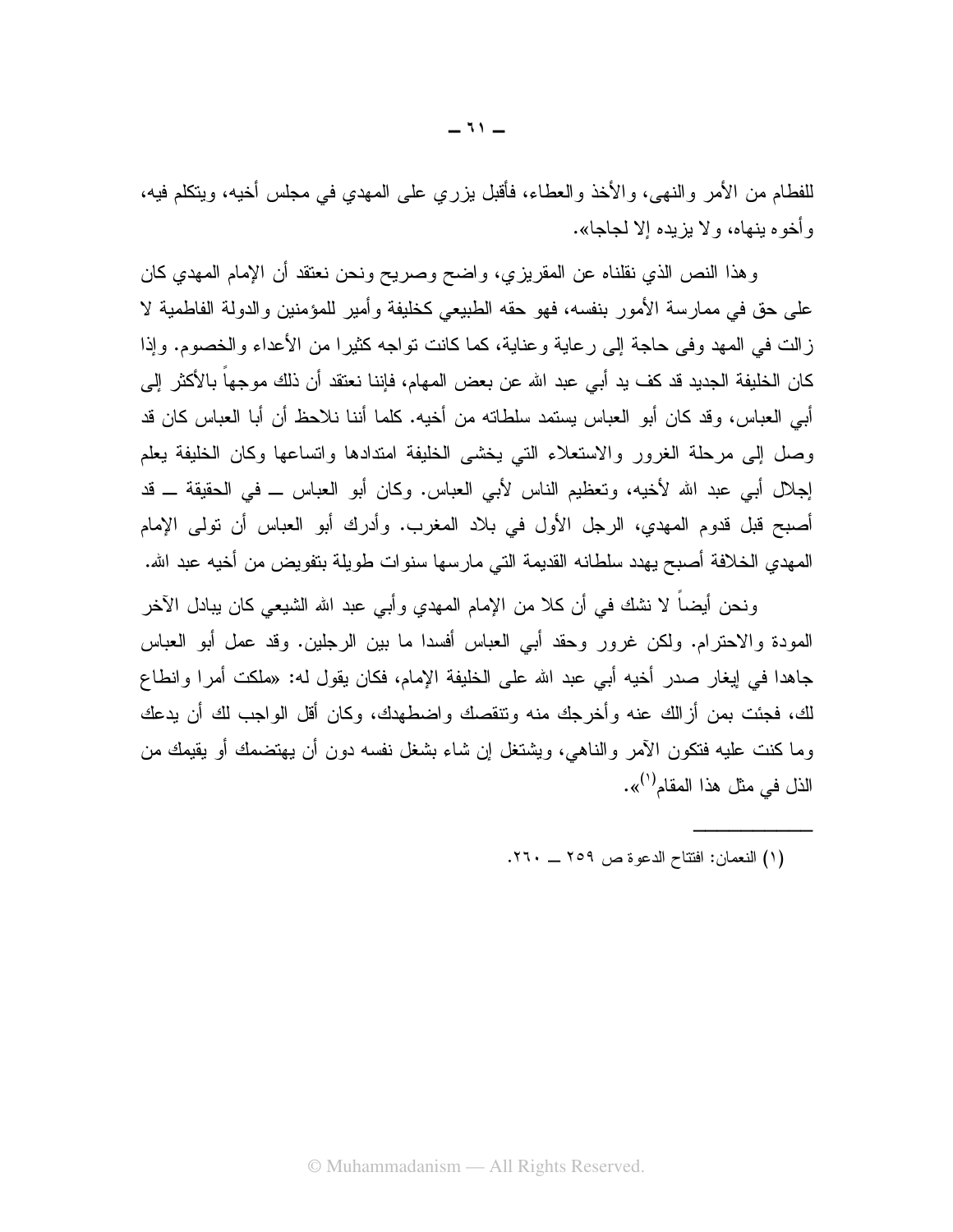للفطام من الأمر والنهى، والأخذ والعطاء، فأقبل يزري على المهدي في مجلس أخيه، ويتكلم فيه، وأخوه ينهاه، ولا يزيده إلا لجاجا».

وهذا النص الذي نقلناه عن المقريزي، واضح وصريح ونحن نعتقد أن الإمام المهدي كان على حق في ممارسة الأمور بنفسه، فهو حقه الطبيعي كخليفة وأمير للمؤمنين والدولة الفاطمية لا زالت في المهد وفى حاجة إلى رعاية وعناية، كما كانت تواجه كثيرا من الأعداء والخصوم. وإذا كان الخليفة الجديد قد كف يد أبي عبد الله عن بعض المهام، فإننا نعتقد أن ذلك موجهاً بالأكثر إلى أبي العباس، وقد كان أبو العباس يستمد سلطاته من أخيه. كلما أننا نلاحظ أن أبا العباس كان قد وصل إلى مرحلة الغرور والاستعلاء التي يخشى الخليفة امتدادها واتساعها وكان الخليفة يعلم إجلال أبي عبد الله لأخيه، وتعظيم الناس لأبي العباس. وكان أبو العباس ــ في الحقيقة ــ قد أصبح قبل قدوم المهدي، الرجل الأول في بلاد المغرب. وأدرك أبو العباس أن تولى الإمام المهدي الخلافة أصبح يهدد سلطانه القديمة التي مارسها سنوات طويلة بتفويض من أخيه عبد الله.

ونحن أيضاً لا نشك في أن كلا من الإمام المهدي وأبي عبد الله الشيعي كان يبادل الآخر المودة والاحترام. ولكن غرور وحقد أبي العباس أفسدا ما بين الرجلين. وقد عمل أبو العباس جاهدا في إيغار صدر أخيه أبي عبد الله على الخليفة الإمام، فكان يقول له: «ملكت أمرا وانطاع لك، فجئت بمن أزالك عنه وأخرجك منه وتنقصك واضطهدك، وكان أقل الواجب لك أن يدعك وما كنت عليه فتكون الآمر والناهي، ويشتغل إن شاء بشغل نفسه دون أن يهتضمك أو يقيمك من الذل في مثل هذا المقام[1]».

---

(١) النعمان: افتتاح الدعوة ص ٢٥٩ ــ ٢٦٠.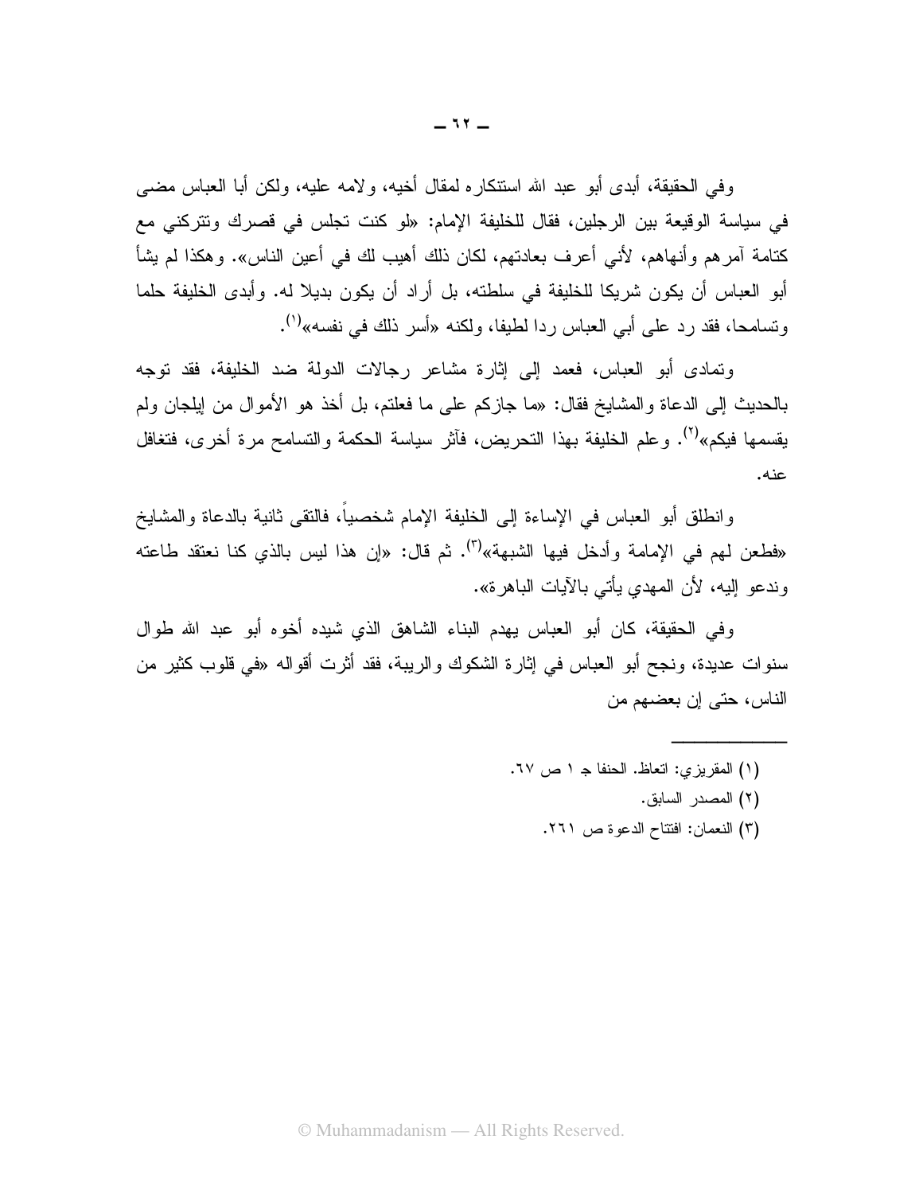وفي الحقيقة، أبدى أبو عبد الله استنكاره لمقال أخيه، ولامه عليه، ولكن أبا العباس مضى في سياسة الوقيعة بين الرجلين، فقال للخليفة الإمام: «لو كنت تجلس في قصرك وتتركني مع كتامة آمرهم وأنهاهم، لأني أعرف بعادتهم، لكان ذلك أهيب لك في أعين الناس». وهكذا لم يشأ أبو العباس أن يكون شريكا للخليفة في سلطته، بل أراد أن يكون بديلا له. وأبدى الخليفة حلما وتسامحا، فقد رد على أبي العباس ردا لطيفا، ولكنه «أسر ذلك في نفسه»[1].

وتمادى أبو العباس، فعمد إلى إثارة مشاعر رجالات الدولة ضد الخليفة، فقد توجه بالحديث إلى الدعاة والمشايخ فقال: «ما جازكم على ما فعلتم، بل أخذ هو الأموال من إيلجان ولم يقسمها فيكم»[2]. وعلم الخليفة بهذا التحريض، فآثر سياسة الحكمة والتسامح مرة أخرى، فتغافل عنه.

وانطلق أبو العباس في الإساءة إلى الخليفة الإمام شخصياً، فالتقى ثانية بالدعاة والمشايخ «فطعن لهم في الإمامة وأدخل فيها الشبهة»[3]. ثم قال: «إن هذا ليس بالذي كنا نعتقد طاعته وندعو إليه، لأن المهدي يأتي بالآيات الباهرة».

وفي الحقيقة، كان أبو العباس يهدم البناء الشاهق الذي شيده أخوه أبو عبد الله طوال سنوات عديدة، ونجح أبو العباس في إثارة الشكوك والريبة، فقد أثرت أقواله «في قلوب كثير من الناس، حتى إن بعضهم من

---

(١) المقريزي: اتعاظ. الحنفا جـ ١ ص ٦٧.

(٢) المصدر السابق.

(٣) النعمان: افتتاح الدعوة ص ٢٦١.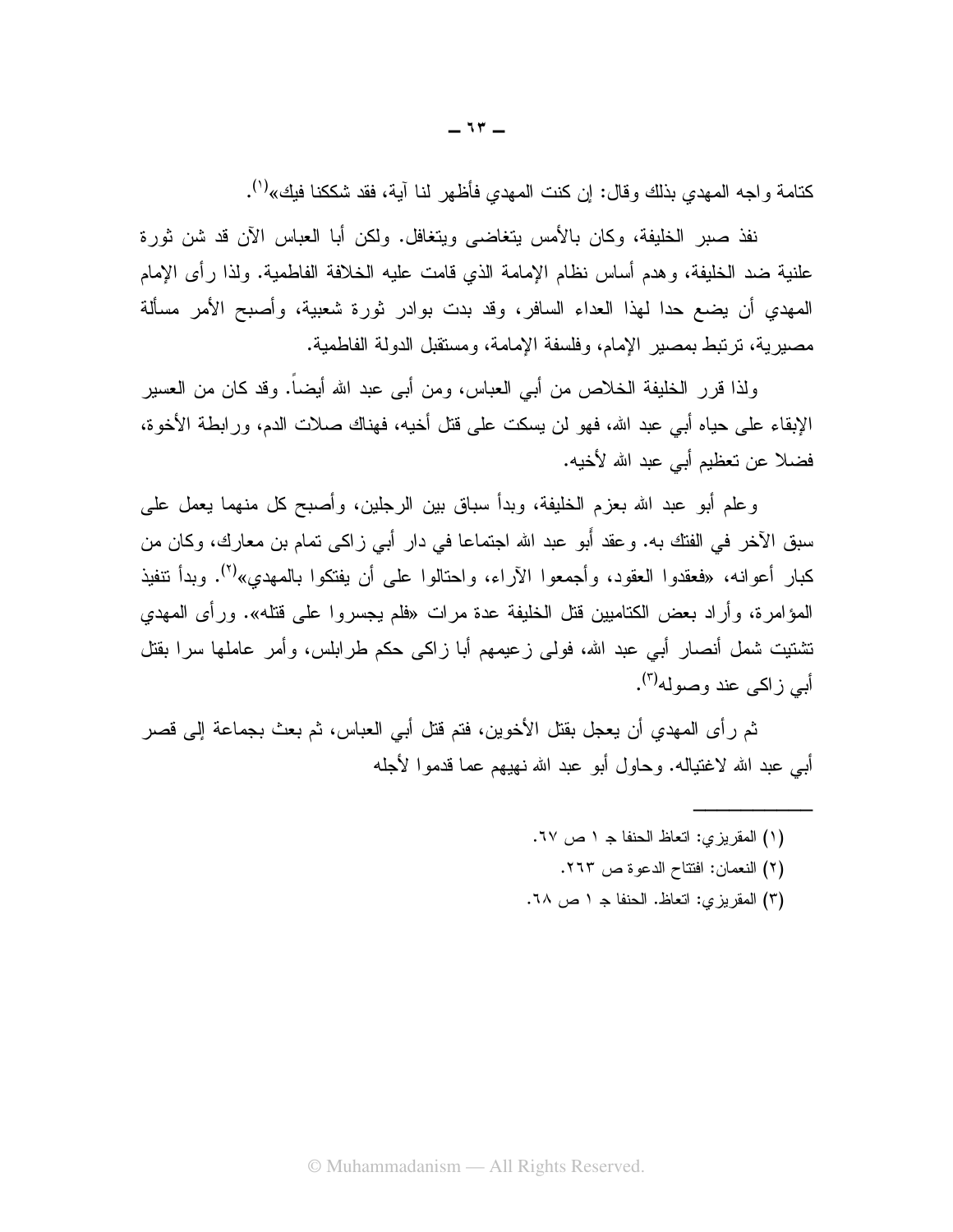كتامة واجه المهدي بذلك وقال: إن كنت المهدي فأظهر لنا آية، فقد شككنا فيك»[١].

نفذ صبر الخليفة، وكان بالأمس يتغاضى ويتغافل. ولكن أبا العباس الآن قد شن ثورة علنية ضد الخليفة، وهدم أساس نظام الإمامة الذي قامت عليه الخلافة الفاطمية. ولذا رأى الإمام المهدي أن يضع حدا لهذا العداء السافر، وقد بدت بوادر ثورة شعبية، وأصبح الأمر مسألة مصيرية، ترتبط بمصير الإمام، وفلسفة الإمامة، ومستقبل الدولة الفاطمية.

ولذا قرر الخليفة الخلاص من أبي العباس، ومن أبى عبد الله أيضاً. وقد كان من العسير الإبقاء على حياه أبي عبد الله، فهو لن يسكت على قتل أخيه، فهناك صلات الدم، ورابطة الأخوة، فضلا عن تعظيم أبي عبد الله لأخيه.

وعلم أبو عبد الله بعزم الخليفة، وبدأ سباق بين الرجلين، وأصبح كل منهما يعمل على سبق الآخر في الفتك به. وعقد أبو عبد الله اجتماعا في دار أبي زاكى تمام بن معارك، وكان من كبار أعوانه، «فعقدوا العقود، وأجمعوا الآراء، واحتالوا على أن يفتكوا بالمهدي»[٢]. وبدأ تنفيذ المؤامرة، وأراد بعض الكتاميين قتل الخليفة عدة مرات «فلم يجسروا على قتله». ورأى المهدي تشتيت شمل أنصار أبي عبد الله، فولى زعيمهم أبا زاكى حكم طرابلس، وأمر عاملها سرا بقتل أبي زاكى عند وصوله[٣].

ثم رأى المهدي أن يعجل بقتل الأخوين، فتم قتل أبي العباس، ثم بعث بجماعة إلى قصر أبي عبد الله لاغتياله. وحاول أبو عبد الله نهيهم عما قدموا لأجله

---

(١) المقريزي: اتعاظ الحنفا جـ ١ ص ٦٧.

(٢) النعمان: افتتاح الدعوة ص ٢٦٣.

(٣) المقريزي: اتعاظ. الحنفا جـ ١ ص ٦٨.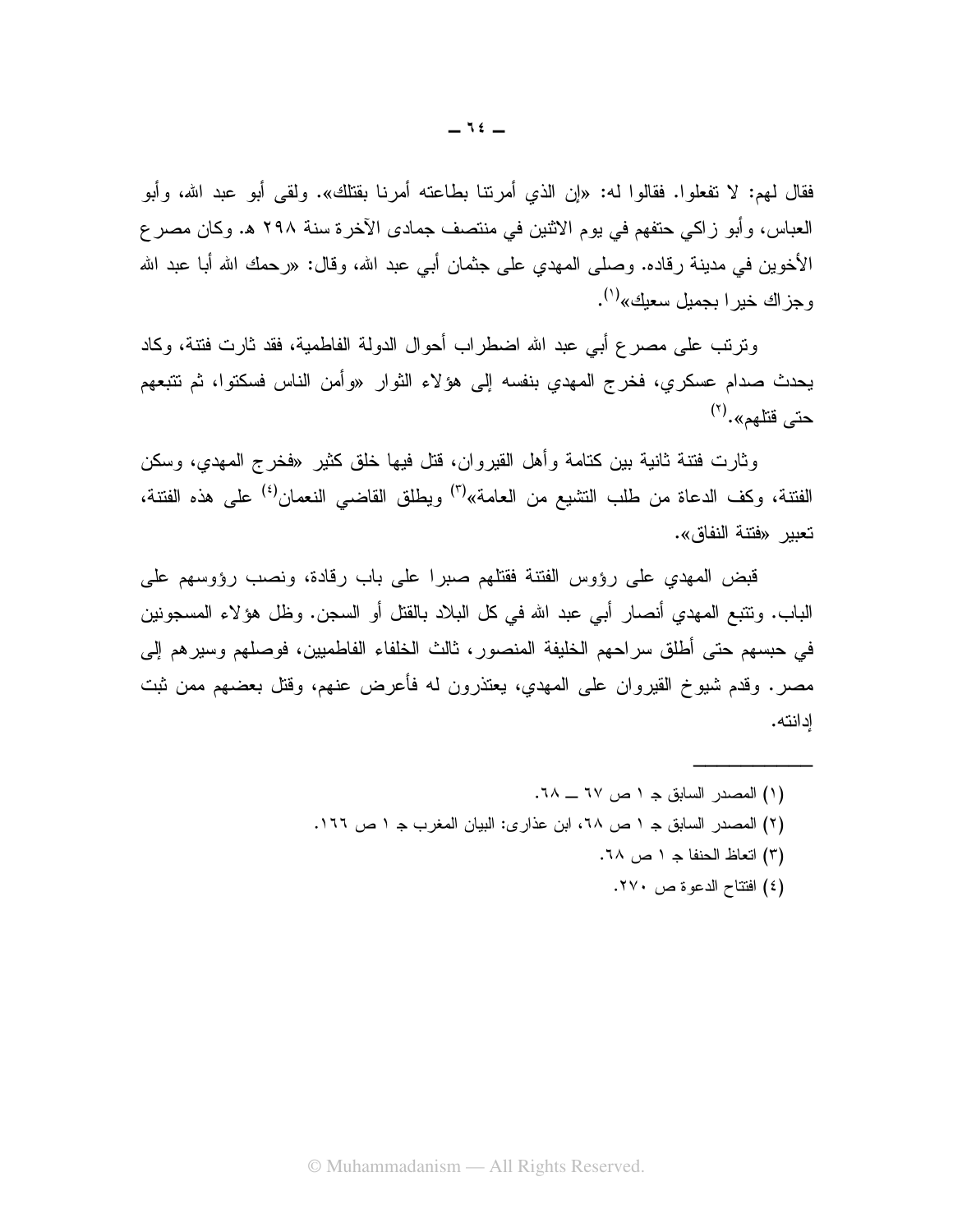فقال لهم: لا تفعلوا. فقالوا له: «إن الذي أمرتنا بطاعته أمرنا بقتلك». ولقى أبو عبد الله، وأبو العباس، وأبو زاكي حتفهم في يوم الاثنين في منتصف جمادى الآخرة سنة ٢٩٨ هـ. وكان مصرع الأخوين في مدينة رقاده. وصلى المهدي على جثمان أبي عبد الله، وقال: «رحمك الله أبا عبد الله وجزاك خيرا بجميل سعيك»[١].

وترتب على مصرع أبي عبد الله اضطراب أحوال الدولة الفاطمية، فقد ثارت فتنة، وكاد يحدث صدام عسكري، فخرج المهدي بنفسه إلى هؤلاء الثوار «وأمن الناس فسكتوا، ثم تتبعهم حتى قتلهم».[٢]

وثارت فتنة ثانية بين كتامة وأهل القيروان، قتل فيها خلق كثير «فخرج المهدي، وسكن الفتنة، وكف الدعاة من طلب التشيع من العامة»[٣] ويطلق القاضي النعمان[٤] على هذه الفتنة، تعبير «فتنة النفاق».

قبض المهدي على رؤوس الفتنة فقتلهم صبرا على باب رقادة، ونصب رؤوسهم على الباب. وتتبع المهدي أنصار أبي عبد الله في كل البلاد بالقتل أو السجن. وظل هؤلاء المسجونين في حبسهم حتى أطلق سراحهم الخليفة المنصور، ثالث الخلفاء الفاطميين، فوصلهم وسيرهم إلى مصر. وقدم شيوخ القيروان على المهدي، يعتذرون له فأعرض عنهم، وقتل بعضهم ممن ثبت إدانته.

---

(١) المصدر السابق جـ ١ ص ٦٧ ــ ٦٨.

(٢) المصدر السابق جـ ١ ص ٦٨، ابن عذارى: البيان المغرب جـ ١ ص ١٦٦.

(٣) اتعاظ الحنفا جـ ١ ص ٦٨.

(٤) افتتاح الدعوة ص ٢٧٠.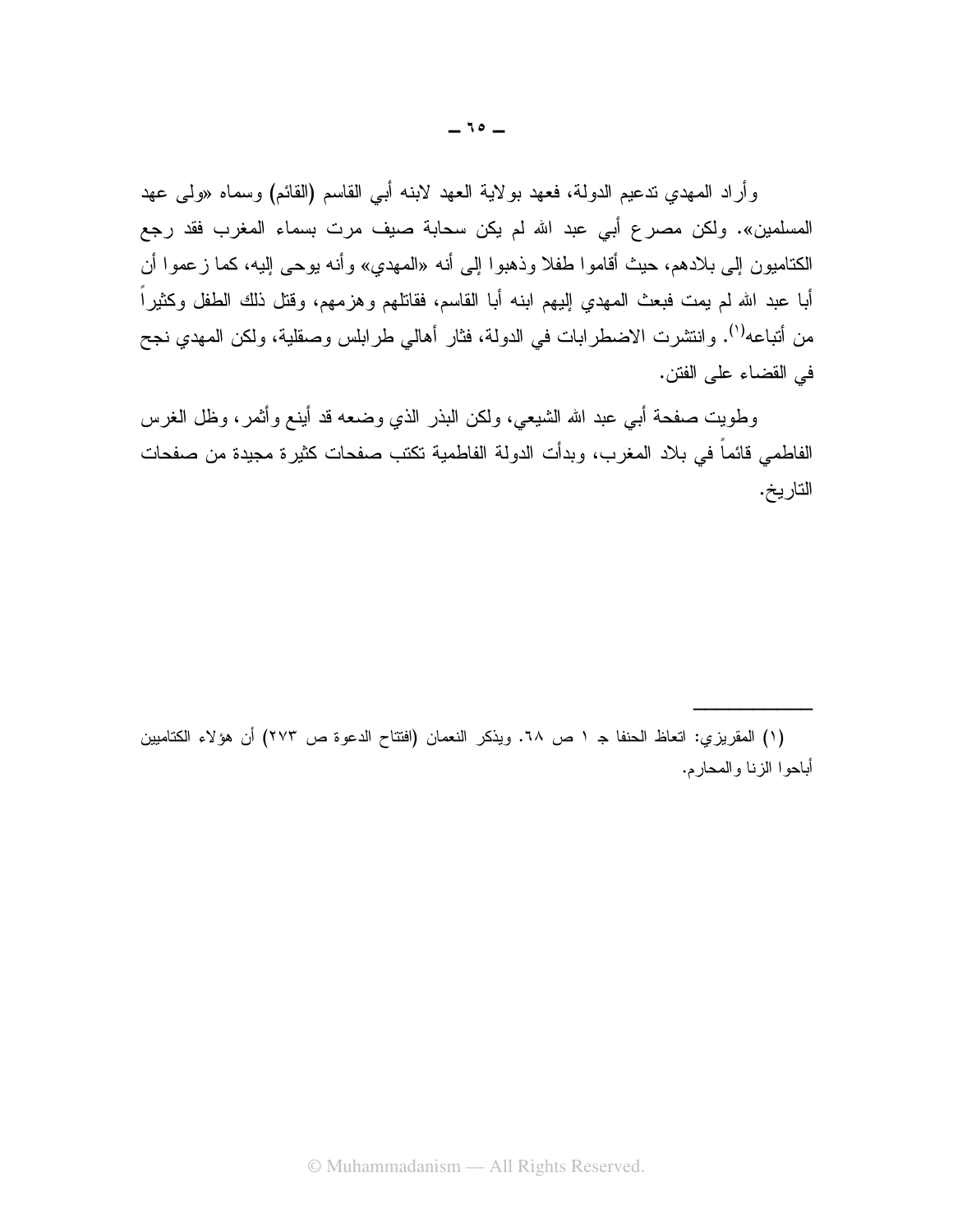وأراد المهدي تدعيم الدولة، فعهد بولاية العهد لابنه أبي القاسم (القائم) وسماه «ولى عهد المسلمين». ولكن مصرع أبي عبد الله لم يكن سحابة صيف مرت بسماء المغرب فقد رجع الكتاميون إلى بلادهم، حيث أقاموا طفلا وذهبوا إلى أنه «المهدي» وأنه يوحى إليه، كما زعموا أن أبا عبد الله لم يمت فبعث المهدي إليهم ابنه أبا القاسم، فقاتلهم وهزمهم، وقتل ذلك الطفل وكثيراً من أتباعه[1]. وانتشرت الاضطرابات في الدولة، فثار أهالي طرابلس وصقلية، ولكن المهدي نجح في القضاء على الفتن.

وطويت صفحة أبي عبد الله الشيعي، ولكن البذر الذي وضعه قد أينع وأثمر، وظل الغرس الفاطمي قائماً في بلاد المغرب، وبدأت الدولة الفاطمية تكتب صفحات كثيرة مجيدة من صفحات التاريخ.

---

(١) المقريزي: اتعاظ الحنفا جـ ١ ص ٦٨. ويذكر النعمان (افتتاح الدعوة ص ٢٧٣) أن هؤلاء الكتاميين أباحوا الزنا والمحارم.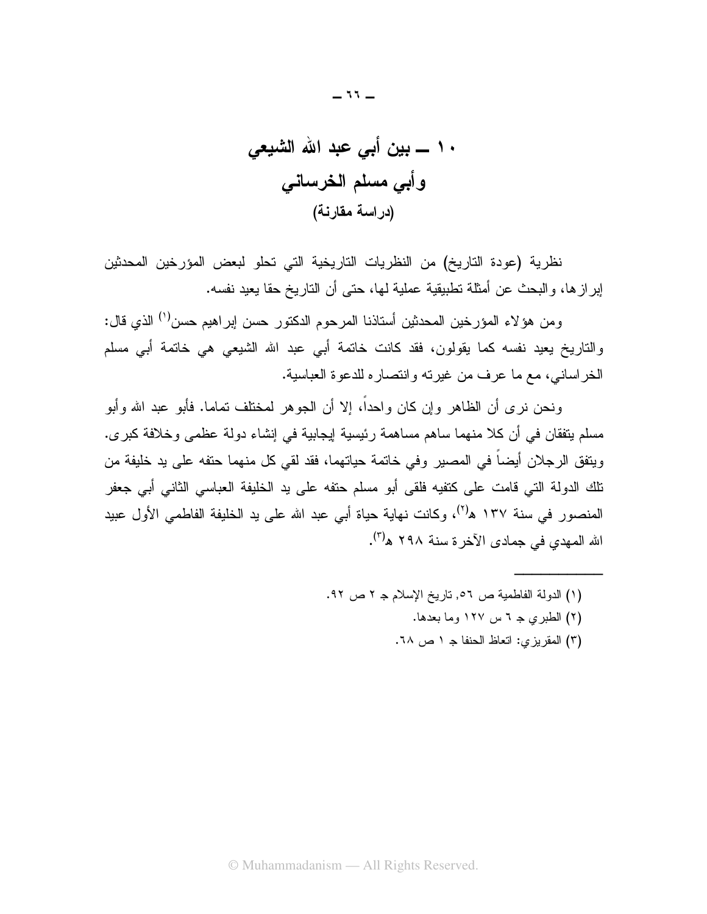# ١٠ ــ بين أبي عبد الله الشيعي
# وأبي مسلم الخرساني
## (دراسة مقارنة)

نظرية (عودة التاريخ) من النظريات التاريخية التي تحلو لبعض المؤرخين المحدثين إبرازها، والبحث عن أمثلة تطبيقية عملية لها، حتى أن التاريخ حقا يعيد نفسه.

ومن هؤلاء المؤرخين المحدثين أستاذنا المرحوم الدكتور حسن إبراهيم حسن[١] الذي قال: والتاريخ يعيد نفسه كما يقولون، فقد كانت خاتمة أبي عبد الله الشيعي هي خاتمة أبي مسلم الخراساني، مع ما عرف من غيرته وانتصاره للدعوة العباسية.

ونحن نرى أن الظاهر وإن كان واحداً، إلا أن الجوهر لمختلف تماما. فأبو عبد الله وأبو مسلم يتفقان في أن كلا منهما ساهم مساهمة رئيسية إيجابية في إنشاء دولة عظمى وخلافة كبرى. ويتفق الرجلان أيضاً في المصير وفي خاتمة حياتهما، فقد لقي كل منهما حتفه على يد خليفة من تلك الدولة التي قامت على كتفيه فلقى أبو مسلم حتفه على يد الخليفة العباسي الثاني أبي جعفر المنصور في سنة ١٣٧ هـ[٢]، وكانت نهاية حياة أبي عبد الله على يد الخليفة الفاطمي الأول عبيد الله المهدي في جمادى الآخرة سنة ٢٩٨ هـ[٣].

---

(١) الدولة الفاطمية ص ٥٦, تاريخ الإسلام جـ ٢ ص ٩٢.

(٢) الطبري جـ ٦ س ١٢٧ وما بعدها.

(٣) المقريزي: اتعاظ الحنفا جـ ١ ص ٦٨.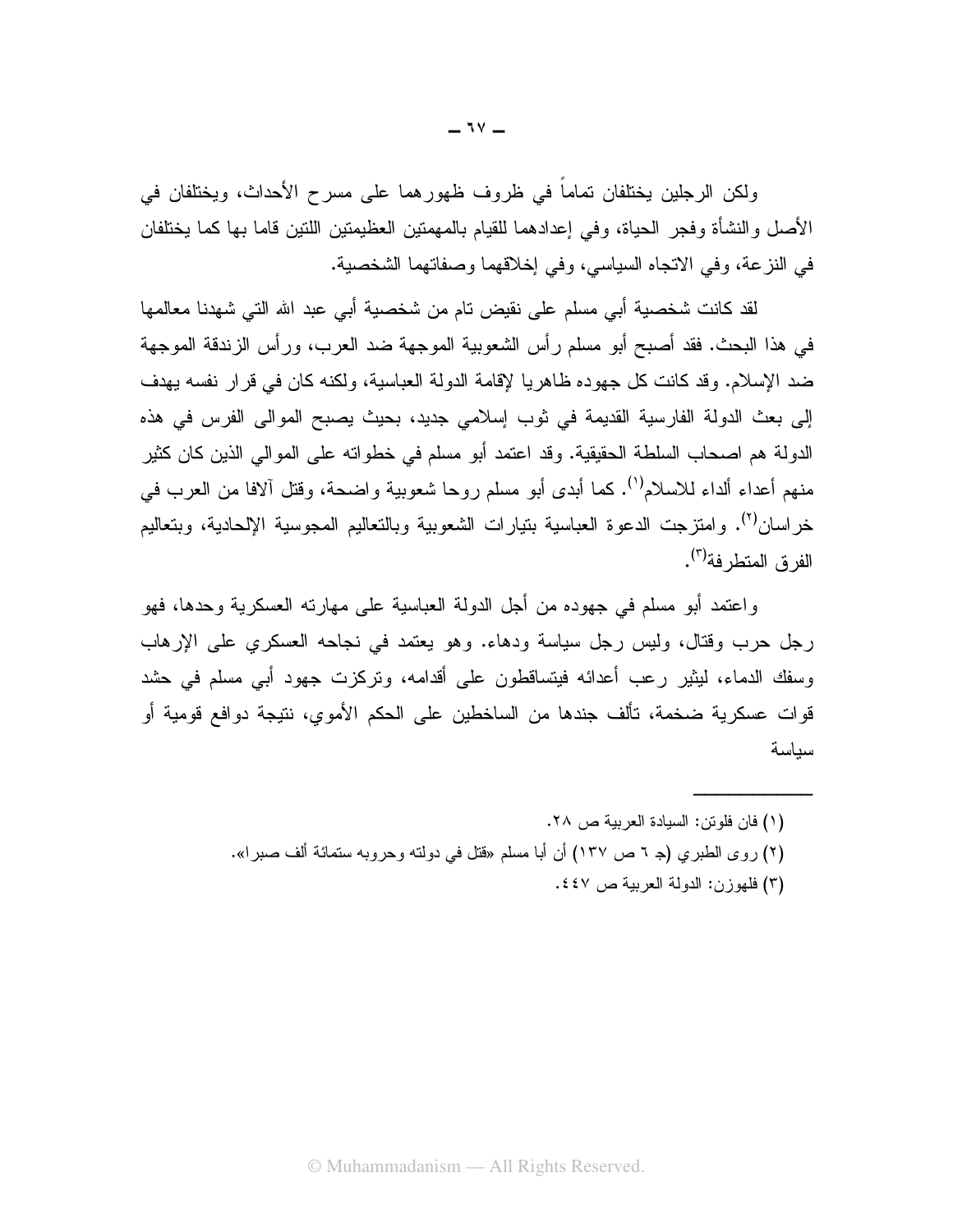ولكن الرجلين يختلفان تماماً في ظروف ظهورهما على مسرح الأحداث، ويختلفان في الأصل والنشأة وفجر الحياة، وفي إعدادهما للقيام بالمهمتين العظيمتين اللتين قاما بها كما يختلفان في النزعة، وفي الاتجاه السياسي، وفي إخلاقهما وصفاتهما الشخصية.

لقد كانت شخصية أبي مسلم على نقيض تام من شخصية أبي عبد الله التي شهدنا معالمها في هذا البحث. فقد أصبح أبو مسلم رأس الشعوبية الموجهة ضد العرب، ورأس الزندقة الموجهة ضد الإسلام. وقد كانت كل جهوده ظاهريا لإقامة الدولة العباسية، ولكنه كان في قرار نفسه يهدف إلى بعث الدولة الفارسية القديمة في ثوب إسلامي جديد، بحيث يصبح الموالى الفرس في هذه الدولة هم اصحاب السلطة الحقيقية. وقد اعتمد أبو مسلم في خطواته على الموالي الذين كان كثير منهم أعداء ألداء للاسلام[1]. كما أبدى أبو مسلم روحا شعوبية واضحة، وقتل آلافا من العرب في خراسان[2]. وامتزجت الدعوة العباسية بتيارات الشعوبية وبالتعاليم المجوسية الإلحادية، وبتعاليم الفرق المتطرفة[3].

واعتمد أبو مسلم في جهوده من أجل الدولة العباسية على مهارته العسكرية وحدها، فهو رجل حرب وقتال، وليس رجل سياسة ودهاء. وهو يعتمد في نجاحه العسكري على الإرهاب وسفك الدماء، ليثير رعب أعدائه فيتساقطون على أقدامه، وتركزت جهود أبي مسلم في حشد قوات عسكرية ضخمة، تألف جندها من الساخطين على الحكم الأموي، نتيجة دوافع قومية أو سياسة

---

(١) فان فلوتن: السيادة العربية ص ٢٨.

(٢) روى الطبري (جـ ٦ ص ١٣٧) أن أبا مسلم «قتل في دولته وحروبه ستمائة ألف صبرا».

(٣) فلهوزن: الدولة العربية ص ٤٤٧.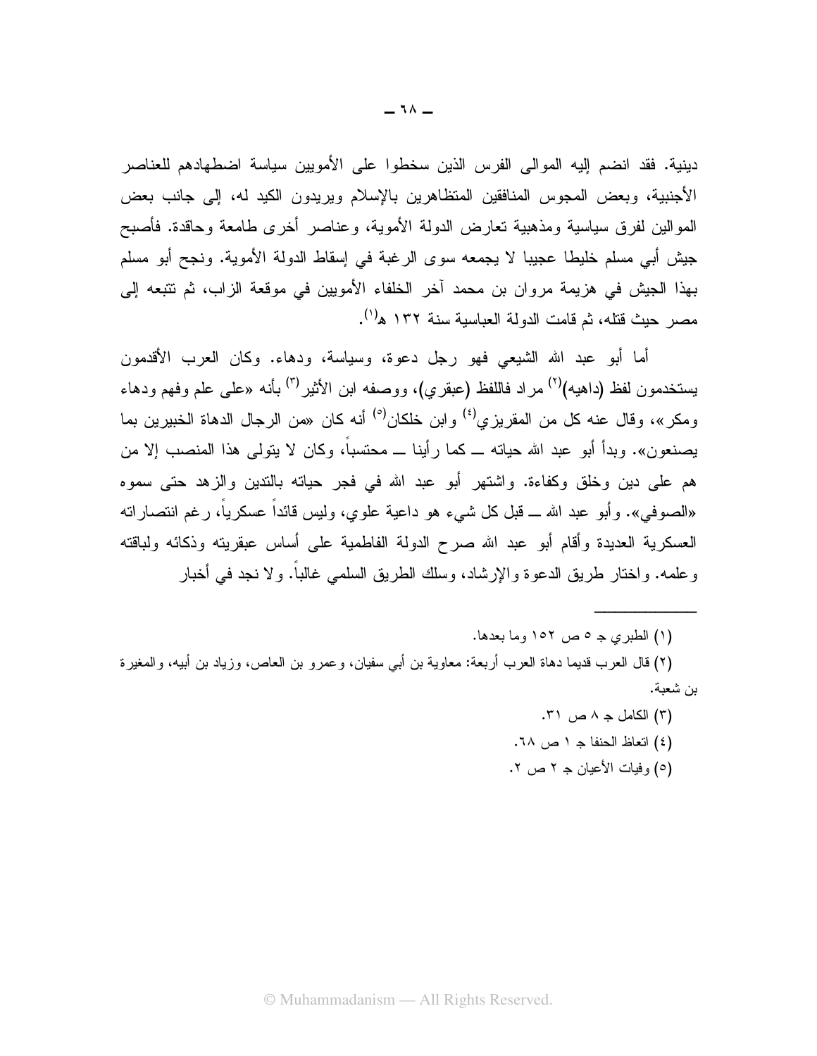دينية. فقد انضم إليه الموالى الفرس الذين سخطوا على الأمويين سياسة اضطهادهم للعناصر الأجنبية، وبعض المجوس المنافقين المتظاهرين بالإسلام ويريدون الكيد له، إلى جانب بعض الموالين لفرق سياسية ومذهبية تعارض الدولة الأموية، وعناصر أخرى طامعة وحاقدة. فأصبح جيش أبي مسلم خليطا عجيبا لا يجمعه سوى الرغبة في إسقاط الدولة الأموية. ونجح أبو مسلم بهذا الجيش في هزيمة مروان بن محمد آخر الخلفاء الأمويين في موقعة الزاب، ثم تتبعه إلى مصر حيث قتله، ثم قامت الدولة العباسية سنة ١٣٢ هـ[١].

أما أبو عبد الله الشيعي فهو رجل دعوة، وسياسة، ودهاء. وكان العرب الأقدمون يستخدمون لفظ (داهيه)[٢] مراد فاللفظ (عبقري)، ووصفه ابن الأثير[٣] بأنه «على علم وفهم ودهاء ومكر»، وقال عنه كل من المقريزي[٤] وابن خلكان[٥] أنه كان «من الرجال الدهاة الخبيرين بما يصنعون». وبدأ أبو عبد الله حياته ــ كما رأينا ــ محتسباً، وكان لا يتولى هذا المنصب إلا من هم على دين وخلق وكفاءة. واشتهر أبو عبد الله في فجر حياته بالتدين والزهد حتى سموه «الصوفي». وأبو عبد الله ــ قبل كل شيء هو داعية علوي، وليس قائداً عسكرياً، رغم انتصاراته العسكرية العديدة وأقام أبو عبد الله صرح الدولة الفاطمية على أساس عبقريته وذكائه ولباقته وعلمه. واختار طريق الدعوة والإرشاد، وسلك الطريق السلمي غالباً. ولا نجد في أخبار

---

(١) الطبري جـ ٥ ص ١٥٢ وما بعدها.

(٢) قال العرب قديما دهاة العرب أربعة: معاوية بن أبي سفيان، وعمرو بن العاص، وزياد بن أبيه، والمغيرة بن شعبة.

(٣) الكامل جـ ٨ ص ٣١.

(٤) اتعاظ الحنفا جـ ١ ص ٦٨.

(٥) وفيات الأعيان جـ ٢ ص ٢.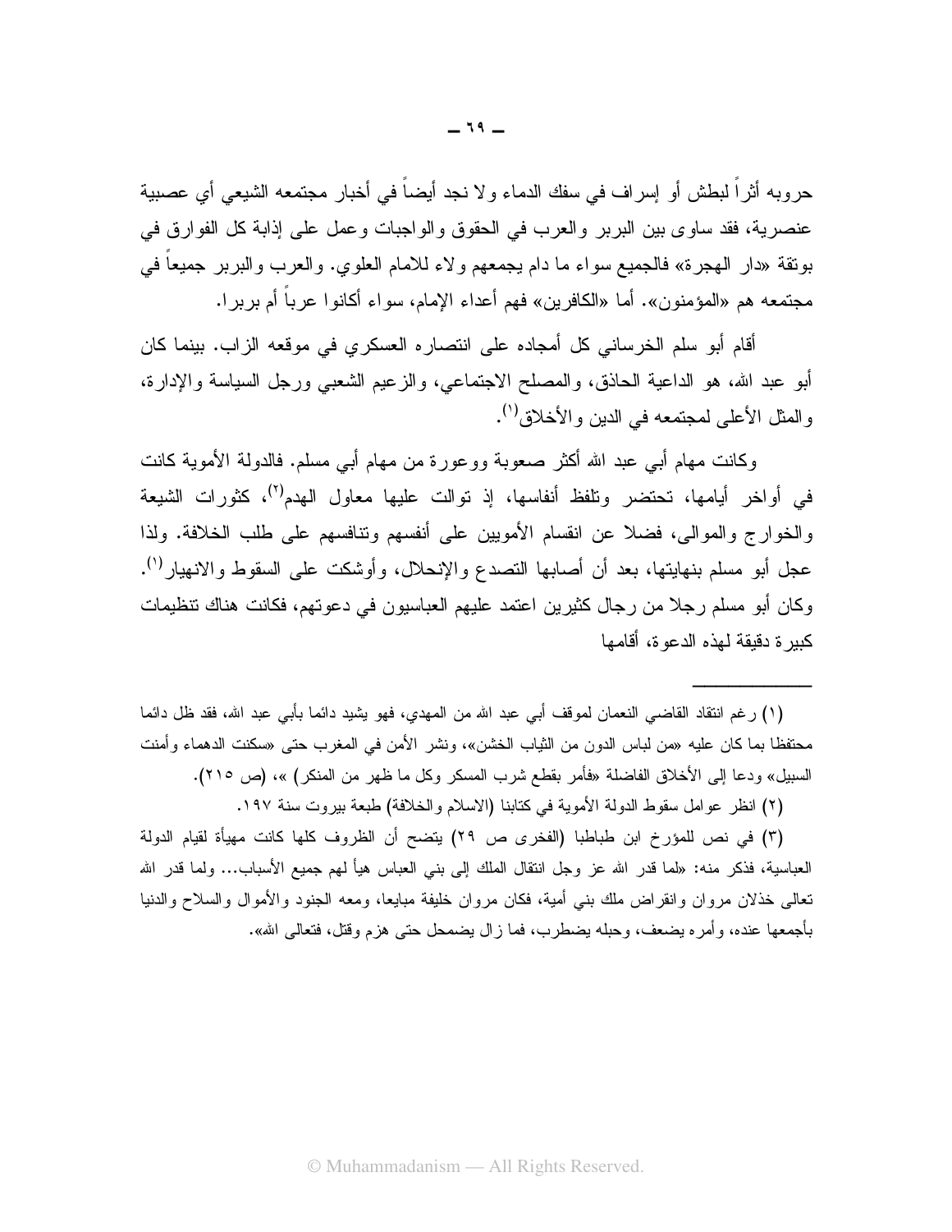حروبه أثراً لبطش أو إسراف في سفك الدماء ولا نجد أيضاً في أخبار مجتمعه الشيعي أي عصبية عنصرية، فقد ساوى بين البربر والعرب في الحقوق والواجبات وعمل على إذابة كل الفوارق في بوتقة «دار الهجرة» فالجميع سواء ما دام يجمعهم ولاء للامام العلوي. والعرب والبربر جميعاً في مجتمعه هم «المؤمنون». أما «الكافرين» فهم أعداء الإمام، سواء أكانوا عرباً أم بربرا.

أقام أبو سلم الخرساني كل أمجاده على انتصاره العسكري في موقعه الزاب. بينما كان أبو عبد الله، هو الداعية الحاذق، والمصلح الاجتماعي، والزعيم الشعبي ورجل السياسة والإدارة، والمثل الأعلى لمجتمعه في الدين والأخلاق[1].

وكانت مهام أبي عبد الله أكثر صعوبة ووعورة من مهام أبي مسلم. فالدولة الأموية كانت في أواخر أيامها، تحتضر وتلفظ أنفاسها، إذ توالت عليها معاول الهدم[2]، كثورات الشيعة والخوارج والموالى، فضلا عن انقسام الأمويين على أنفسهم وتنافسهم على طلب الخلافة. ولذا عجل أبو مسلم بنهايتها، بعد أن أصابها التصدع والإنحلال، وأوشكت على السقوط والانهيار[1]. وكان أبو مسلم رجلا من رجال كثيرين اعتمد عليهم العباسيون في دعوتهم، فكانت هناك تنظيمات كبيرة دقيقة لهذه الدعوة، أقامها

---

(١) رغم انتقاد القاضي النعمان لموقف أبي عبد الله من المهدي، فهو يشيد دائما بأبي عبد الله، فقد ظل دائما محتفظا بما كان عليه «من لباس الدون من الثياب الخشن»، ونشر الأمن في المغرب حتى «سكنت الدهماء وأمنت السبيل» ودعا إلى الأخلاق الفاضلة «فأمر بقطع شرب المسكر وكل ما ظهر من المنكر) »، (ص ٢١٥).

(٢) انظر عوامل سقوط الدولة الأموية في كتابنا (الاسلام والخلافة) طبعة بيروت سنة ١٩٧.

(٣) في نص للمؤرخ ابن طباطبا (الفخرى ص ٢٩) يتضح أن الظروف كلها كانت مهيأة لقيام الدولة العباسية، فذكر منه: «لما قدر الله عز وجل انتقال الملك إلى بني العباس هيأ لهم جميع الأسباب... ولما قدر الله تعالى خذلان مروان وانقراض ملك بني أمية، فكان مروان خليفة مبايعا، ومعه الجنود والأموال والسلاح والدنيا بأجمعها عنده، وأمره يضعف، وحبله يضطرب، فما زال يضمحل حتى هزم وقتل، فتعالى الله».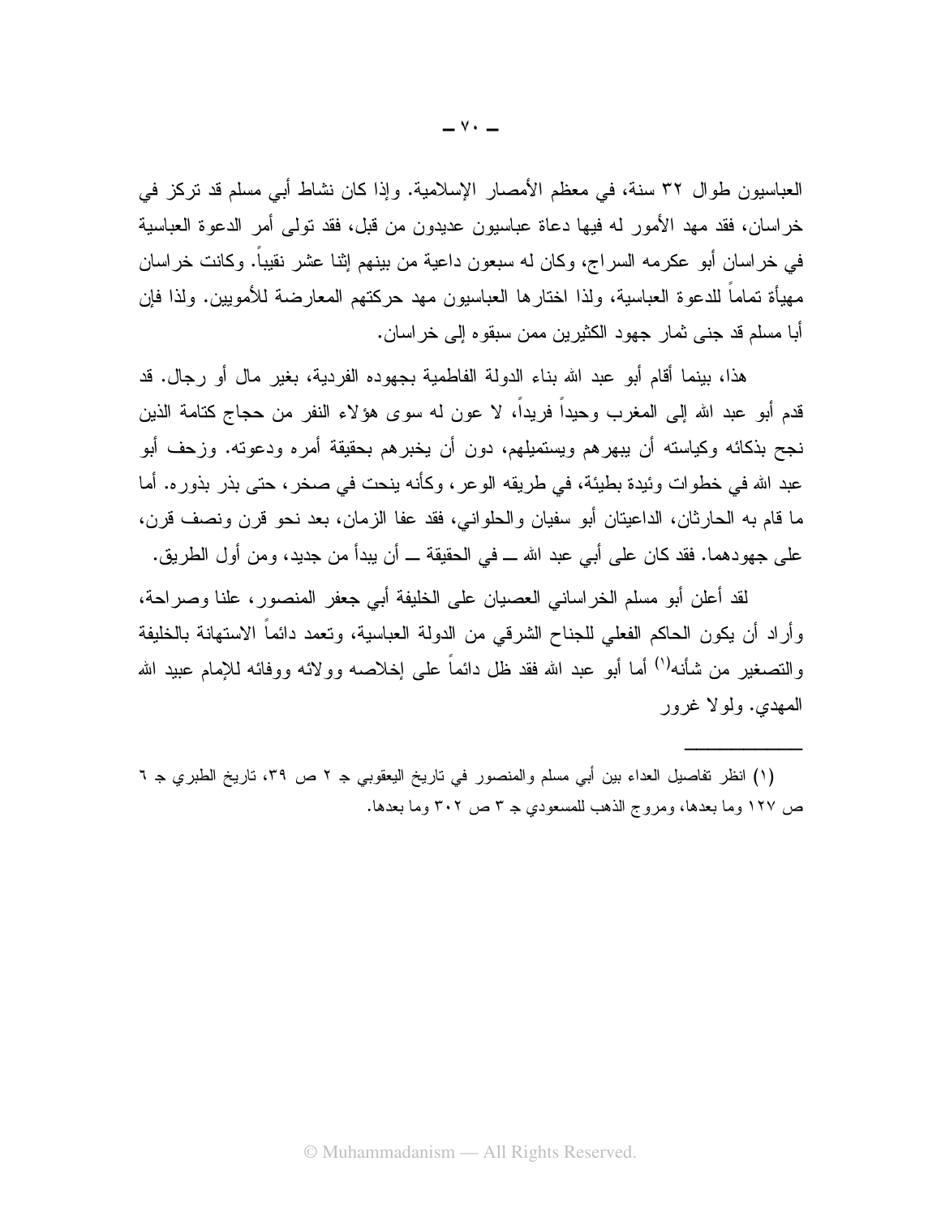العباسيون طوال ٣٢ سنة، في معظم الأمصار الإسلامية. وإذا كان نشاط أبي مسلم قد تركز في خراسان، فقد مهد الأمور له فيها دعاة عباسيون عديدون من قبل، فقد تولى أمر الدعوة العباسية في خراسان أبو عكرمه السراج، وكان له سبعون داعية من بينهم إثنا عشر نقيباً. وكانت خراسان مهيأة تماماً للدعوة العباسية، ولذا اختارها العباسيون مهد حركتهم المعارضة للأمويين. ولذا فإن أبا مسلم قد جنى ثمار جهود الكثيرين ممن سبقوه إلى خراسان.

هذا، بينما أقام أبو عبد الله بناء الدولة الفاطمية بجهوده الفردية، بغير مال أو رجال. قد قدم أبو عبد الله إلى المغرب وحيداً فريداً، لا عون له سوى هؤلاء النفر من حجاج كتامة الذين نجح بذكائه وكياسته أن يبهرهم ويستميلهم، دون أن يخبرهم بحقيقة أمره ودعوته. وزحف أبو عبد الله في خطوات وئيدة بطيئة، في طريقه الوعر، وكأنه ينحت في صخر، حتى بذر بذوره. أما ما قام به الحارثان، الداعيتان أبو سفيان والحلواني، فقد عفا الزمان، بعد نحو قرن ونصف قرن، على جهودهما. فقد كان على أبي عبد الله ــ في الحقيقة ــ أن يبدأ من جديد، ومن أول الطريق.

لقد أعلن أبو مسلم الخراساني العصيان على الخليفة أبي جعفر المنصور، علنا وصراحة، وأراد أن يكون الحاكم الفعلي للجناح الشرقي من الدولة العباسية، وتعمد دائماً الاستهانة بالخليفة والتصغير من شأنه[١] أما أبو عبد الله فقد ظل دائماً على إخلاصه وولائه ووفائه للإمام عبيد الله المهدي. ولولا غرور

---

(١) انظر تفاصيل العداء بين أبي مسلم والمنصور في تاريخ اليعقوبي جـ ٢ ص ٣٩، تاريخ الطبري جـ ٦ ص ١٢٧ وما بعدها، ومروج الذهب للمسعودي جـ ٣ ص ٣٠٢ وما بعدها.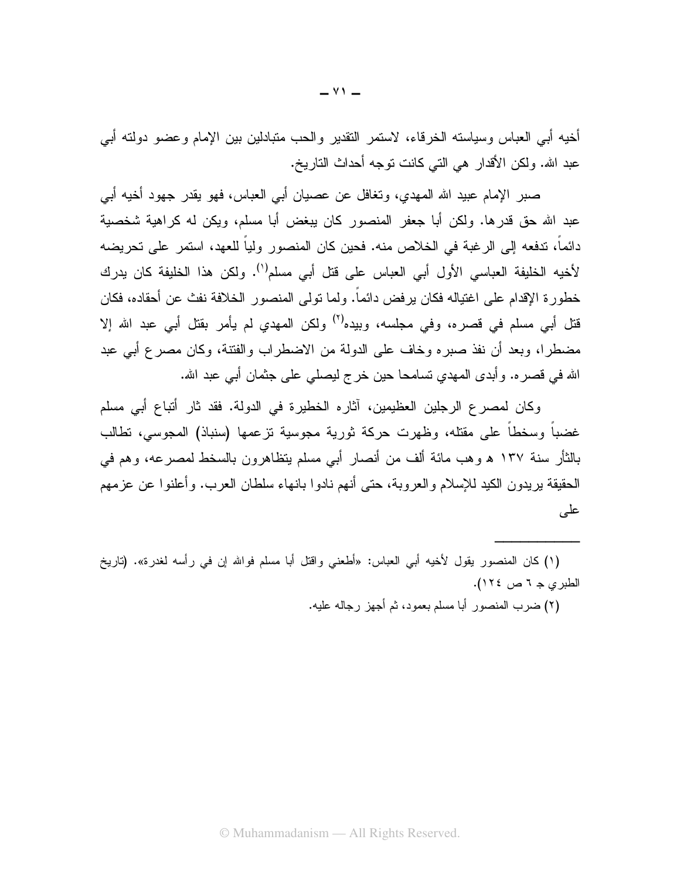أخيه أبي العباس وسياسته الخرقاء، لاستمر التقدير والحب متبادلين بين الإمام وعضو دولته أبي عبد الله. ولكن الأقدار هي التي كانت توجه أحداث التاريخ.

صبر الإمام عبيد الله المهدي، وتغافل عن عصيان أبي العباس، فهو يقدر جهود أخيه أبي عبد الله حق قدرها. ولكن أبا جعفر المنصور كان يبغض أبا مسلم، ويكن له كراهية شخصية دائماً، تدفعه إلى الرغبة في الخلاص منه. فحين كان المنصور ولياً للعهد، استمر على تحريضه لأخيه الخليفة العباسي الأول أبي العباس على قتل أبي مسلم[1]. ولكن هذا الخليفة كان يدرك خطورة الإقدام على اغتياله فكان يرفض دائماً. ولما تولى المنصور الخلافة نفث عن أحقاده، فكان قتل أبي مسلم في قصره، وفي مجلسه، وبيده[2] ولكن المهدي لم يأمر بقتل أبي عبد الله إلا مضطرا، وبعد أن نفذ صبره وخاف على الدولة من الاضطراب والفتنة، وكان مصرع أبي عبد الله في قصره. وأبدى المهدي تسامحا حين خرج ليصلي على جثمان أبي عبد الله.

وكان لمصرع الرجلين العظيمين، آثاره الخطيرة في الدولة. فقد ثار أتباع أبي مسلم غضباً وسخطاً على مقتله، وظهرت حركة ثورية مجوسية تزعمها (سنباذ) المجوسي، تطالب بالثأر سنة ١٣٧ هـ وهب مائة ألف من أنصار أبي مسلم يتظاهرون بالسخط لمصرعه، وهم في الحقيقة يريدون الكيد للإسلام والعروبة، حتى أنهم نادوا بانهاء سلطان العرب. وأعلنوا عن عزمهم على

---

(١) كان المنصور يقول لأخيه أبي العباس: «أطعني واقتل أبا مسلم فوالله إن في رأسه لغدرة». (تاريخ الطبري جـ ٦ ص ١٢٤).

(٢) ضرب المنصور أبا مسلم بعمود، ثم أجهز رجاله عليه.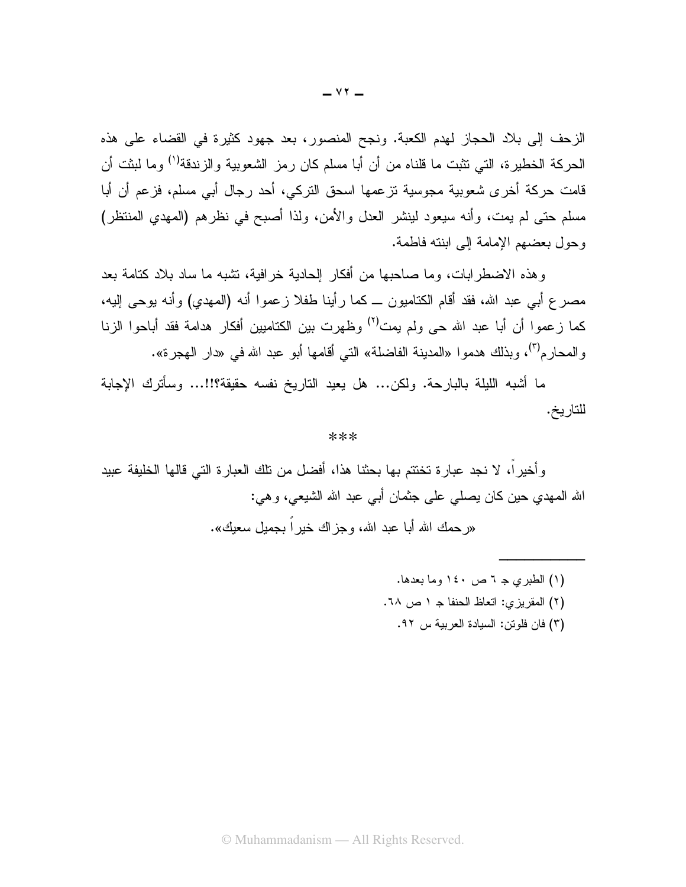الزحف إلى بلاد الحجاز لهدم الكعبة. ونجح المنصور، بعد جهود كثيرة في القضاء على هذه الحركة الخطيرة، التي تثبت ما قلناه من أن أبا مسلم كان رمز الشعوبية والزندقة[١] وما لبثت أن قامت حركة أخرى شعوبية مجوسية تزعمها اسحق التركي، أحد رجال أبي مسلم، فزعم أن أبا مسلم حتى لم يمت، وأنه سيعود لينشر العدل والأمن، ولذا أصبح في نظرهم (المهدي المنتظر) وحول بعضهم الإمامة إلى ابنته فاطمة.

وهذه الاضطرابات، وما صاحبها من أفكار إلحادية خرافية، تشبه ما ساد بلاد كتامة بعد مصرع أبي عبد الله، فقد أقام الكتاميون ــ كما رأينا طفلا زعموا أنه (المهدي) وأنه يوحى إليه، كما زعموا أن أبا عبد الله حى ولم يمت[٢] وظهرت بين الكتاميين أفكار هدامة فقد أباحوا الزنا والمحارم[٣]، وبذلك هدموا «المدينة الفاضلة» التي أقامها أبو عبد الله في «دار الهجرة».

ما أشبه الليلة بالبارحة. ولكن... هل يعيد التاريخ نفسه حقيقة؟!!... وسأترك الإجابة للتاريخ.

***

وأخيراً، لا نجد عبارة تختتم بها بحثنا هذا، أفضل من تلك العبارة التي قالها الخليفة عبيد الله المهدي حين كان يصلي على جثمان أبي عبد الله الشيعي، وهي:

«رحمك الله أبا عبد الله، وجزاك خيراً بجميل سعيك».

---

(١) الطبري جـ ٦ ص ١٤٠ وما بعدها.

(٢) المقريزي: اتعاظ الحنفا جـ ١ ص ٦٨.

(٣) فان فلوتن: السيادة العربية س ٩٢.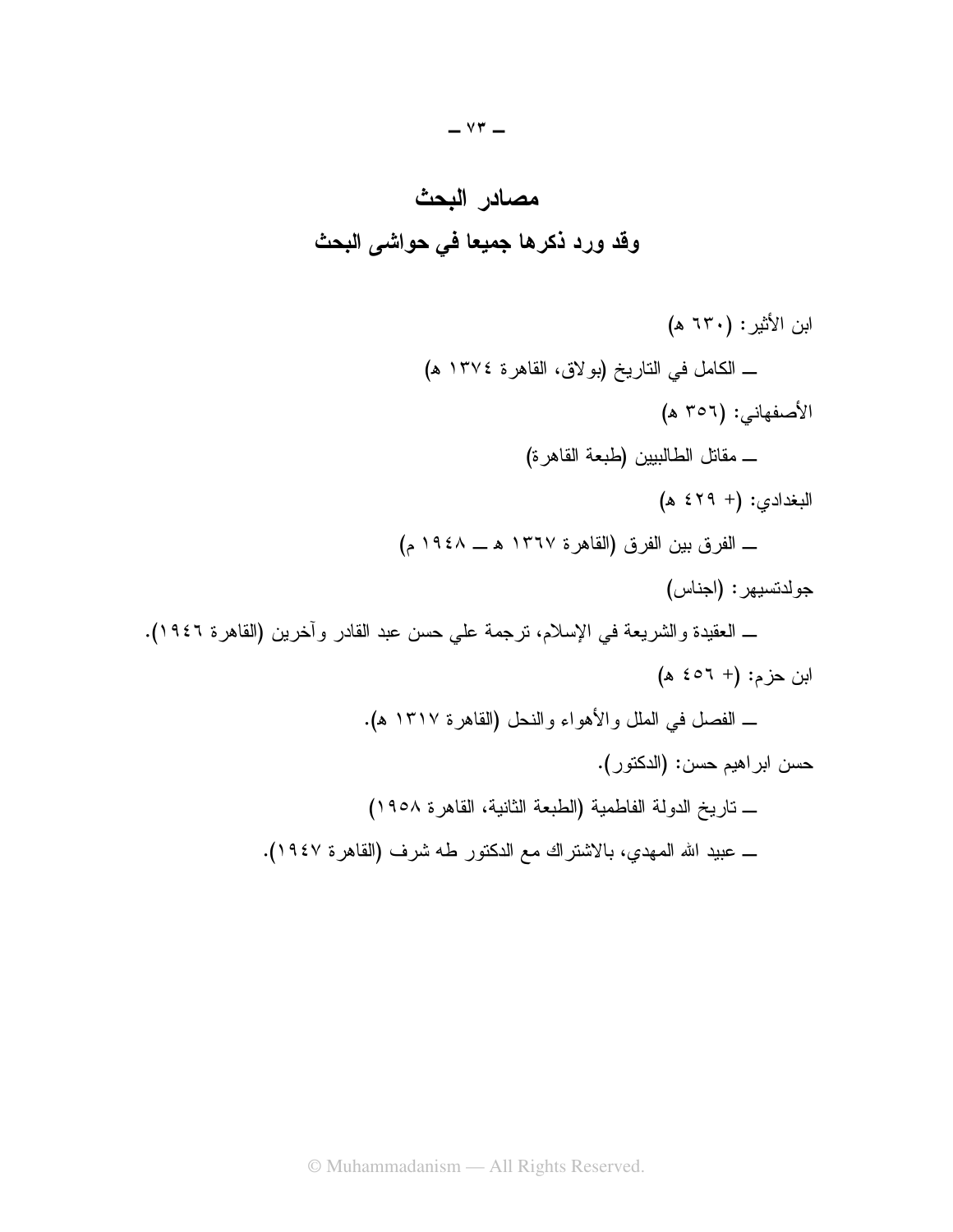# مصادر البحث

## وقد ورد ذكرها جميعا في حواشى البحث

ابن الأثير: (٦٣٠ ه)

ــ الكامل في التاريخ (بولاق، القاهرة ١٣٧٤ ه)

الأصفهاني: (٣٥٦ ه)

ــ مقاتل الطالبيين (طبعة القاهرة)

البغدادي: (+ ٤٢٩ ه)

ــ الفرق بين الفرق (القاهرة ١٣٦٧ ه ــ ١٩٤٨ م)

جولدتسيهر: (اجناس)

ــ العقيدة والشريعة في الإسلام، ترجمة علي حسن عبد القادر وآخرين (القاهرة ١٩٤٦).

ابن حزم: (+ ٤٥٦ ه)

ــ الفصل في الملل والأهواء والنحل (القاهرة ١٣١٧ ه).

حسن ابراهيم حسن: (الدكتور).

ــ تاريخ الدولة الفاطمية (الطبعة الثانية، القاهرة ١٩٥٨)

ــ عبيد الله المهدي، بالاشتراك مع الدكتور طه شرف (القاهرة ١٩٤٧).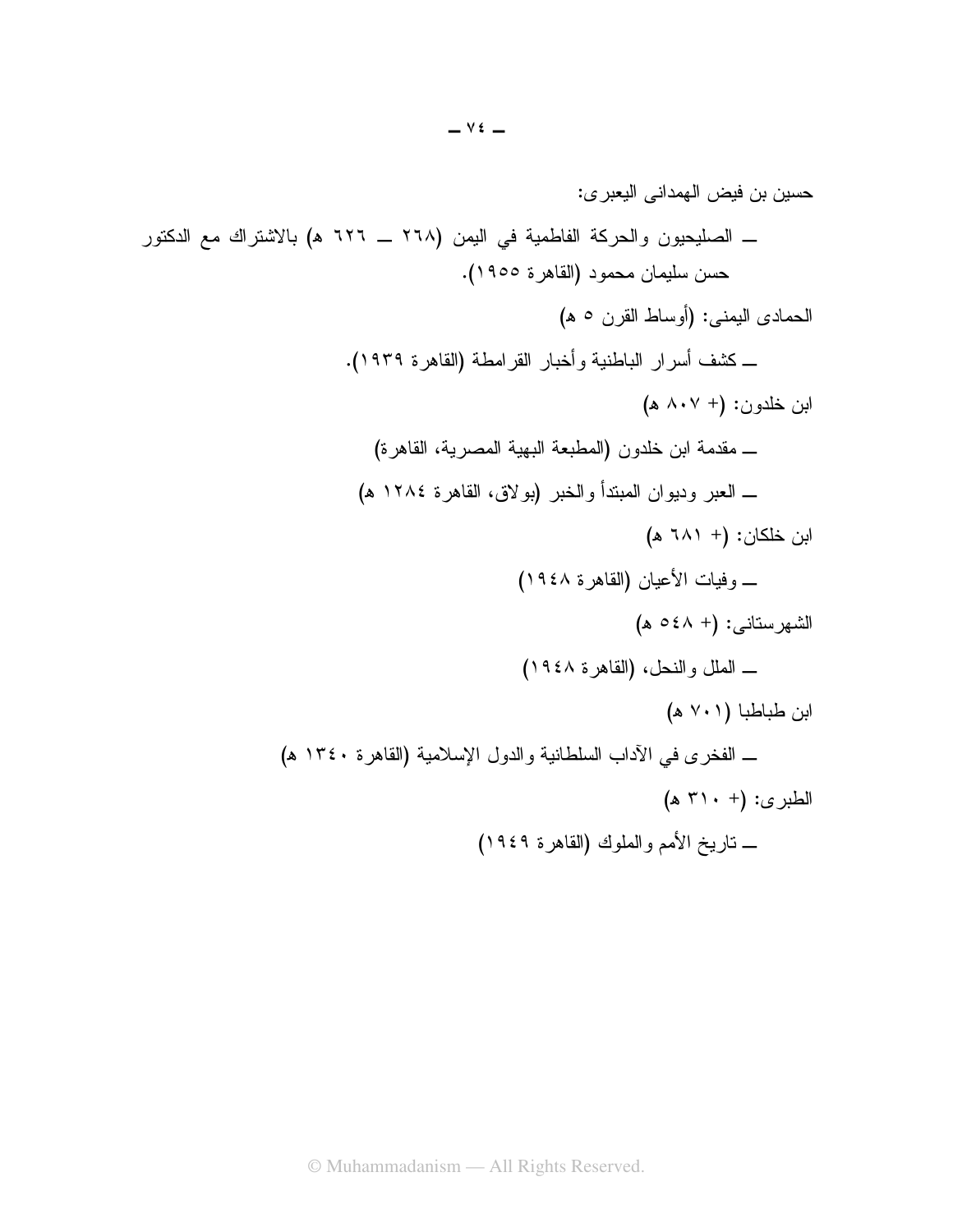حسين بن فيض الهمدانى اليعبرى:

ــ الصليحيون والحركة الفاطمية في اليمن (٢٦٨ ــ ٦٢٦ ه) بالاشتراك مع الدكتور حسن سليمان محمود (القاهرة ١٩٥٥).

الحمادى اليمنى: (أوساط القرن ٥ ه)

ــ كشف أسرار الباطنية وأخبار القرامطة (القاهرة ١٩٣٩).

ابن خلدون: (+ ٨٠٧ ه)

ــ مقدمة ابن خلدون (المطبعة البهية المصرية، القاهرة)

ــ العبر وديوان المبتدأ والخبر (بولاق، القاهرة ١٢٨٤ ه)

ابن خلكان: (+ ٦٨١ ه)

ــ وفيات الأعيان (القاهرة ١٩٤٨)

الشهرستانى: (+ ٥٤٨ ه)

ــ الملل والنحل، (القاهرة ١٩٤٨)

ابن طباطبا (٧٠١ ه)

ــ الفخرى في الآداب السلطانية والدول الإسلامية (القاهرة ١٣٤٠ ه)

الطبرى: (+ ٣١٠ ه)

ــ تاريخ الأمم والملوك (القاهرة ١٩٤٩)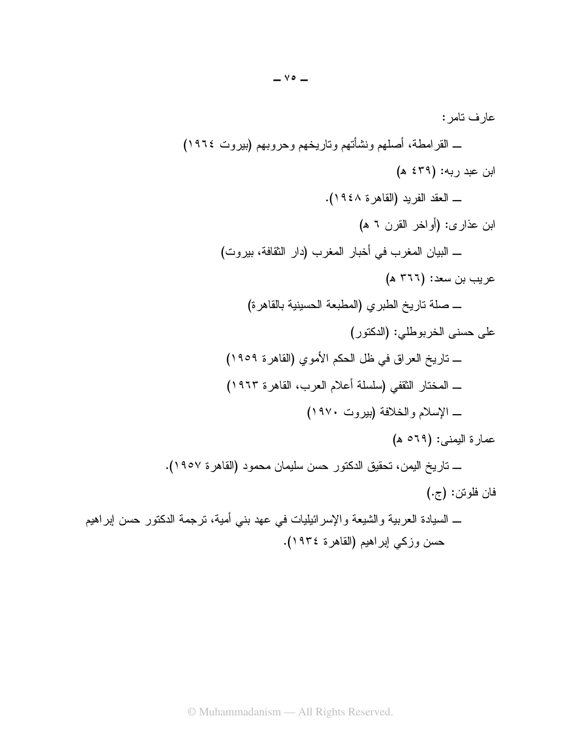عارف تامر:

ـ القرامطة، أصلهم ونشأتهم وتاريخهم وحروبهم (بيروت ١٩٦٤)

ابن عبد ربه: (٤٣٩ هـ)

ـ العقد الفريد (القاهرة ١٩٤٨).

ابن عذارى: (أواخر القرن ٦ هـ)

ـ البيان المغرب في أخبار المغرب (دار الثقافة، بيروت)

عريب بن سعد: (٣٦٦ هـ)

ـ صلة تاريخ الطبري (المطبعة الحسينية بالقاهرة)

على حسنى الخربوطلي: (الدكتور)

ـ تاريخ العراق في ظل الحكم الأموي (القاهرة ١٩٥٩)

ـ المختار الثقفي (سلسلة أعلام العرب، القاهرة ١٩٦٣)

ـ الإسلام والخلافة (بيروت ١٩٧٠)

عمارة اليمنى: (٥٦٩ هـ)

ـ تاريخ اليمن، تحقيق الدكتور حسن سليمان محمود (القاهرة ١٩٥٧).

فان فلوتن: (ج.)

ـ السيادة العربية والشيعة والإسرائيليات في عهد بني أمية، ترجمة الدكتور حسن إبراهيم حسن وزكي إبراهيم (القاهرة ١٩٣٤).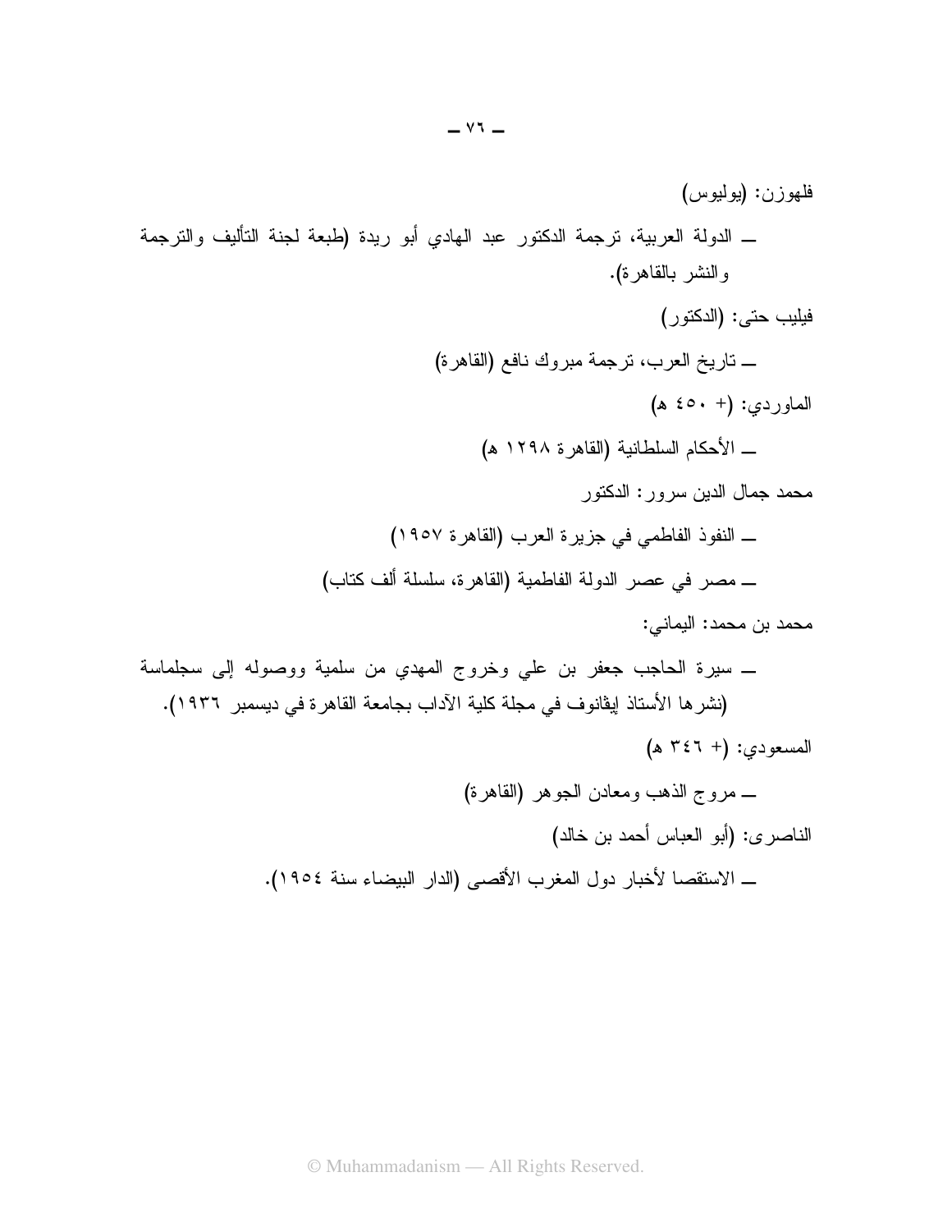فلهوزن: (يوليوس)

ـــ الدولة العربية، ترجمة الدكتور عبد الهادي أبو ريدة (طبعة لجنة التأليف والترجمة والنشر بالقاهرة).

فيليب حتى: (الدكتور)

ـــ تاريخ العرب، ترجمة مبروك نافع (القاهرة)

الماوردي: (+ ٤٥٠ هـ)

ـــ الأحكام السلطانية (القاهرة ١٢٩٨ هـ)

محمد جمال الدين سرور: الدكتور

ـــ النفوذ الفاطمي في جزيرة العرب (القاهرة ١٩٥٧)

ـــ مصر في عصر الدولة الفاطمية (القاهرة، سلسلة ألف كتاب)

محمد بن محمد: اليماني:

ـــ سيرة الحاجب جعفر بن علي وخروج المهدي من سلمية ووصوله إلى سجلماسة (نشرها الأستاذ إيڤانوف في مجلة كلية الآداب بجامعة القاهرة في ديسمبر ١٩٣٦).

المسعودي: (+ ٣٤٦ هـ)

ـــ مروج الذهب ومعادن الجوهر (القاهرة)

الناصرى: (أبو العباس أحمد بن خالد)

ـــ الاستقصا لأخبار دول المغرب الأقصى (الدار البيضاء سنة ١٩٥٤).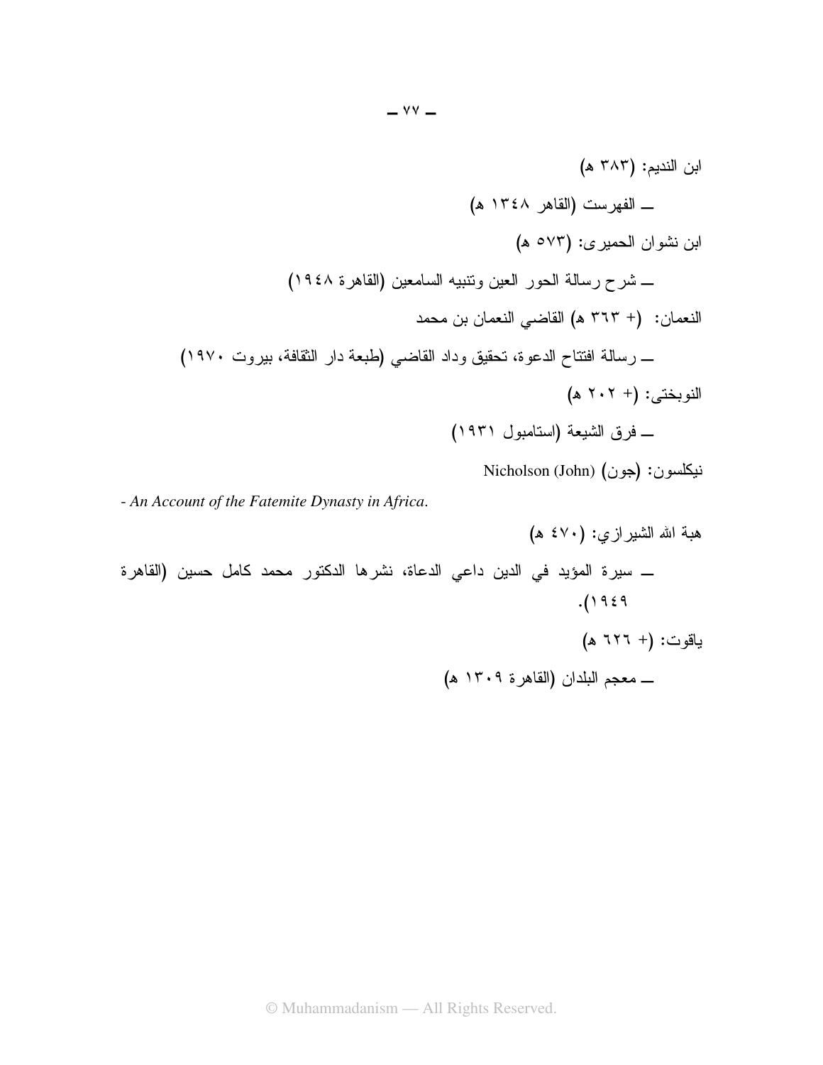ابن النديم: (٣٨٣ ه)

ــ الفهرست (القاهر ١٣٤٨ ه)

ابن نشوان الحميرى: (٥٧٣ ه)

ــ شرح رسالة الحور العين وتنبيه السامعين (القاهرة ١٩٤٨)

النعمان: (+ ٣٦٣ ه) القاضي النعمان بن محمد

ــ رسالة افتتاح الدعوة، تحقيق وداد القاضي (طبعة دار الثقافة، بيروت ١٩٧٠)

النوبختى: (+ ٢٠٢ ه)

ــ فرق الشيعة (استامبول ١٩٣١)

نيكلسون: (جون) Nicholson (John)

- *An Account of the Fatemite Dynasty in Africa*.

هبة الله الشيرازي: (٤٧٠ ه)

ــ سيرة المؤيد في الدين داعي الدعاة، نشرها الدكتور محمد كامل حسين (القاهرة ١٩٤٩).

ياقوت: (+ ٦٢٦ ه)

ــ معجم البلدان (القاهرة ١٣٠٩ ه)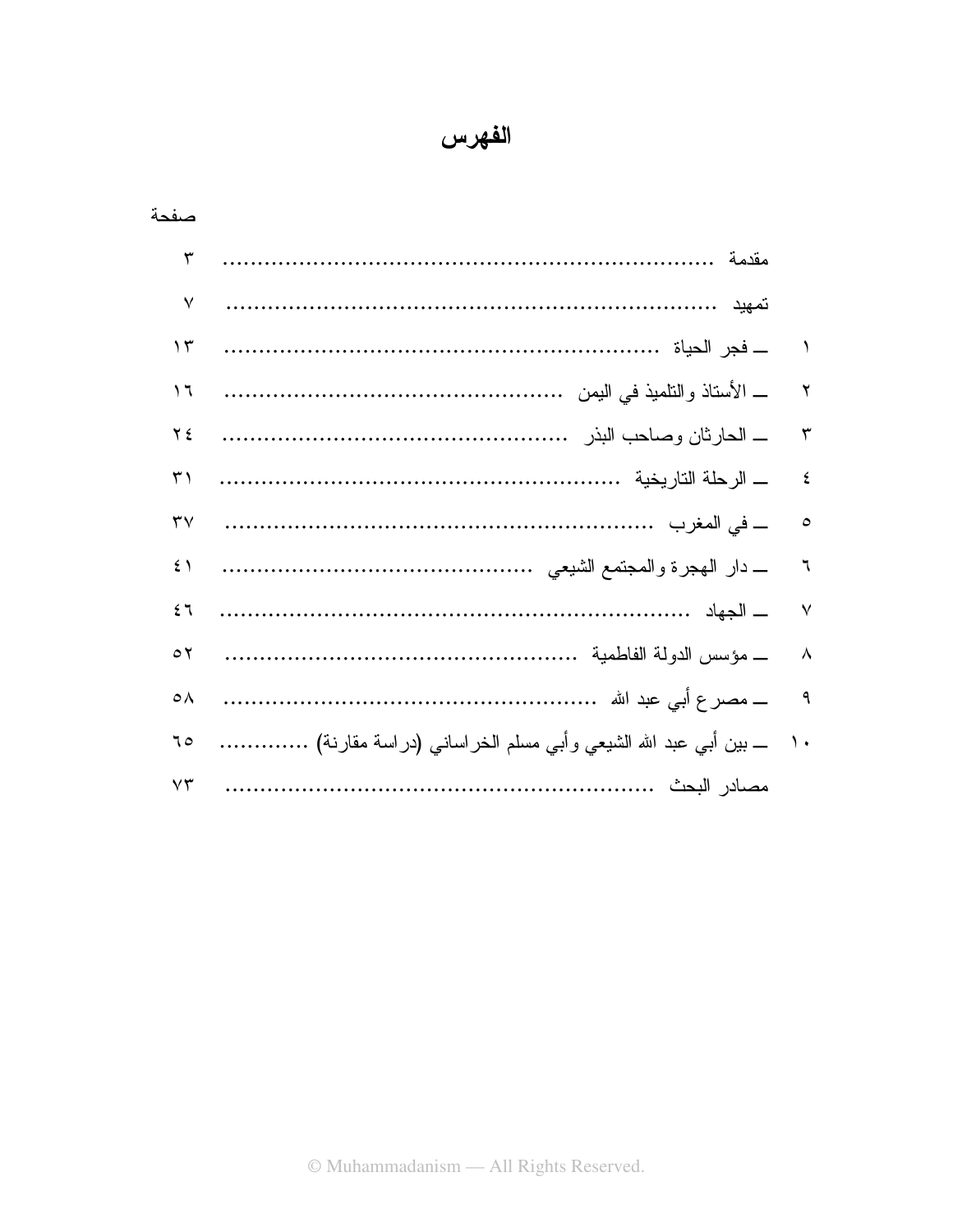# الفهرس

| | | صفحة |
|---|---|---|
| | مقدمة | ٣ |
| | تمهيد | ٧ |
| ١ | ــ فجر الحياة | ١٣ |
| ٢ | ــ الأستاذ والتلميذ في اليمن | ١٦ |
| ٣ | ــ الحارثان وصاحب البذر | ٢٤ |
| ٤ | ــ الرحلة التاريخية | ٣١ |
| ٥ | ــ في المغرب | ٣٧ |
| ٦ | ــ دار الهجرة والمجتمع الشيعي | ٤١ |
| ٧ | ــ الجهاد | ٤٦ |
| ٨ | ــ مؤسس الدولة الفاطمية | ٥٢ |
| ٩ | ــ مصرع أبي عبد الله | ٥٨ |
| ١٠ | ــ بين أبي عبد الله الشيعي وأبي مسلم الخراساني (دراسة مقارنة) | ٦٥ |
| | مصادر البحث | ٧٣ |